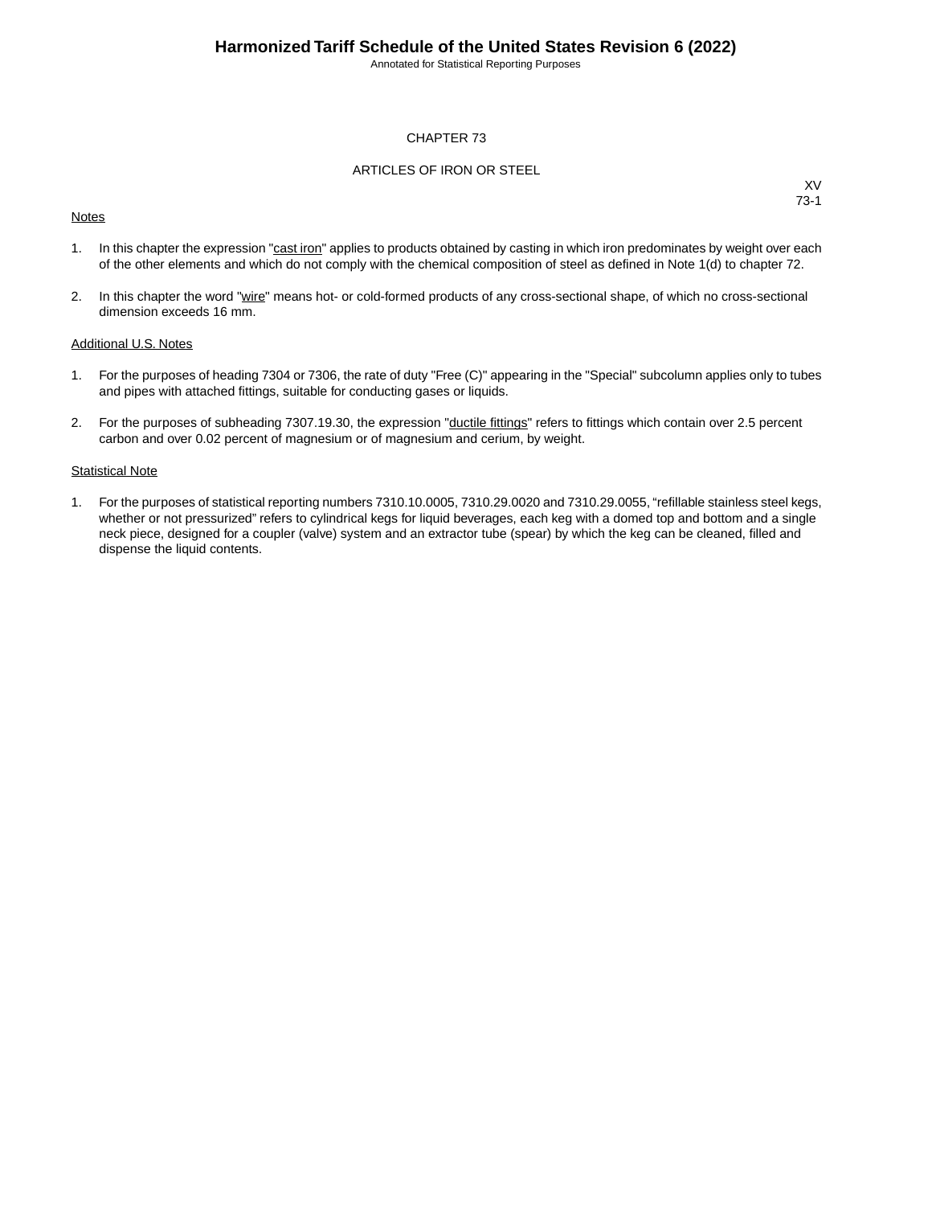# CHAPTER 73

## ARTICLES OF IRON OR STEEL

XV
73-1

Notes

1. In this chapter the expression "cast iron" applies to products obtained by casting in which iron predominates by weight over each of the other elements and which do not comply with the chemical composition of steel as defined in Note 1(d) to chapter 72.

2. In this chapter the word "wire" means hot- or cold-formed products of any cross-sectional shape, of which no cross-sectional dimension exceeds 16 mm.

Additional U.S. Notes

1. For the purposes of heading 7304 or 7306, the rate of duty "Free (C)" appearing in the "Special" subcolumn applies only to tubes and pipes with attached fittings, suitable for conducting gases or liquids.

2. For the purposes of subheading 7307.19.30, the expression "ductile fittings" refers to fittings which contain over 2.5 percent carbon and over 0.02 percent of magnesium or of magnesium and cerium, by weight.

Statistical Note

1. For the purposes of statistical reporting numbers 7310.10.0005, 7310.29.0020 and 7310.29.0055, “refillable stainless steel kegs, whether or not pressurized” refers to cylindrical kegs for liquid beverages, each keg with a domed top and bottom and a single neck piece, designed for a coupler (valve) system and an extractor tube (spear) by which the keg can be cleaned, filled and dispense the liquid contents.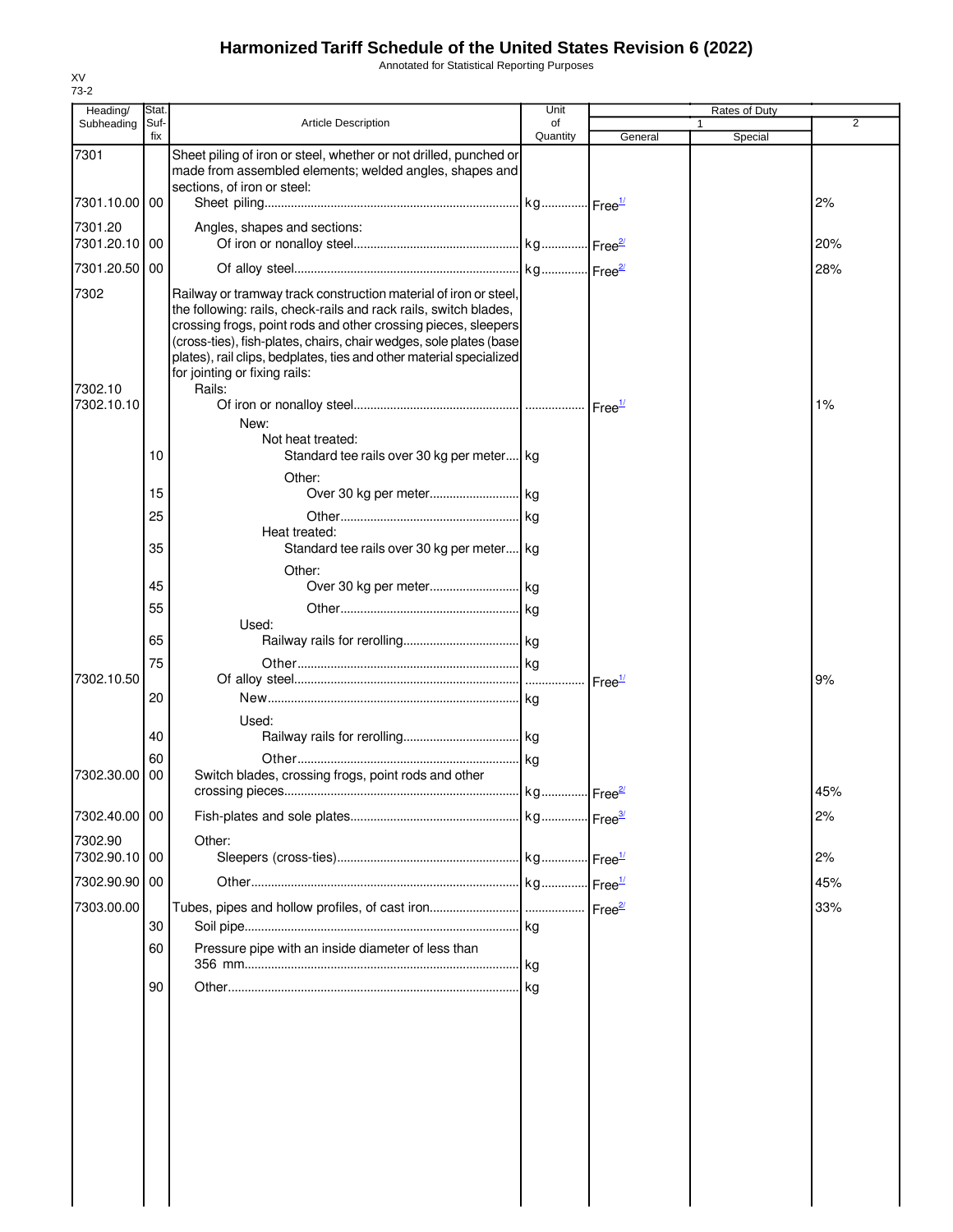# Harmonized Tariff Schedule of the United States Revision 6 (2022)

Annotated for Statistical Reporting Purposes

XV
73-2

| Heading/ Subheading | Stat. Suf- fix | Article Description | Unit of Quantity | Rates of Duty 1 General | Special | 2 |
|---|---|---|---|---|---|---|
| 7301 | | Sheet piling of iron or steel, whether or not drilled, punched or made from assembled elements; welded angles, shapes and sections, of iron or steel: | | | | |
| 7301.10.00 | 00 | Sheet piling | kg | Free[1/] | | 2% |
| 7301.20 | | Angles, shapes and sections: | | | | |
| 7301.20.10 | 00 | Of iron or nonalloy steel | kg | Free[2/] | | 20% |
| 7301.20.50 | 00 | Of alloy steel | kg | Free[2/] | | 28% |
| 7302 | | Railway or tramway track construction material of iron or steel, the following: rails, check-rails and rack rails, switch blades, crossing frogs, point rods and other crossing pieces, sleepers (cross-ties), fish-plates, chairs, chair wedges, sole plates (base plates), rail clips, bedplates, ties and other material specialized for jointing or fixing rails: | | | | |
| 7302.10 | | Rails: | | | | |
| 7302.10.10 | | Of iron or nonalloy steel | | Free[1/] | | 1% |
| | | New: | | | | |
| | | Not heat treated: | | | | |
| | 10 | Standard tee rails over 30 kg per meter | kg | | | |
| | | Other: | | | | |
| | 15 | Over 30 kg per meter | kg | | | |
| | 25 | Other | kg | | | |
| | | Heat treated: | | | | |
| | 35 | Standard tee rails over 30 kg per meter | kg | | | |
| | | Other: | | | | |
| | 45 | Over 30 kg per meter | kg | | | |
| | 55 | Other | kg | | | |
| | | Used: | | | | |
| | 65 | Railway rails for rerolling | kg | | | |
| | 75 | Other | kg | | | |
| 7302.10.50 | | Of alloy steel | | Free[1/] | | 9% |
| | 20 | New | kg | | | |
| | | Used: | | | | |
| | 40 | Railway rails for rerolling | kg | | | |
| | 60 | Other | kg | | | |
| 7302.30.00 | 00 | Switch blades, crossing frogs, point rods and other crossing pieces | kg | Free[2/] | | 45% |
| 7302.40.00 | 00 | Fish-plates and sole plates | kg | Free[3/] | | 2% |
| 7302.90 | | Other: | | | | |
| 7302.90.10 | 00 | Sleepers (cross-ties) | kg | Free[1/] | | 2% |
| 7302.90.90 | 00 | Other | kg | Free[1/] | | 45% |
| 7303.00.00 | | Tubes, pipes and hollow profiles, of cast iron | | Free[2/] | | 33% |
| | 30 | Soil pipe | kg | | | |
| | 60 | Pressure pipe with an inside diameter of less than 356 mm | kg | | | |
| | 90 | Other | kg | | | |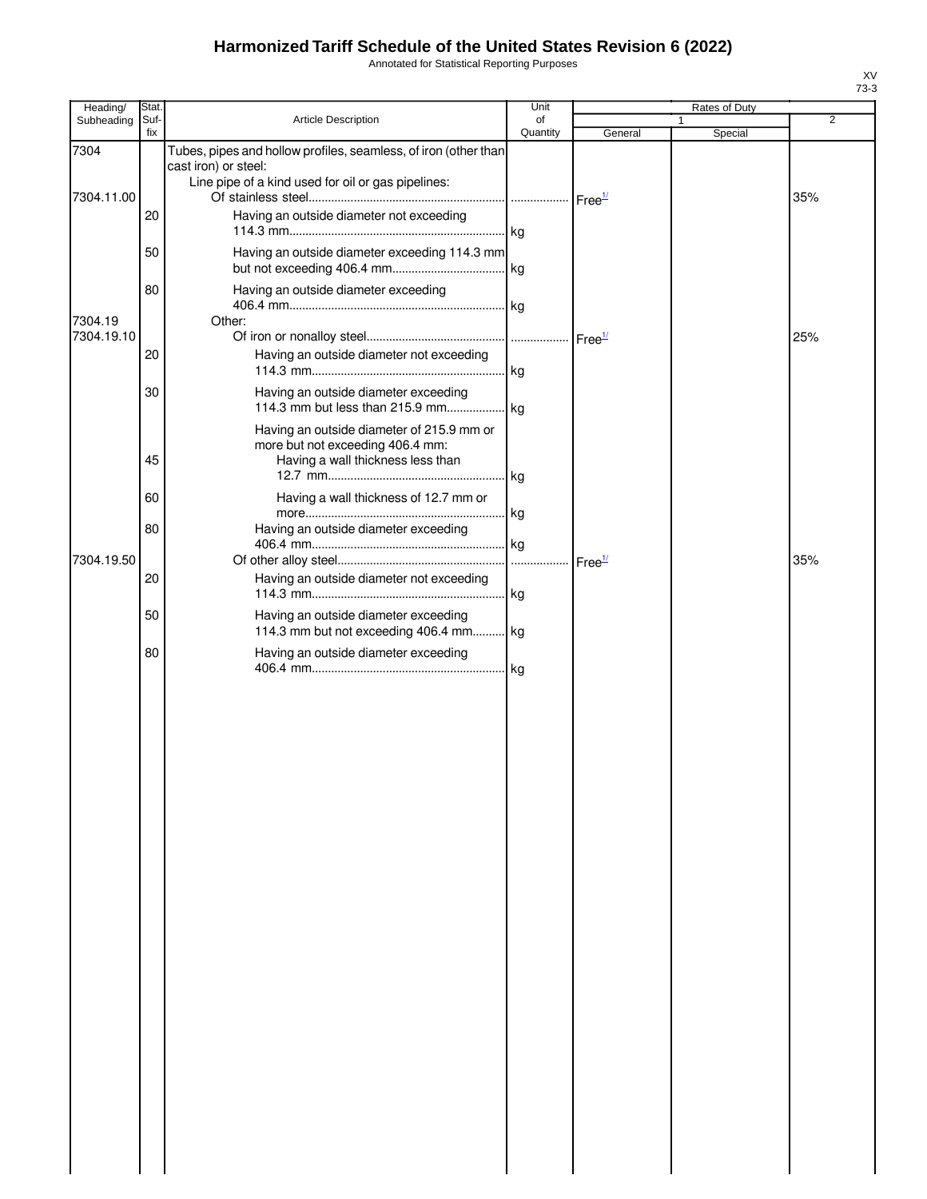# Harmonized Tariff Schedule of the United States Revision 6 (2022)

Annotated for Statistical Reporting Purposes

XV
73-3

| Heading/ Subheading | Stat. Suf-fix | Article Description | Unit of Quantity | Rates of Duty 1 General | Special | 2 |
|---|---|---|---|---|---|---|
| 7304 | | Tubes, pipes and hollow profiles, seamless, of iron (other than cast iron) or steel: | | | | |
| | | Line pipe of a kind used for oil or gas pipelines: | | | | |
| 7304.11.00 | | Of stainless steel | | Free[1/] | | 35% |
| | 20 | Having an outside diameter not exceeding 114.3 mm | kg | | | |
| | 50 | Having an outside diameter exceeding 114.3 mm but not exceeding 406.4 mm | kg | | | |
| | 80 | Having an outside diameter exceeding 406.4 mm | kg | | | |
| 7304.19 | | Other: | | | | |
| 7304.19.10 | | Of iron or nonalloy steel | | Free[1/] | | 25% |
| | 20 | Having an outside diameter not exceeding 114.3 mm | kg | | | |
| | 30 | Having an outside diameter exceeding 114.3 mm but less than 215.9 mm | kg | | | |
| | | Having an outside diameter of 215.9 mm or more but not exceeding 406.4 mm: | | | | |
| | 45 | Having a wall thickness less than 12.7 mm | kg | | | |
| | 60 | Having a wall thickness of 12.7 mm or more | kg | | | |
| | 80 | Having an outside diameter exceeding 406.4 mm | kg | | | |
| 7304.19.50 | | Of other alloy steel | | Free[1/] | | 35% |
| | 20 | Having an outside diameter not exceeding 114.3 mm | kg | | | |
| | 50 | Having an outside diameter exceeding 114.3 mm but not exceeding 406.4 mm | kg | | | |
| | 80 | Having an outside diameter exceeding 406.4 mm | kg | | | |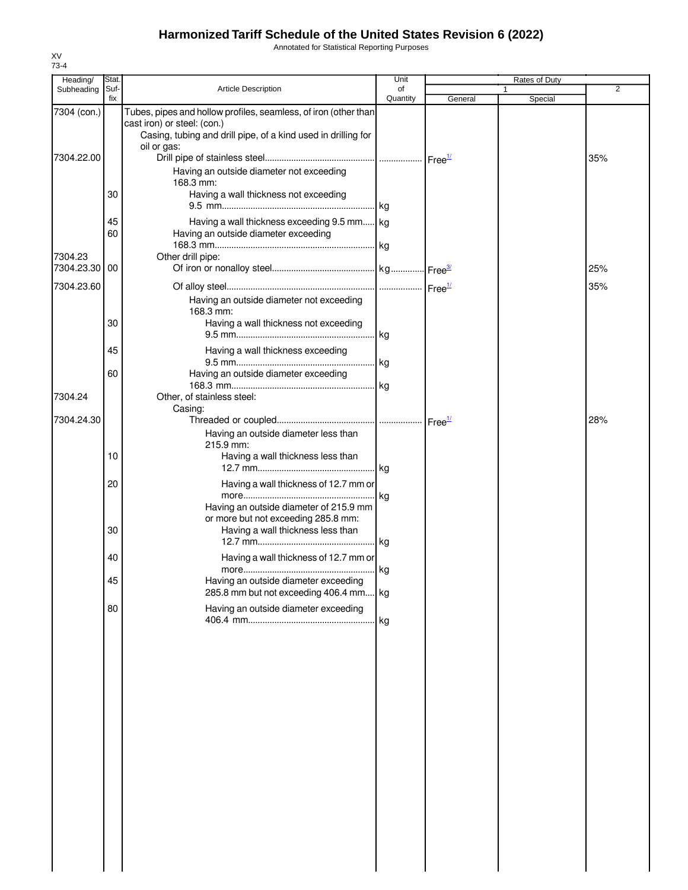# Harmonized Tariff Schedule of the United States Revision 6 (2022)

Annotated for Statistical Reporting Purposes

XV
73-4

| Heading/ Subheading | Stat. Suf- fix | Article Description | Unit of Quantity | Rates of Duty 1 General | Special | 2 |
|---|---|---|---|---|---|---|
| 7304 (con.) | | Tubes, pipes and hollow profiles, seamless, of iron (other than cast iron) or steel: (con.) | | | | |
| | | Casing, tubing and drill pipe, of a kind used in drilling for oil or gas: | | | | |
| 7304.22.00 | | Drill pipe of stainless steel | | Free[1/] | | 35% |
| | | Having an outside diameter not exceeding 168.3 mm: | | | | |
| | 30 | Having a wall thickness not exceeding 9.5 mm | kg | | | |
| | 45 | Having a wall thickness exceeding 9.5 mm | kg | | | |
| | 60 | Having an outside diameter exceeding 168.3 mm | kg | | | |
| 7304.23 | | Other drill pipe: | | | | |
| 7304.23.30 | 00 | Of iron or nonalloy steel | kg | Free[3/] | | 25% |
| 7304.23.60 | | Of alloy steel | | Free[1/] | | 35% |
| | | Having an outside diameter not exceeding 168.3 mm: | | | | |
| | 30 | Having a wall thickness not exceeding 9.5 mm | kg | | | |
| | 45 | Having a wall thickness exceeding 9.5 mm | kg | | | |
| | 60 | Having an outside diameter exceeding 168.3 mm | kg | | | |
| 7304.24 | | Other, of stainless steel: | | | | |
| | | Casing: | | | | |
| 7304.24.30 | | Threaded or coupled | | Free[1/] | | 28% |
| | | Having an outside diameter less than 215.9 mm: | | | | |
| | 10 | Having a wall thickness less than 12.7 mm | kg | | | |
| | 20 | Having a wall thickness of 12.7 mm or more | kg | | | |
| | | Having an outside diameter of 215.9 mm or more but not exceeding 285.8 mm: | | | | |
| | 30 | Having a wall thickness less than 12.7 mm | kg | | | |
| | 40 | Having a wall thickness of 12.7 mm or more | kg | | | |
| | 45 | Having an outside diameter exceeding 285.8 mm but not exceeding 406.4 mm | kg | | | |
| | 80 | Having an outside diameter exceeding 406.4 mm | kg | | | |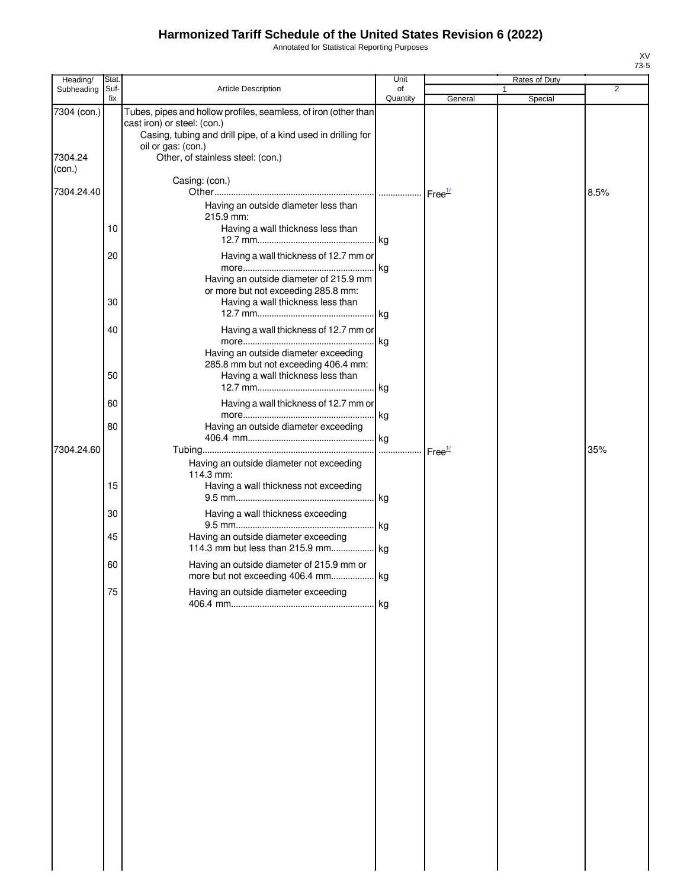# Harmonized Tariff Schedule of the United States Revision 6 (2022)

Annotated for Statistical Reporting Purposes

XV
73-5

| Heading/ Subheading | Stat. Suf- fix | Article Description | Unit of Quantity | Rates of Duty 1 General | Special | 2 |
|---|---|---|---|---|---|---|
| 7304 (con.) | | Tubes, pipes and hollow profiles, seamless, of iron (other than cast iron) or steel: (con.) | | | | |
| | | Casing, tubing and drill pipe, of a kind used in drilling for oil or gas: (con.) | | | | |
| 7304.24 (con.) | | Other, of stainless steel: (con.) | | | | |
| | | Casing: (con.) | | | | |
| 7304.24.40 | | Other | | Free[1/] | | 8.5% |
| | | Having an outside diameter less than 215.9 mm: | | | | |
| | 10 | Having a wall thickness less than 12.7 mm | kg | | | |
| | 20 | Having a wall thickness of 12.7 mm or more | kg | | | |
| | | Having an outside diameter of 215.9 mm or more but not exceeding 285.8 mm: | | | | |
| | 30 | Having a wall thickness less than 12.7 mm | kg | | | |
| | 40 | Having a wall thickness of 12.7 mm or more | kg | | | |
| | | Having an outside diameter exceeding 285.8 mm but not exceeding 406.4 mm: | | | | |
| | 50 | Having a wall thickness less than 12.7 mm | kg | | | |
| | 60 | Having a wall thickness of 12.7 mm or more | kg | | | |
| | 80 | Having an outside diameter exceeding 406.4 mm | kg | | | |
| 7304.24.60 | | Tubing | | Free[1/] | | 35% |
| | | Having an outside diameter not exceeding 114.3 mm: | | | | |
| | 15 | Having a wall thickness not exceeding 9.5 mm | kg | | | |
| | 30 | Having a wall thickness exceeding 9.5 mm | kg | | | |
| | 45 | Having an outside diameter exceeding 114.3 mm but less than 215.9 mm | kg | | | |
| | 60 | Having an outside diameter of 215.9 mm or more but not exceeding 406.4 mm | kg | | | |
| | 75 | Having an outside diameter exceeding 406.4 mm | kg | | | |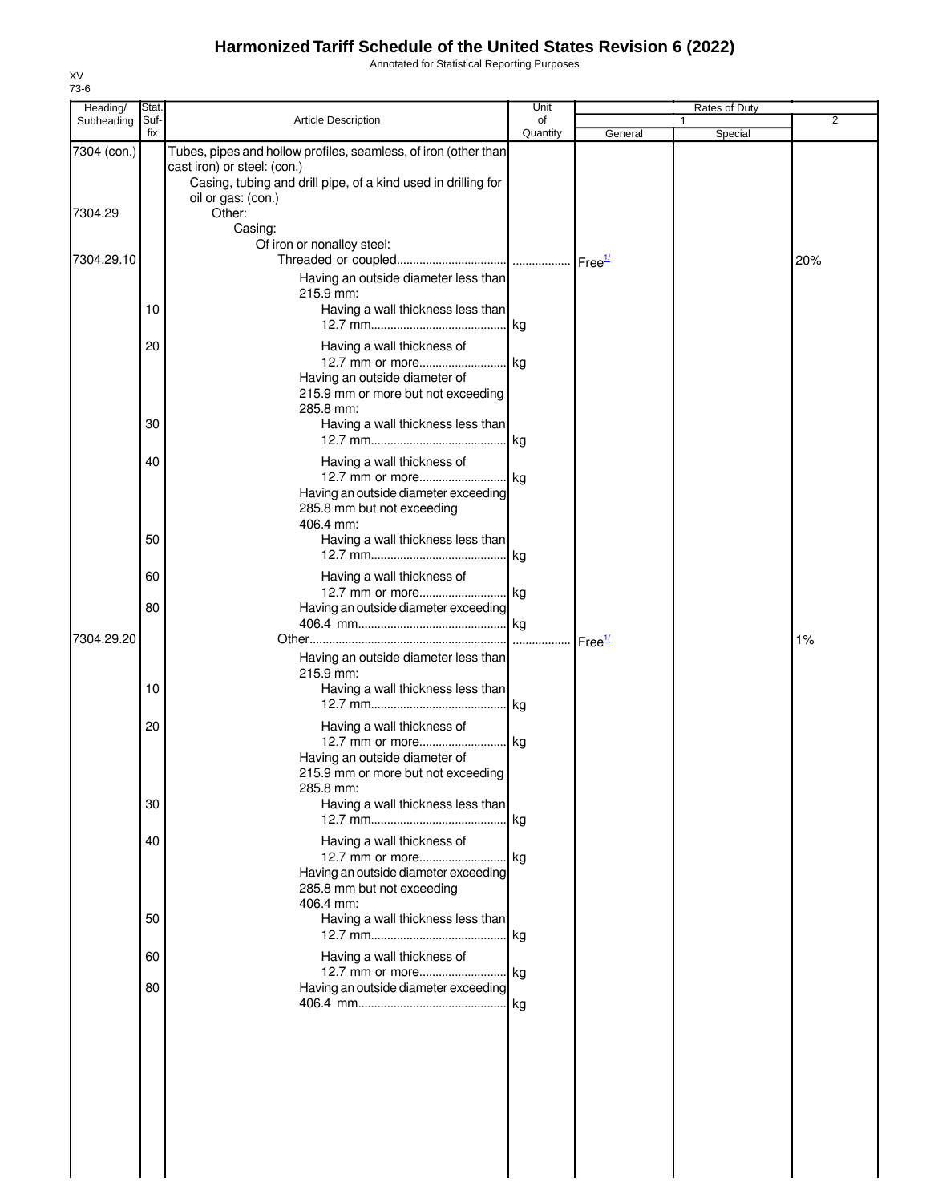# Harmonized Tariff Schedule of the United States Revision 6 (2022)

Annotated for Statistical Reporting Purposes

XV
73-6

| Heading/ Subheading | Stat. Suf- fix | Article Description | Unit of Quantity | Rates of Duty 1 General | Special | 2 |
|---|---|---|---|---|---|---|
| 7304 (con.) | | Tubes, pipes and hollow profiles, seamless, of iron (other than cast iron) or steel: (con.) | | | | |
| | | Casing, tubing and drill pipe, of a kind used in drilling for oil or gas: (con.) | | | | |
| 7304.29 | | Other: | | | | |
| | | Casing: | | | | |
| | | Of iron or nonalloy steel: | | | | |
| 7304.29.10 | | Threaded or coupled | | Free[1/] | | 20% |
| | | Having an outside diameter less than 215.9 mm: | | | | |
| | 10 | Having a wall thickness less than 12.7 mm | kg | | | |
| | 20 | Having a wall thickness of 12.7 mm or more | kg | | | |
| | | Having an outside diameter of 215.9 mm or more but not exceeding 285.8 mm: | | | | |
| | 30 | Having a wall thickness less than 12.7 mm | kg | | | |
| | 40 | Having a wall thickness of 12.7 mm or more | kg | | | |
| | | Having an outside diameter exceeding 285.8 mm but not exceeding 406.4 mm: | | | | |
| | 50 | Having a wall thickness less than 12.7 mm | kg | | | |
| | 60 | Having a wall thickness of 12.7 mm or more | kg | | | |
| | 80 | Having an outside diameter exceeding 406.4 mm | kg | | | |
| 7304.29.20 | | Other | | Free[1/] | | 1% |
| | | Having an outside diameter less than 215.9 mm: | | | | |
| | 10 | Having a wall thickness less than 12.7 mm | kg | | | |
| | 20 | Having a wall thickness of 12.7 mm or more | kg | | | |
| | | Having an outside diameter of 215.9 mm or more but not exceeding 285.8 mm: | | | | |
| | 30 | Having a wall thickness less than 12.7 mm | kg | | | |
| | 40 | Having a wall thickness of 12.7 mm or more | kg | | | |
| | | Having an outside diameter exceeding 285.8 mm but not exceeding 406.4 mm: | | | | |
| | 50 | Having a wall thickness less than 12.7 mm | kg | | | |
| | 60 | Having a wall thickness of 12.7 mm or more | kg | | | |
| | 80 | Having an outside diameter exceeding 406.4 mm | kg | | | |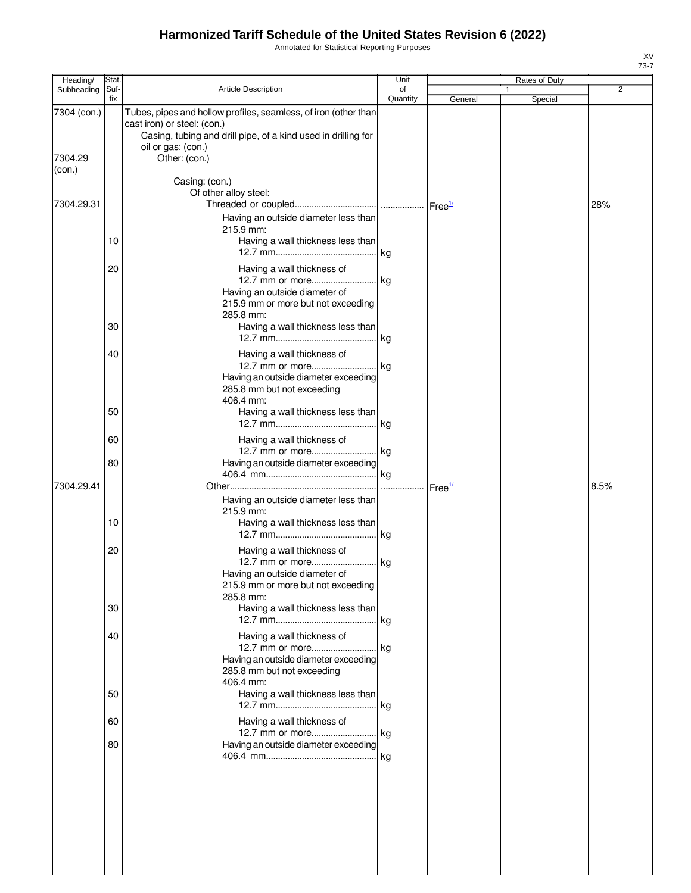# Harmonized Tariff Schedule of the United States Revision 6 (2022)

Annotated for Statistical Reporting Purposes

XV
73-7

| Heading/ Subheading | Stat. Suf- fix | Article Description | Unit of Quantity | Rates of Duty 1 General | Special | 2 |
|---|---|---|---|---|---|---|
| 7304 (con.) | | Tubes, pipes and hollow profiles, seamless, of iron (other than cast iron) or steel: (con.) | | | | |
| | | Casing, tubing and drill pipe, of a kind used in drilling for oil or gas: (con.) | | | | |
| 7304.29 (con.) | | Other: (con.) | | | | |
| | | Casing: (con.) | | | | |
| | | Of other alloy steel: | | | | |
| 7304.29.31 | | Threaded or coupled | | Free[1/] | | 28% |
| | | Having an outside diameter less than 215.9 mm: | | | | |
| | 10 | Having a wall thickness less than 12.7 mm | kg | | | |
| | 20 | Having a wall thickness of 12.7 mm or more | kg | | | |
| | | Having an outside diameter of 215.9 mm or more but not exceeding 285.8 mm: | | | | |
| | 30 | Having a wall thickness less than 12.7 mm | kg | | | |
| | 40 | Having a wall thickness of 12.7 mm or more | kg | | | |
| | | Having an outside diameter exceeding 285.8 mm but not exceeding 406.4 mm: | | | | |
| | 50 | Having a wall thickness less than 12.7 mm | kg | | | |
| | 60 | Having a wall thickness of 12.7 mm or more | kg | | | |
| | 80 | Having an outside diameter exceeding 406.4 mm | kg | | | |
| 7304.29.41 | | Other | | Free[1/] | | 8.5% |
| | | Having an outside diameter less than 215.9 mm: | | | | |
| | 10 | Having a wall thickness less than 12.7 mm | kg | | | |
| | 20 | Having a wall thickness of 12.7 mm or more | kg | | | |
| | | Having an outside diameter of 215.9 mm or more but not exceeding 285.8 mm: | | | | |
| | 30 | Having a wall thickness less than 12.7 mm | kg | | | |
| | 40 | Having a wall thickness of 12.7 mm or more | kg | | | |
| | | Having an outside diameter exceeding 285.8 mm but not exceeding 406.4 mm: | | | | |
| | 50 | Having a wall thickness less than 12.7 mm | kg | | | |
| | 60 | Having a wall thickness of 12.7 mm or more | kg | | | |
| | 80 | Having an outside diameter exceeding 406.4 mm | kg | | | |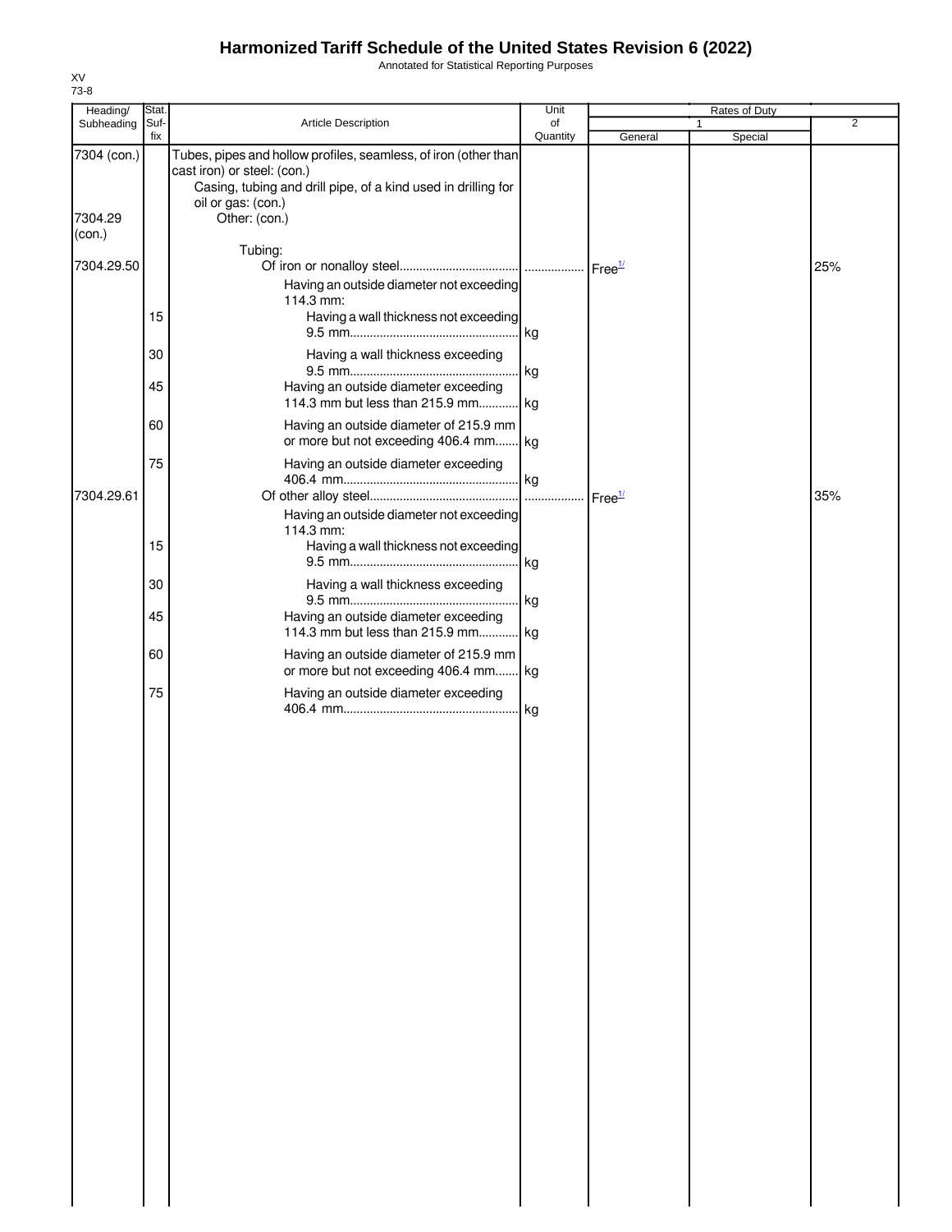# Harmonized Tariff Schedule of the United States Revision 6 (2022)

Annotated for Statistical Reporting Purposes

XV
73-8

| Heading/ Subheading | Stat. Suf- fix | Article Description | Unit of Quantity | Rates of Duty 1 General | Special | 2 |
|---|---|---|---|---|---|---|
| 7304 (con.) | | Tubes, pipes and hollow profiles, seamless, of iron (other than cast iron) or steel: (con.) | | | | |
| | | Casing, tubing and drill pipe, of a kind used in drilling for oil or gas: (con.) | | | | |
| 7304.29 (con.) | | Other: (con.) | | | | |
| | | Tubing: | | | | |
| 7304.29.50 | | Of iron or nonalloy steel | | Free[1/] | | 25% |
| | | Having an outside diameter not exceeding 114.3 mm: | | | | |
| | 15 | Having a wall thickness not exceeding 9.5 mm | kg | | | |
| | 30 | Having a wall thickness exceeding 9.5 mm | kg | | | |
| | 45 | Having an outside diameter exceeding 114.3 mm but less than 215.9 mm | kg | | | |
| | 60 | Having an outside diameter of 215.9 mm or more but not exceeding 406.4 mm | kg | | | |
| | 75 | Having an outside diameter exceeding 406.4 mm | kg | | | |
| 7304.29.61 | | Of other alloy steel | | Free[1/] | | 35% |
| | | Having an outside diameter not exceeding 114.3 mm: | | | | |
| | 15 | Having a wall thickness not exceeding 9.5 mm | kg | | | |
| | 30 | Having a wall thickness exceeding 9.5 mm | kg | | | |
| | 45 | Having an outside diameter exceeding 114.3 mm but less than 215.9 mm | kg | | | |
| | 60 | Having an outside diameter of 215.9 mm or more but not exceeding 406.4 mm | kg | | | |
| | 75 | Having an outside diameter exceeding 406.4 mm | kg | | | |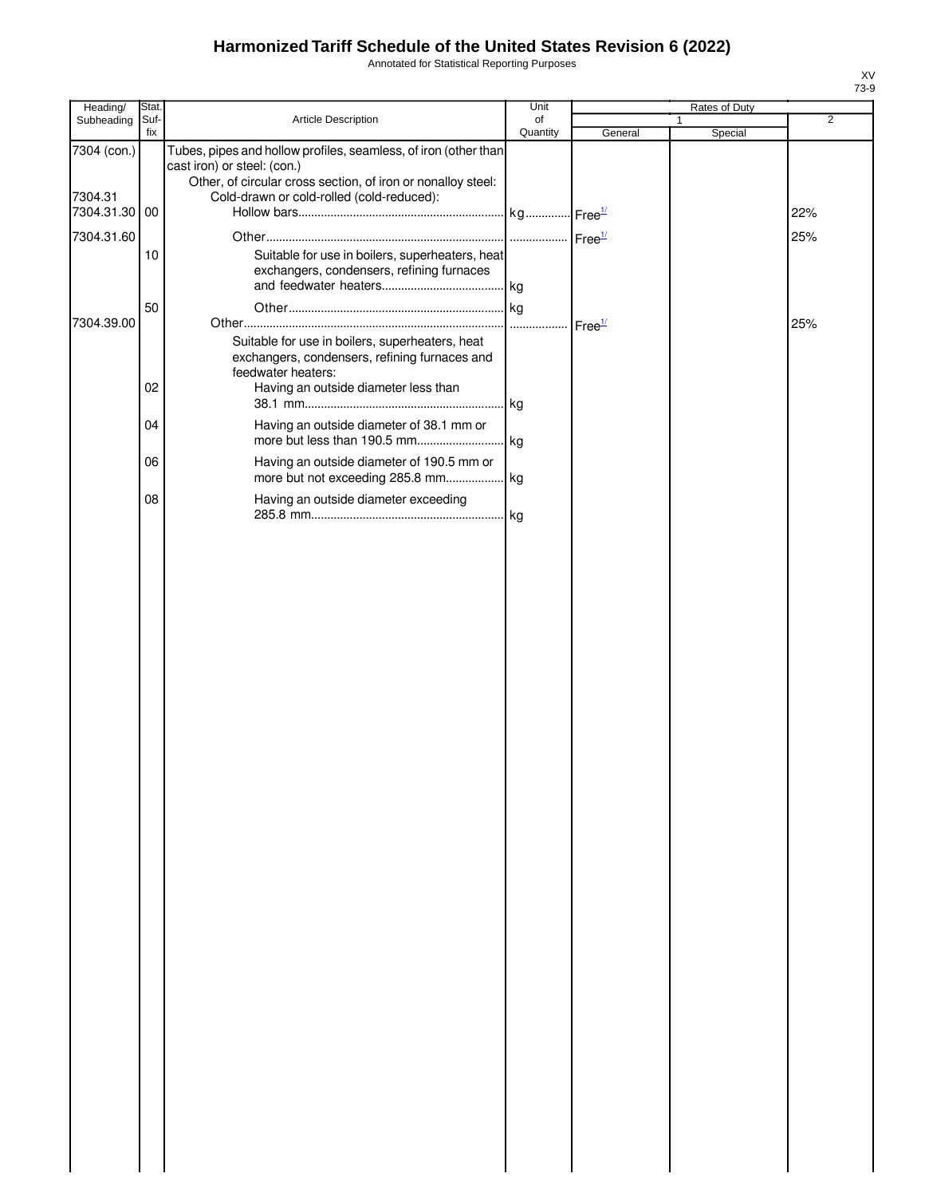# Harmonized Tariff Schedule of the United States Revision 6 (2022)

Annotated for Statistical Reporting Purposes

XV
73-9

| Heading/ Subheading | Stat. Suf- fix | Article Description | Unit of Quantity | Rates of Duty 1 General | Special | 2 |
|---|---|---|---|---|---|---|
| 7304 (con.) | | Tubes, pipes and hollow profiles, seamless, of iron (other than cast iron) or steel: (con.) | | | | |
| | | Other, of circular cross section, of iron or nonalloy steel: | | | | |
| 7304.31 | | Cold-drawn or cold-rolled (cold-reduced): | | | | |
| 7304.31.30 | 00 | Hollow bars | kg | Free[1/] | | 22% |
| 7304.31.60 | | Other | | Free[1/] | | 25% |
| | 10 | Suitable for use in boilers, superheaters, heat exchangers, condensers, refining furnaces and feedwater heaters | kg | | | |
| | 50 | Other | kg | | | |
| 7304.39.00 | | Other | | Free[1/] | | 25% |
| | | Suitable for use in boilers, superheaters, heat exchangers, condensers, refining furnaces and feedwater heaters: | | | | |
| | 02 | Having an outside diameter less than 38.1 mm | kg | | | |
| | 04 | Having an outside diameter of 38.1 mm or more but less than 190.5 mm | kg | | | |
| | 06 | Having an outside diameter of 190.5 mm or more but not exceeding 285.8 mm | kg | | | |
| | 08 | Having an outside diameter exceeding 285.8 mm | kg | | | |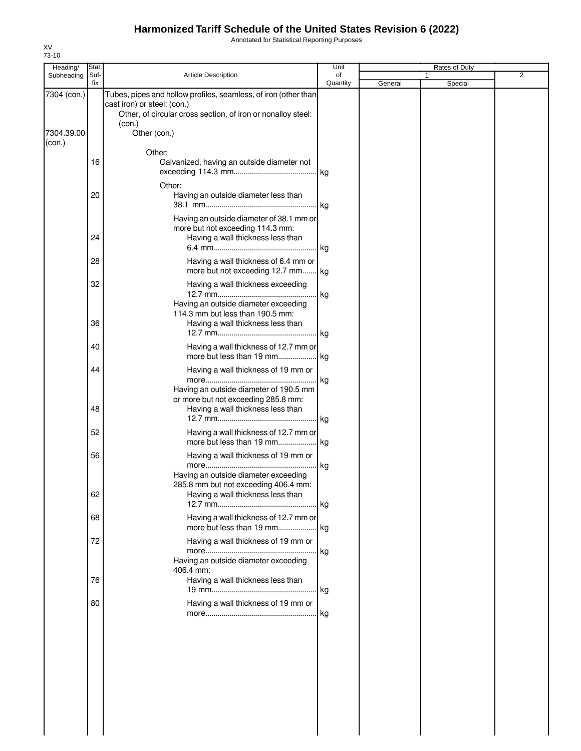# Harmonized Tariff Schedule of the United States Revision 6 (2022)

Annotated for Statistical Reporting Purposes

XV
73-10

| Heading/ Subheading | Stat. Suf- fix | Article Description | Unit of Quantity | Rates of Duty 1 General | Special | 2 |
|---|---|---|---|---|---|---|
| 7304 (con.) | | Tubes, pipes and hollow profiles, seamless, of iron (other than cast iron) or steel: (con.) | | | | |
| | | Other, of circular cross section, of iron or nonalloy steel: (con.) | | | | |
| 7304.39.00 (con.) | | Other (con.) | | | | |
| | | Other: | | | | |
| | 16 | Galvanized, having an outside diameter not exceeding 114.3 mm | kg | | | |
| | | Other: | | | | |
| | 20 | Having an outside diameter less than 38.1 mm | kg | | | |
| | | Having an outside diameter of 38.1 mm or more but not exceeding 114.3 mm: | | | | |
| | 24 | Having a wall thickness less than 6.4 mm | kg | | | |
| | 28 | Having a wall thickness of 6.4 mm or more but not exceeding 12.7 mm | kg | | | |
| | 32 | Having a wall thickness exceeding 12.7 mm | kg | | | |
| | | Having an outside diameter exceeding 114.3 mm but less than 190.5 mm: | | | | |
| | 36 | Having a wall thickness less than 12.7 mm | kg | | | |
| | 40 | Having a wall thickness of 12.7 mm or more but less than 19 mm | kg | | | |
| | 44 | Having a wall thickness of 19 mm or more | kg | | | |
| | | Having an outside diameter of 190.5 mm or more but not exceeding 285.8 mm: | | | | |
| | 48 | Having a wall thickness less than 12.7 mm | kg | | | |
| | 52 | Having a wall thickness of 12.7 mm or more but less than 19 mm | kg | | | |
| | 56 | Having a wall thickness of 19 mm or more | kg | | | |
| | | Having an outside diameter exceeding 285.8 mm but not exceeding 406.4 mm: | | | | |
| | 62 | Having a wall thickness less than 12.7 mm | kg | | | |
| | 68 | Having a wall thickness of 12.7 mm or more but less than 19 mm | kg | | | |
| | 72 | Having a wall thickness of 19 mm or more | kg | | | |
| | | Having an outside diameter exceeding 406.4 mm: | | | | |
| | 76 | Having a wall thickness less than 19 mm | kg | | | |
| | 80 | Having a wall thickness of 19 mm or more | kg | | | |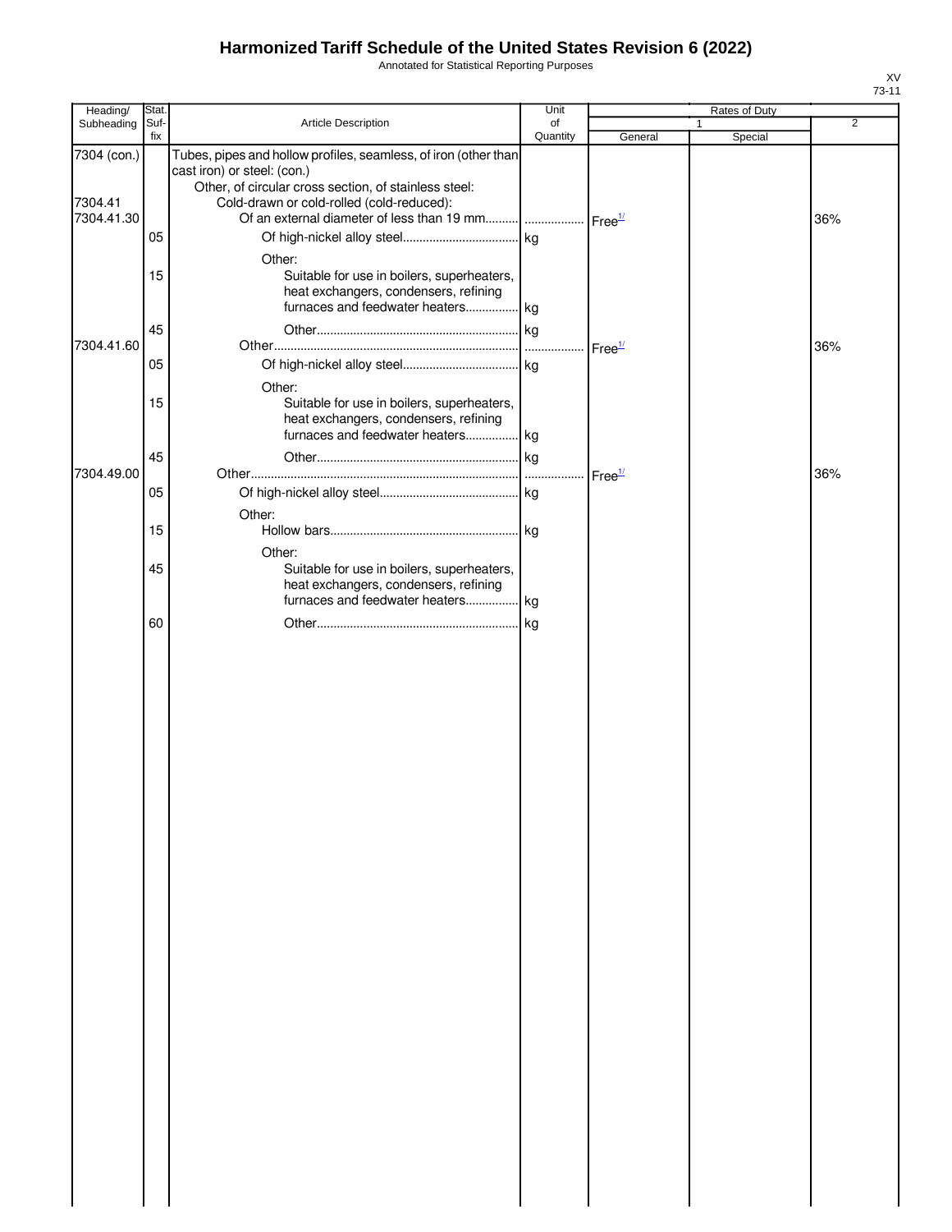# Harmonized Tariff Schedule of the United States Revision 6 (2022)

Annotated for Statistical Reporting Purposes

XV
73-11

| Heading/ Subheading | Stat. Suf- fix | Article Description | Unit of Quantity | Rates of Duty 1 General | Special | 2 |
|---|---|---|---|---|---|---|
| 7304 (con.) | | Tubes, pipes and hollow profiles, seamless, of iron (other than cast iron) or steel: (con.) | | | | |
| | | Other, of circular cross section, of stainless steel: | | | | |
| 7304.41 | | Cold-drawn or cold-rolled (cold-reduced): | | | | |
| 7304.41.30 | | Of an external diameter of less than 19 mm | | Free[1/] | | 36% |
| | 05 | Of high-nickel alloy steel | kg | | | |
| | | Other: | | | | |
| | 15 | Suitable for use in boilers, superheaters, heat exchangers, condensers, refining furnaces and feedwater heaters | kg | | | |
| | 45 | Other | kg | | | |
| 7304.41.60 | | Other | | Free[1/] | | 36% |
| | 05 | Of high-nickel alloy steel | kg | | | |
| | | Other: | | | | |
| | 15 | Suitable for use in boilers, superheaters, heat exchangers, condensers, refining furnaces and feedwater heaters | kg | | | |
| | 45 | Other | kg | | | |
| 7304.49.00 | | Other | | Free[1/] | | 36% |
| | 05 | Of high-nickel alloy steel | kg | | | |
| | | Other: | | | | |
| | 15 | Hollow bars | kg | | | |
| | | Other: | | | | |
| | 45 | Suitable for use in boilers, superheaters, heat exchangers, condensers, refining furnaces and feedwater heaters | kg | | | |
| | 60 | Other | kg | | | |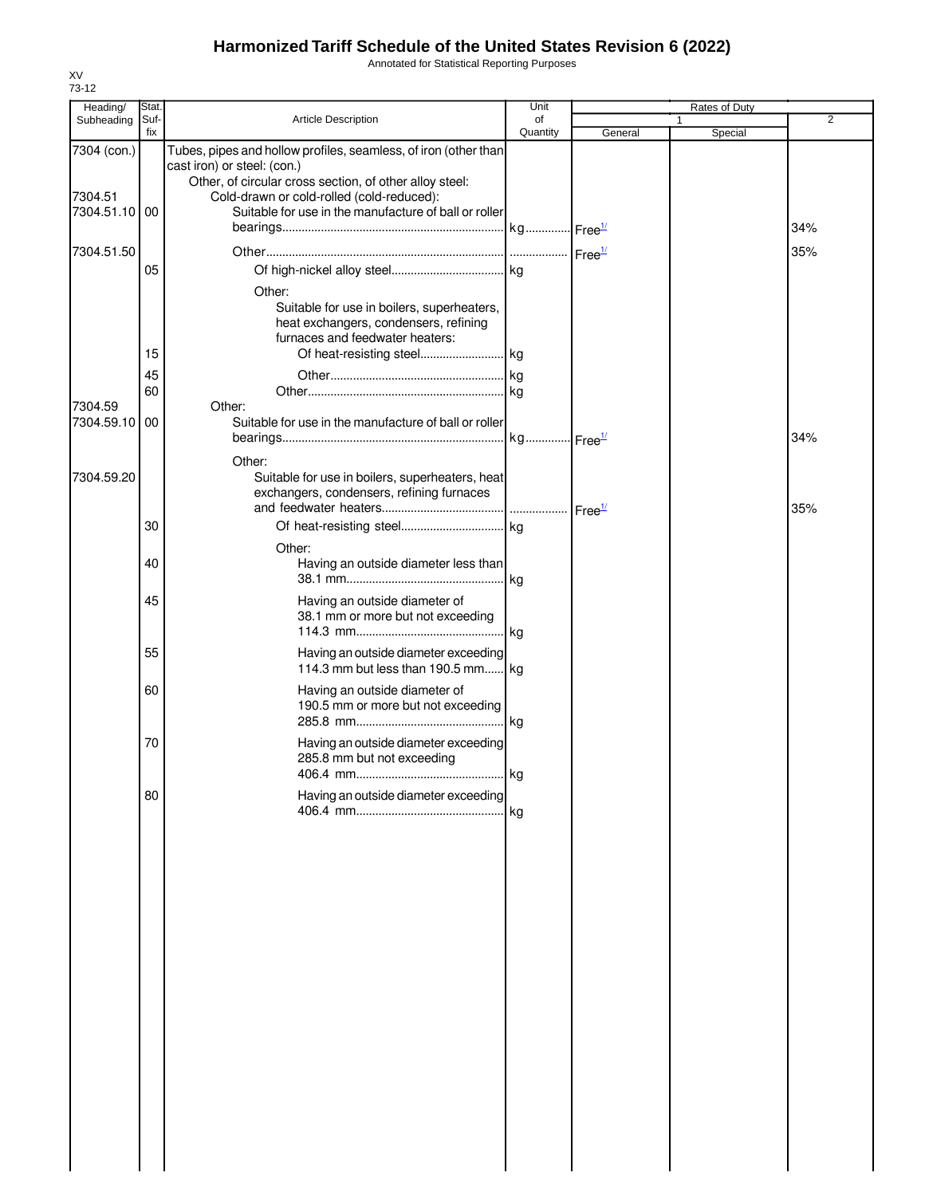# Harmonized Tariff Schedule of the United States Revision 6 (2022)

Annotated for Statistical Reporting Purposes

XV
73-12

| Heading/ Subheading | Stat. Suf-fix | Article Description | Unit of Quantity | Rates of Duty 1 General | Special | 2 |
|---|---|---|---|---|---|---|
| 7304 (con.) | | Tubes, pipes and hollow profiles, seamless, of iron (other than cast iron) or steel: (con.) | | | | |
| | | Other, of circular cross section, of other alloy steel: | | | | |
| 7304.51 | | Cold-drawn or cold-rolled (cold-reduced): | | | | |
| 7304.51.10 | 00 | Suitable for use in the manufacture of ball or roller bearings | kg | Free[1/] | | 34% |
| 7304.51.50 | | Other | | Free[1/] | | 35% |
| | 05 | Of high-nickel alloy steel | kg | | | |
| | | Other: | | | | |
| | | Suitable for use in boilers, superheaters, heat exchangers, condensers, refining furnaces and feedwater heaters: | | | | |
| | 15 | Of heat-resisting steel | kg | | | |
| | 45 | Other | kg | | | |
| | 60 | Other | kg | | | |
| 7304.59 | | Other: | | | | |
| 7304.59.10 | 00 | Suitable for use in the manufacture of ball or roller bearings | kg | Free[1/] | | 34% |
| | | Other: | | | | |
| 7304.59.20 | | Suitable for use in boilers, superheaters, heat exchangers, condensers, refining furnaces and feedwater heaters | | Free[1/] | | 35% |
| | 30 | Of heat-resisting steel | kg | | | |
| | | Other: | | | | |
| | 40 | Having an outside diameter less than 38.1 mm | kg | | | |
| | 45 | Having an outside diameter of 38.1 mm or more but not exceeding 114.3 mm | kg | | | |
| | 55 | Having an outside diameter exceeding 114.3 mm but less than 190.5 mm | kg | | | |
| | 60 | Having an outside diameter of 190.5 mm or more but not exceeding 285.8 mm | kg | | | |
| | 70 | Having an outside diameter exceeding 285.8 mm but not exceeding 406.4 mm | kg | | | |
| | 80 | Having an outside diameter exceeding 406.4 mm | kg | | | |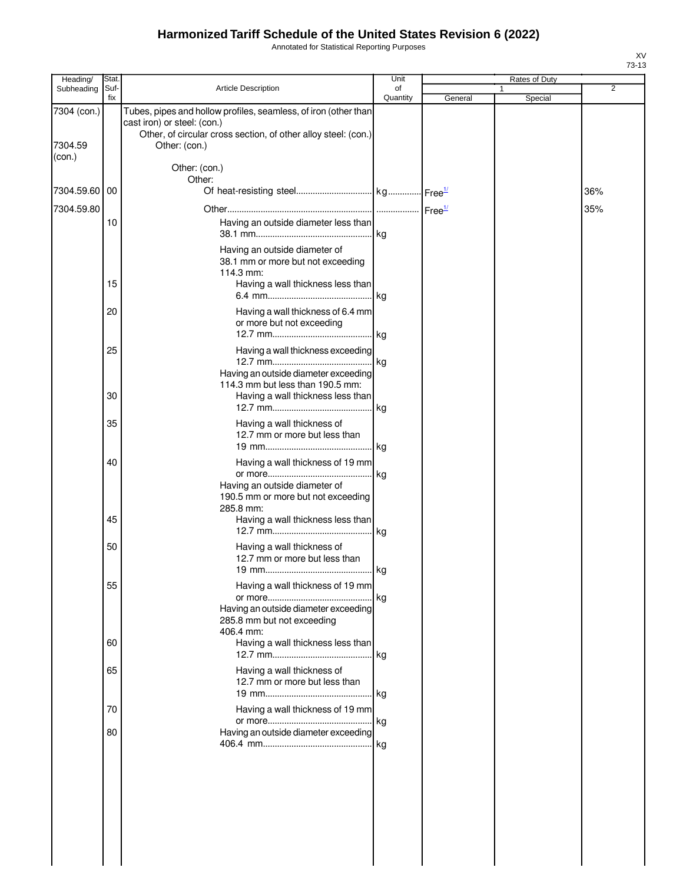# Harmonized Tariff Schedule of the United States Revision 6 (2022)

Annotated for Statistical Reporting Purposes

XV
73-13

| Heading/ Subheading | Stat. Suf-fix | Article Description | Unit of Quantity | Rates of Duty 1 General | Special | 2 |
|---|---|---|---|---|---|---|
| 7304 (con.) | | Tubes, pipes and hollow profiles, seamless, of iron (other than cast iron) or steel: (con.) | | | | |
| | | Other, of circular cross section, of other alloy steel: (con.) | | | | |
| 7304.59 (con.) | | Other: (con.) | | | | |
| | | Other: (con.) | | | | |
| | | Other: | | | | |
| 7304.59.60 | 00 | Of heat-resisting steel | kg | Free[1/] | | 36% |
| 7304.59.80 | | Other | | Free[1/] | | 35% |
| | 10 | Having an outside diameter less than 38.1 mm | kg | | | |
| | | Having an outside diameter of 38.1 mm or more but not exceeding 114.3 mm: | | | | |
| | 15 | Having a wall thickness less than 6.4 mm | kg | | | |
| | 20 | Having a wall thickness of 6.4 mm or more but not exceeding 12.7 mm | kg | | | |
| | 25 | Having a wall thickness exceeding 12.7 mm | kg | | | |
| | | Having an outside diameter exceeding 114.3 mm but less than 190.5 mm: | | | | |
| | 30 | Having a wall thickness less than 12.7 mm | kg | | | |
| | 35 | Having a wall thickness of 12.7 mm or more but less than 19 mm | kg | | | |
| | 40 | Having a wall thickness of 19 mm or more | kg | | | |
| | | Having an outside diameter of 190.5 mm or more but not exceeding 285.8 mm: | | | | |
| | 45 | Having a wall thickness less than 12.7 mm | kg | | | |
| | 50 | Having a wall thickness of 12.7 mm or more but less than 19 mm | kg | | | |
| | 55 | Having a wall thickness of 19 mm or more | kg | | | |
| | | Having an outside diameter exceeding 285.8 mm but not exceeding 406.4 mm: | | | | |
| | 60 | Having a wall thickness less than 12.7 mm | kg | | | |
| | 65 | Having a wall thickness of 12.7 mm or more but less than 19 mm | kg | | | |
| | 70 | Having a wall thickness of 19 mm or more | kg | | | |
| | 80 | Having an outside diameter exceeding 406.4 mm | kg | | | |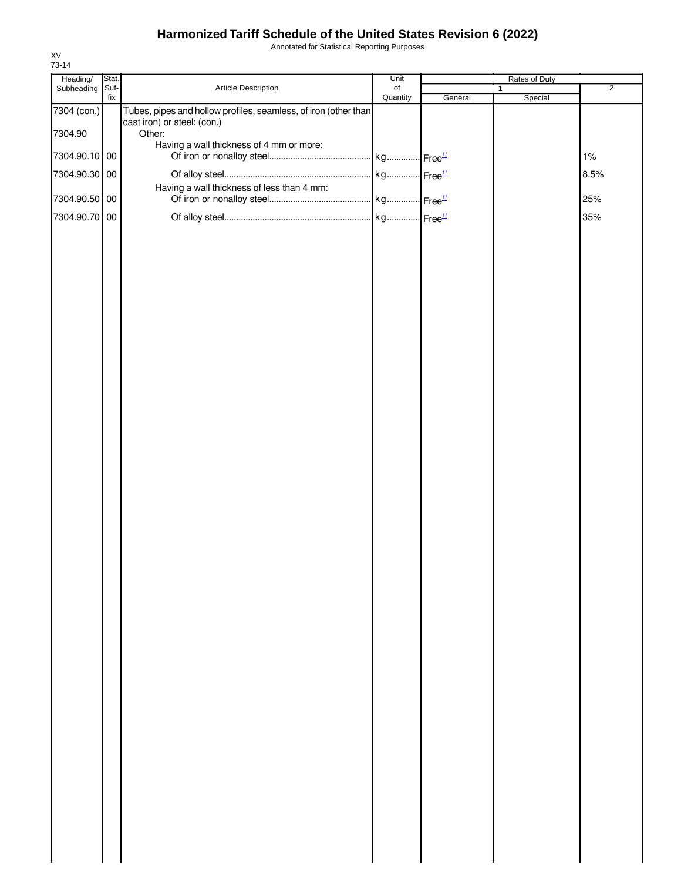# Harmonized Tariff Schedule of the United States Revision 6 (2022)

Annotated for Statistical Reporting Purposes

XV
73-14

| Heading/ Subheading | Stat. Suf-fix | Article Description | Unit of Quantity | Rates of Duty 1 General | Special | 2 |
|---|---|---|---|---|---|---|
| 7304 (con.) | | Tubes, pipes and hollow profiles, seamless, of iron (other than cast iron) or steel: (con.) | | | | |
| 7304.90 | | Other: | | | | |
| | | Having a wall thickness of 4 mm or more: | | | | |
| 7304.90.10 | 00 | Of iron or nonalloy steel | kg | Free[1/] | | 1% |
| 7304.90.30 | 00 | Of alloy steel | kg | Free[1/] | | 8.5% |
| | | Having a wall thickness of less than 4 mm: | | | | |
| 7304.90.50 | 00 | Of iron or nonalloy steel | kg | Free[1/] | | 25% |
| 7304.90.70 | 00 | Of alloy steel | kg | Free[1/] | | 35% |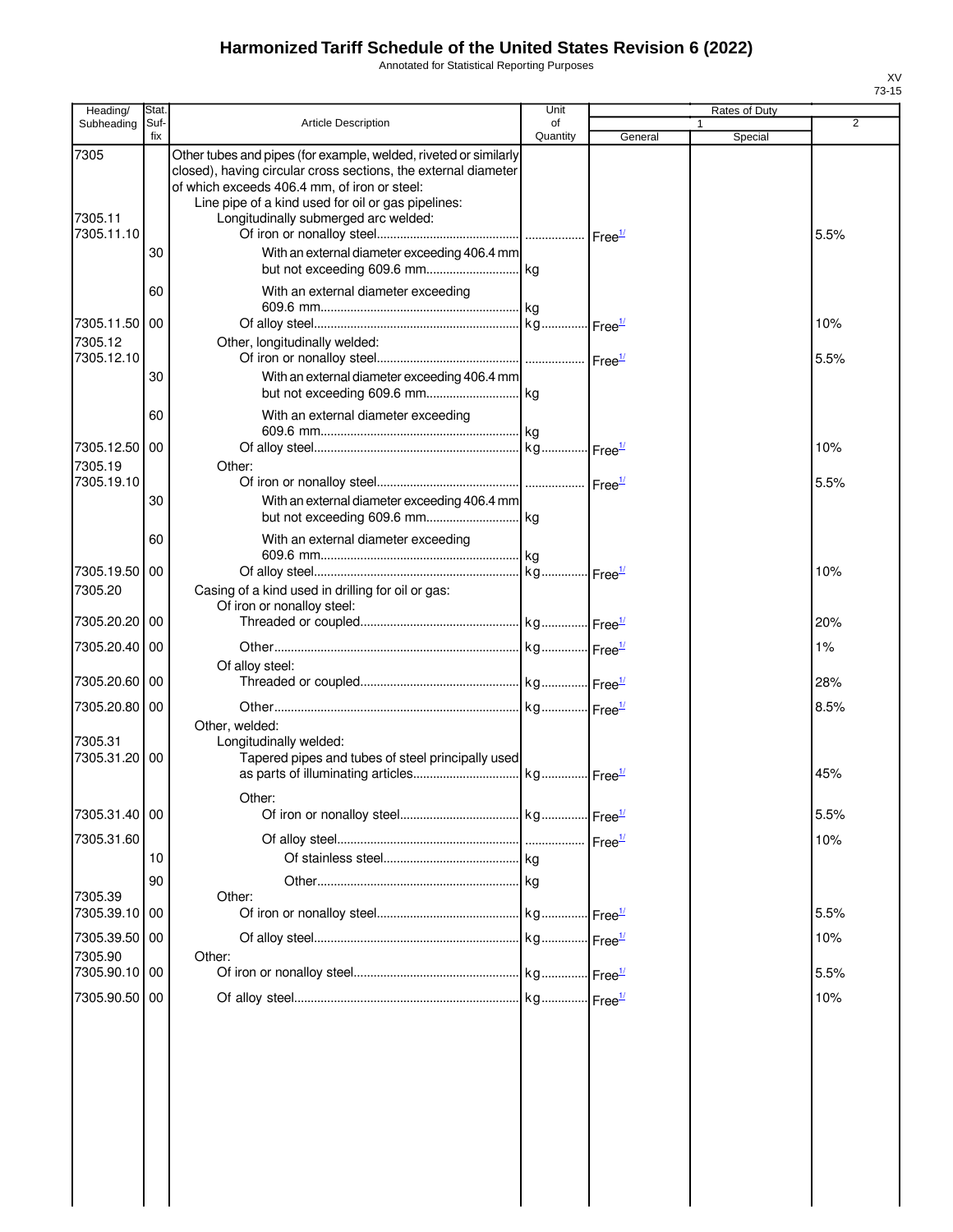# Harmonized Tariff Schedule of the United States Revision 6 (2022)

Annotated for Statistical Reporting Purposes

XV
73-15

| Heading/ Subheading | Stat. Suf- fix | Article Description | Unit of Quantity | Rates of Duty 1 General | Special | 2 |
|---|---|---|---|---|---|---|
| 7305 | | Other tubes and pipes (for example, welded, riveted or similarly closed), having circular cross sections, the external diameter of which exceeds 406.4 mm, of iron or steel: | | | | |
| | | Line pipe of a kind used for oil or gas pipelines: | | | | |
| 7305.11 | | Longitudinally submerged arc welded: | | | | |
| 7305.11.10 | | Of iron or nonalloy steel | | Free[1/] | | 5.5% |
| | 30 | With an external diameter exceeding 406.4 mm but not exceeding 609.6 mm | kg | | | |
| | 60 | With an external diameter exceeding 609.6 mm | kg | | | |
| 7305.11.50 | 00 | Of alloy steel | kg | Free[1/] | | 10% |
| 7305.12 | | Other, longitudinally welded: | | | | |
| 7305.12.10 | | Of iron or nonalloy steel | | Free[1/] | | 5.5% |
| | 30 | With an external diameter exceeding 406.4 mm but not exceeding 609.6 mm | kg | | | |
| | 60 | With an external diameter exceeding 609.6 mm | kg | | | |
| 7305.12.50 | 00 | Of alloy steel | kg | Free[1/] | | 10% |
| 7305.19 | | Other: | | | | |
| 7305.19.10 | | Of iron or nonalloy steel | | Free[1/] | | 5.5% |
| | 30 | With an external diameter exceeding 406.4 mm but not exceeding 609.6 mm | kg | | | |
| | 60 | With an external diameter exceeding 609.6 mm | kg | | | |
| 7305.19.50 | 00 | Of alloy steel | kg | Free[1/] | | 10% |
| 7305.20 | | Casing of a kind used in drilling for oil or gas: | | | | |
| | | Of iron or nonalloy steel: | | | | |
| 7305.20.20 | 00 | Threaded or coupled | kg | Free[1/] | | 20% |
| 7305.20.40 | 00 | Other | kg | Free[1/] | | 1% |
| | | Of alloy steel: | | | | |
| 7305.20.60 | 00 | Threaded or coupled | kg | Free[1/] | | 28% |
| 7305.20.80 | 00 | Other | kg | Free[1/] | | 8.5% |
| | | Other, welded: | | | | |
| 7305.31 | | Longitudinally welded: | | | | |
| 7305.31.20 | 00 | Tapered pipes and tubes of steel principally used as parts of illuminating articles | kg | Free[1/] | | 45% |
| | | Other: | | | | |
| 7305.31.40 | 00 | Of iron or nonalloy steel | kg | Free[1/] | | 5.5% |
| 7305.31.60 | | Of alloy steel | | Free[1/] | | 10% |
| | 10 | Of stainless steel | kg | | | |
| | 90 | Other | kg | | | |
| 7305.39 | | Other: | | | | |
| 7305.39.10 | 00 | Of iron or nonalloy steel | kg | Free[1/] | | 5.5% |
| 7305.39.50 | 00 | Of alloy steel | kg | Free[1/] | | 10% |
| 7305.90 | | Other: | | | | |
| 7305.90.10 | 00 | Of iron or nonalloy steel | kg | Free[1/] | | 5.5% |
| 7305.90.50 | 00 | Of alloy steel | kg | Free[1/] | | 10% |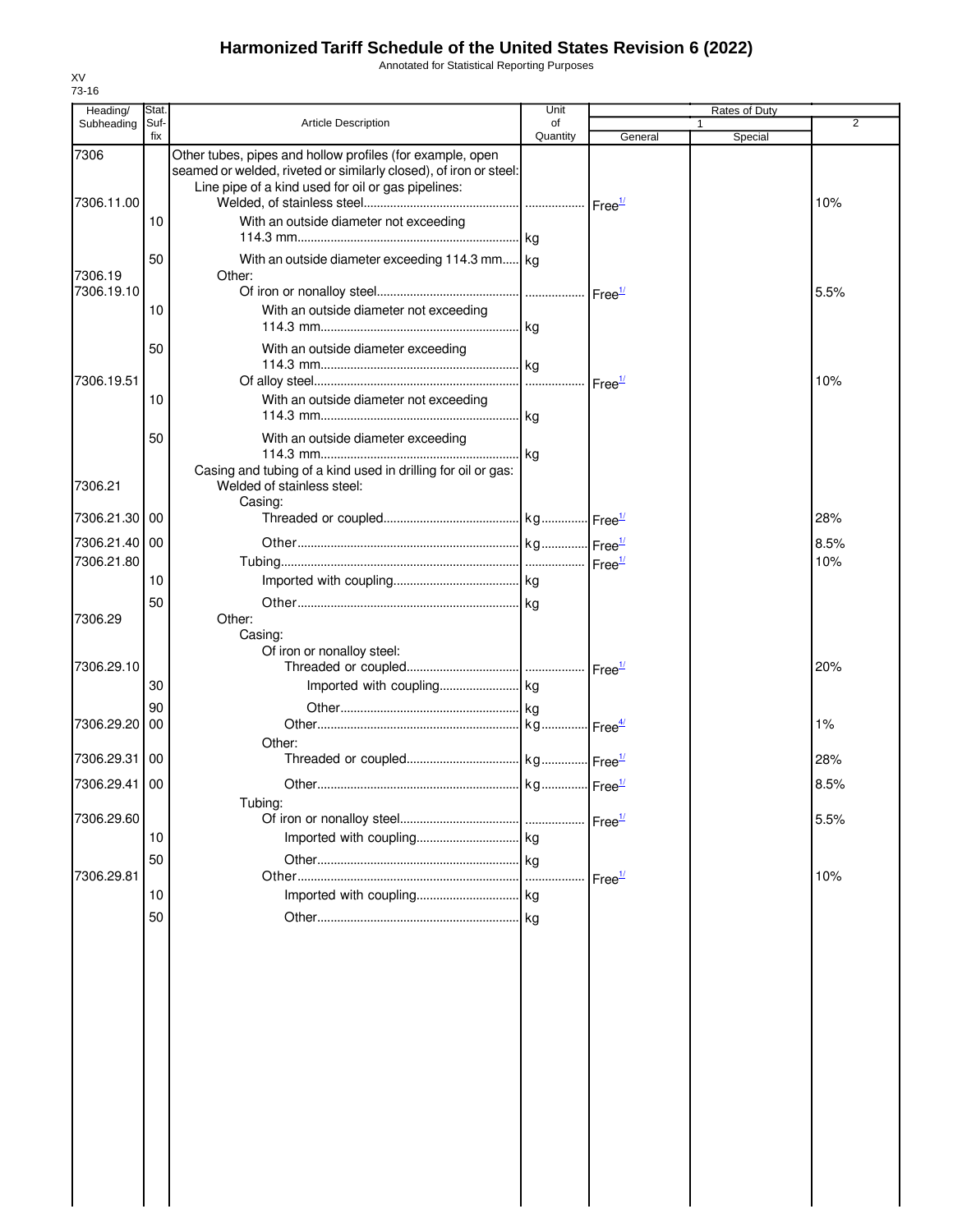# Harmonized Tariff Schedule of the United States Revision 6 (2022)

Annotated for Statistical Reporting Purposes

XV
73-16

| Heading/ Subheading | Stat. Suf- fix | Article Description | Unit of Quantity | Rates of Duty 1 General | Special | 2 |
|---|---|---|---|---|---|---|
| 7306 | | Other tubes, pipes and hollow profiles (for example, open seamed or welded, riveted or similarly closed), of iron or steel: | | | | |
| | | Line pipe of a kind used for oil or gas pipelines: | | | | |
| 7306.11.00 | | Welded, of stainless steel | | Free[1/] | | 10% |
| | 10 | With an outside diameter not exceeding 114.3 mm | kg | | | |
| | 50 | With an outside diameter exceeding 114.3 mm | kg | | | |
| 7306.19 | | Other: | | | | |
| 7306.19.10 | | Of iron or nonalloy steel | | Free[1/] | | 5.5% |
| | 10 | With an outside diameter not exceeding 114.3 mm | kg | | | |
| | 50 | With an outside diameter exceeding 114.3 mm | kg | | | |
| 7306.19.51 | | Of alloy steel | | Free[1/] | | 10% |
| | 10 | With an outside diameter not exceeding 114.3 mm | kg | | | |
| | 50 | With an outside diameter exceeding 114.3 mm | kg | | | |
| | | Casing and tubing of a kind used in drilling for oil or gas: | | | | |
| 7306.21 | | Welded of stainless steel: | | | | |
| | | Casing: | | | | |
| 7306.21.30 | 00 | Threaded or coupled | kg | Free[1/] | | 28% |
| 7306.21.40 | 00 | Other | kg | Free[1/] | | 8.5% |
| 7306.21.80 | | Tubing | | Free[1/] | | 10% |
| | 10 | Imported with coupling | kg | | | |
| | 50 | Other | kg | | | |
| 7306.29 | | Other: | | | | |
| | | Casing: | | | | |
| | | Of iron or nonalloy steel: | | | | |
| 7306.29.10 | | Threaded or coupled | | Free[1/] | | 20% |
| | 30 | Imported with coupling | kg | | | |
| | 90 | Other | kg | | | |
| 7306.29.20 | 00 | Other | kg | Free[4/] | | 1% |
| | | Other: | | | | |
| 7306.29.31 | 00 | Threaded or coupled | kg | Free[1/] | | 28% |
| 7306.29.41 | 00 | Other | kg | Free[1/] | | 8.5% |
| | | Tubing: | | | | |
| 7306.29.60 | | Of iron or nonalloy steel | | Free[1/] | | 5.5% |
| | 10 | Imported with coupling | kg | | | |
| | 50 | Other | kg | | | |
| 7306.29.81 | | Other | | Free[1/] | | 10% |
| | 10 | Imported with coupling | kg | | | |
| | 50 | Other | kg | | | |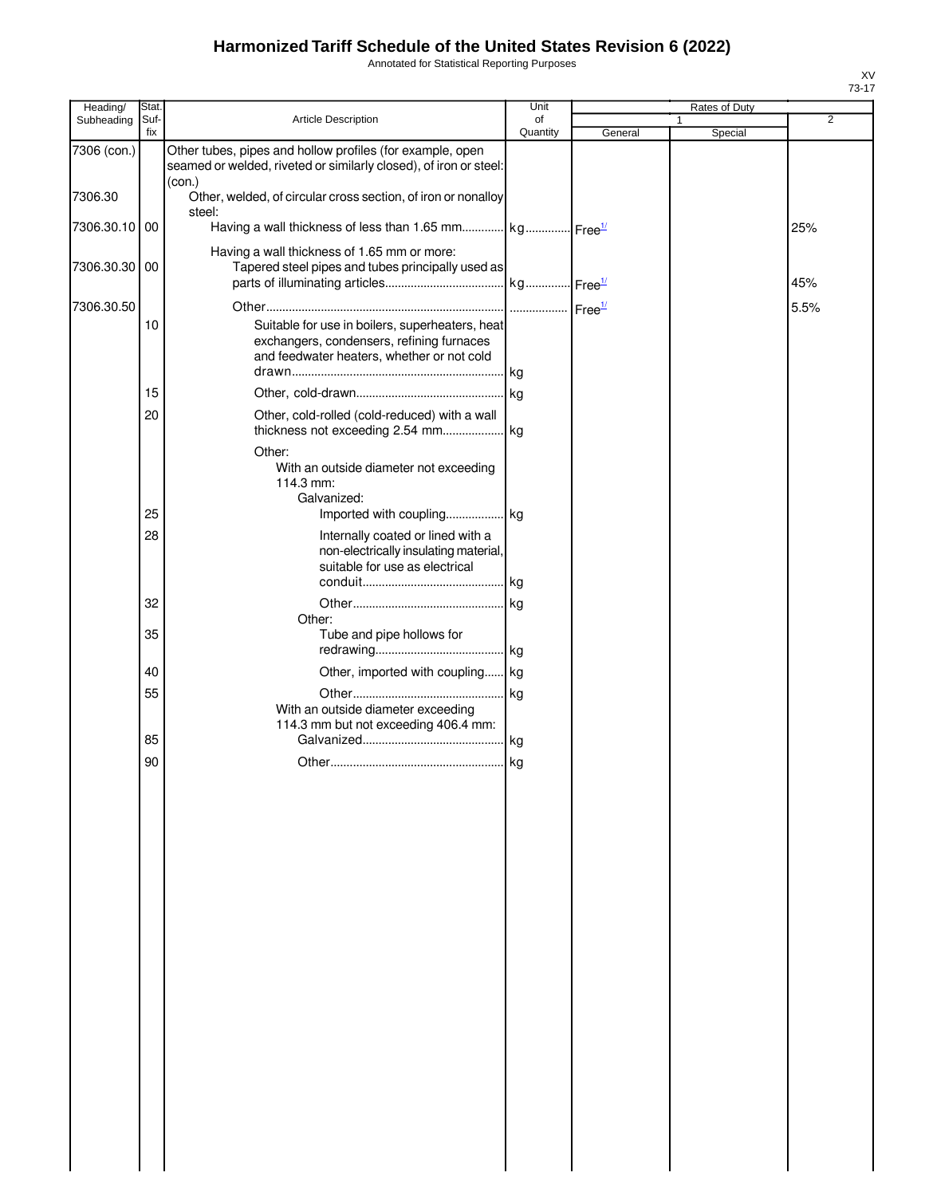# Harmonized Tariff Schedule of the United States Revision 6 (2022)

Annotated for Statistical Reporting Purposes

XV
73-17

| Heading/ Subheading | Stat. Suf- fix | Article Description | Unit of Quantity | Rates of Duty 1 General | Special | 2 |
|---|---|---|---|---|---|---|
| 7306 (con.) | | Other tubes, pipes and hollow profiles (for example, open seamed or welded, riveted or similarly closed), of iron or steel: (con.) | | | | |
| 7306.30 | | Other, welded, of circular cross section, of iron or nonalloy steel: | | | | |
| 7306.30.10 | 00 | Having a wall thickness of less than 1.65 mm | kg | Free[1/] | | 25% |
| | | Having a wall thickness of 1.65 mm or more: | | | | |
| 7306.30.30 | 00 | Tapered steel pipes and tubes principally used as parts of illuminating articles | kg | Free[1/] | | 45% |
| 7306.30.50 | | Other | | Free[1/] | | 5.5% |
| | 10 | Suitable for use in boilers, superheaters, heat exchangers, condensers, refining furnaces and feedwater heaters, whether or not cold drawn | kg | | | |
| | 15 | Other, cold-drawn | kg | | | |
| | 20 | Other, cold-rolled (cold-reduced) with a wall thickness not exceeding 2.54 mm | kg | | | |
| | | Other: | | | | |
| | | With an outside diameter not exceeding 114.3 mm: | | | | |
| | | Galvanized: | | | | |
| | 25 | Imported with coupling | kg | | | |
| | 28 | Internally coated or lined with a non-electrically insulating material, suitable for use as electrical conduit | kg | | | |
| | 32 | Other | kg | | | |
| | | Other: | | | | |
| | 35 | Tube and pipe hollows for redrawing | kg | | | |
| | 40 | Other, imported with coupling | kg | | | |
| | 55 | Other | kg | | | |
| | | With an outside diameter exceeding 114.3 mm but not exceeding 406.4 mm: | | | | |
| | 85 | Galvanized | kg | | | |
| | 90 | Other | kg | | | |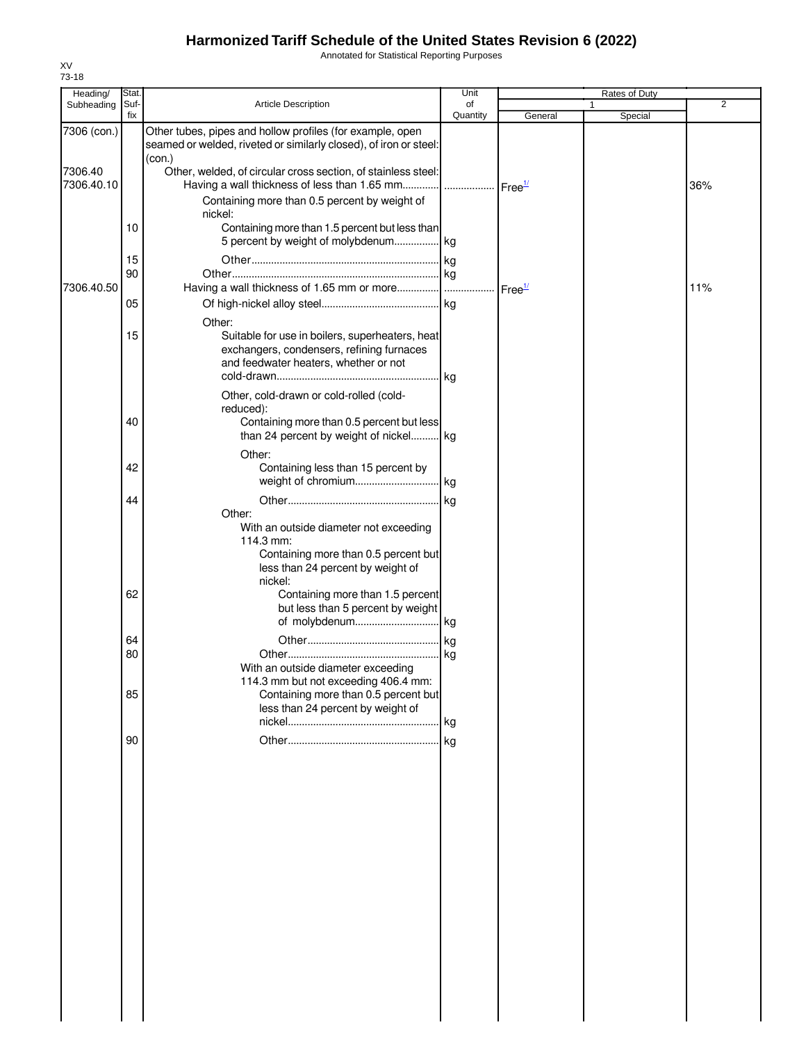# Harmonized Tariff Schedule of the United States Revision 6 (2022)

Annotated for Statistical Reporting Purposes

XV
73-18

| Heading/ Subheading | Stat. Suf- fix | Article Description | Unit of Quantity | Rates of Duty 1 General | Special | 2 |
|---|---|---|---|---|---|---|
| 7306 (con.) | | Other tubes, pipes and hollow profiles (for example, open seamed or welded, riveted or similarly closed), of iron or steel: (con.) | | | | |
| 7306.40 | | Other, welded, of circular cross section, of stainless steel: | | | | |
| 7306.40.10 | | Having a wall thickness of less than 1.65 mm | | Free[1/] | | 36% |
| | | Containing more than 0.5 percent by weight of nickel: | | | | |
| | 10 | Containing more than 1.5 percent but less than 5 percent by weight of molybdenum | kg | | | |
| | 15 | Other | kg | | | |
| | 90 | Other | kg | | | |
| 7306.40.50 | | Having a wall thickness of 1.65 mm or more | | Free[1/] | | 11% |
| | 05 | Of high-nickel alloy steel | kg | | | |
| | | Other: | | | | |
| | 15 | Suitable for use in boilers, superheaters, heat exchangers, condensers, refining furnaces and feedwater heaters, whether or not cold-drawn | kg | | | |
| | | Other, cold-drawn or cold-rolled (cold-reduced): | | | | |
| | 40 | Containing more than 0.5 percent but less than 24 percent by weight of nickel | kg | | | |
| | | Other: | | | | |
| | 42 | Containing less than 15 percent by weight of chromium | kg | | | |
| | 44 | Other | kg | | | |
| | | Other: | | | | |
| | | With an outside diameter not exceeding 114.3 mm: | | | | |
| | | Containing more than 0.5 percent but less than 24 percent by weight of nickel: | | | | |
| | 62 | Containing more than 1.5 percent but less than 5 percent by weight of molybdenum | kg | | | |
| | 64 | Other | kg | | | |
| | 80 | Other | kg | | | |
| | | With an outside diameter exceeding 114.3 mm but not exceeding 406.4 mm: | | | | |
| | 85 | Containing more than 0.5 percent but less than 24 percent by weight of nickel | kg | | | |
| | 90 | Other | kg | | | |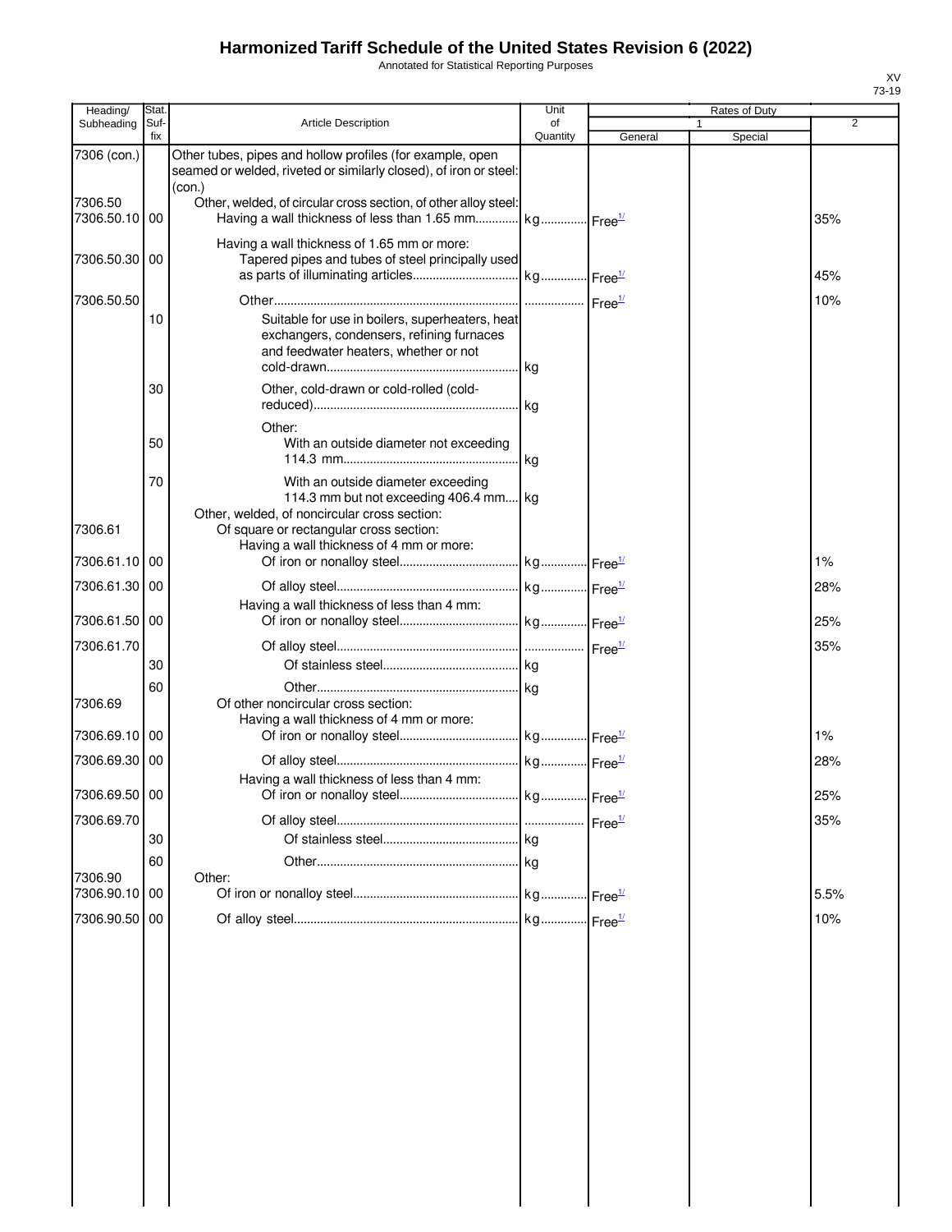# Harmonized Tariff Schedule of the United States Revision 6 (2022)

Annotated for Statistical Reporting Purposes

XV
73-19

| Heading/ Subheading | Stat. Suf- fix | Article Description | Unit of Quantity | Rates of Duty 1 General | Special | 2 |
|---|---|---|---|---|---|---|
| 7306 (con.) | | Other tubes, pipes and hollow profiles (for example, open seamed or welded, riveted or similarly closed), of iron or steel: (con.) | | | | |
| 7306.50 | | Other, welded, of circular cross section, of other alloy steel: | | | | |
| 7306.50.10 | 00 | Having a wall thickness of less than 1.65 mm | kg | Free[1/] | | 35% |
| | | Having a wall thickness of 1.65 mm or more: | | | | |
| 7306.50.30 | 00 | Tapered pipes and tubes of steel principally used as parts of illuminating articles | kg | Free[1/] | | 45% |
| 7306.50.50 | | Other | | Free[1/] | | 10% |
| | 10 | Suitable for use in boilers, superheaters, heat exchangers, condensers, refining furnaces and feedwater heaters, whether or not cold-drawn | kg | | | |
| | 30 | Other, cold-drawn or cold-rolled (cold-reduced) | kg | | | |
| | | Other: | | | | |
| | 50 | With an outside diameter not exceeding 114.3 mm | kg | | | |
| | 70 | With an outside diameter exceeding 114.3 mm but not exceeding 406.4 mm | kg | | | |
| | | Other, welded, of noncircular cross section: | | | | |
| 7306.61 | | Of square or rectangular cross section: | | | | |
| | | Having a wall thickness of 4 mm or more: | | | | |
| 7306.61.10 | 00 | Of iron or nonalloy steel | kg | Free[1/] | | 1% |
| 7306.61.30 | 00 | Of alloy steel | kg | Free[1/] | | 28% |
| | | Having a wall thickness of less than 4 mm: | | | | |
| 7306.61.50 | 00 | Of iron or nonalloy steel | kg | Free[1/] | | 25% |
| 7306.61.70 | | Of alloy steel | | Free[1/] | | 35% |
| | 30 | Of stainless steel | kg | | | |
| | 60 | Other | kg | | | |
| 7306.69 | | Of other noncircular cross section: | | | | |
| | | Having a wall thickness of 4 mm or more: | | | | |
| 7306.69.10 | 00 | Of iron or nonalloy steel | kg | Free[1/] | | 1% |
| 7306.69.30 | 00 | Of alloy steel | kg | Free[1/] | | 28% |
| | | Having a wall thickness of less than 4 mm: | | | | |
| 7306.69.50 | 00 | Of iron or nonalloy steel | kg | Free[1/] | | 25% |
| 7306.69.70 | | Of alloy steel | | Free[1/] | | 35% |
| | 30 | Of stainless steel | kg | | | |
| | 60 | Other | kg | | | |
| 7306.90 | | Other: | | | | |
| 7306.90.10 | 00 | Of iron or nonalloy steel | kg | Free[1/] | | 5.5% |
| 7306.90.50 | 00 | Of alloy steel | kg | Free[1/] | | 10% |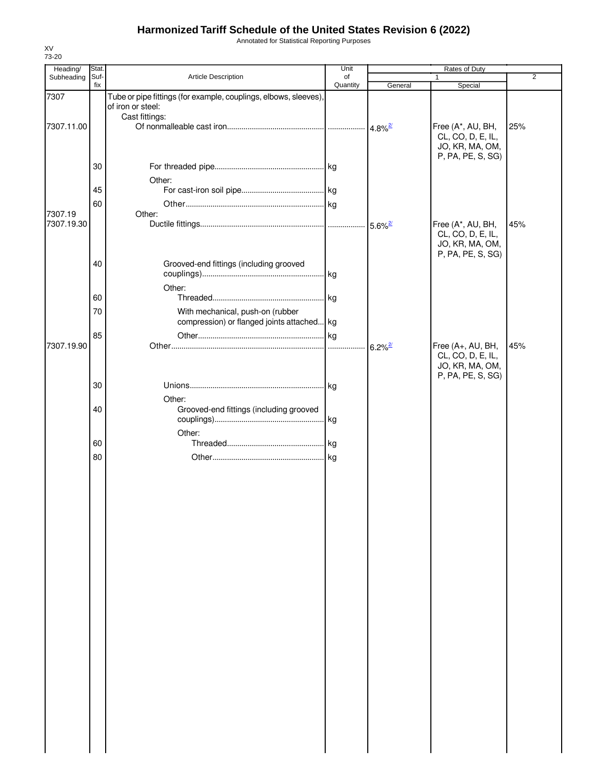# Harmonized Tariff Schedule of the United States Revision 6 (2022)

Annotated for Statistical Reporting Purposes

XV
73-20

| Heading/ Subheading | Stat. Suf- fix | Article Description | Unit of Quantity | Rates of Duty 1 General | Special | 2 |
|---|---|---|---|---|---|---|
| 7307 | | Tube or pipe fittings (for example, couplings, elbows, sleeves), of iron or steel: | | | | |
| | | Cast fittings: | | | | |
| 7307.11.00 | | Of nonmalleable cast iron | | 4.8%[2/] | Free (A*, AU, BH, CL, CO, D, E, IL, JO, KR, MA, OM, P, PA, PE, S, SG) | 25% |
| | 30 | For threaded pipe | kg | | | |
| | | Other: | | | | |
| | 45 | For cast-iron soil pipe | kg | | | |
| | 60 | Other | kg | | | |
| 7307.19 | | Other: | | | | |
| 7307.19.30 | | Ductile fittings | | 5.6%[2/] | Free (A*, AU, BH, CL, CO, D, E, IL, JO, KR, MA, OM, P, PA, PE, S, SG) | 45% |
| | 40 | Grooved-end fittings (including grooved couplings) | kg | | | |
| | | Other: | | | | |
| | 60 | Threaded | kg | | | |
| | 70 | With mechanical, push-on (rubber compression) or flanged joints attached | kg | | | |
| | 85 | Other | kg | | | |
| 7307.19.90 | | Other | | 6.2%[2/] | Free (A+, AU, BH, CL, CO, D, E, IL, JO, KR, MA, OM, P, PA, PE, S, SG) | 45% |
| | 30 | Unions | kg | | | |
| | | Other: | | | | |
| | 40 | Grooved-end fittings (including grooved couplings) | kg | | | |
| | | Other: | | | | |
| | 60 | Threaded | kg | | | |
| | 80 | Other | kg | | | |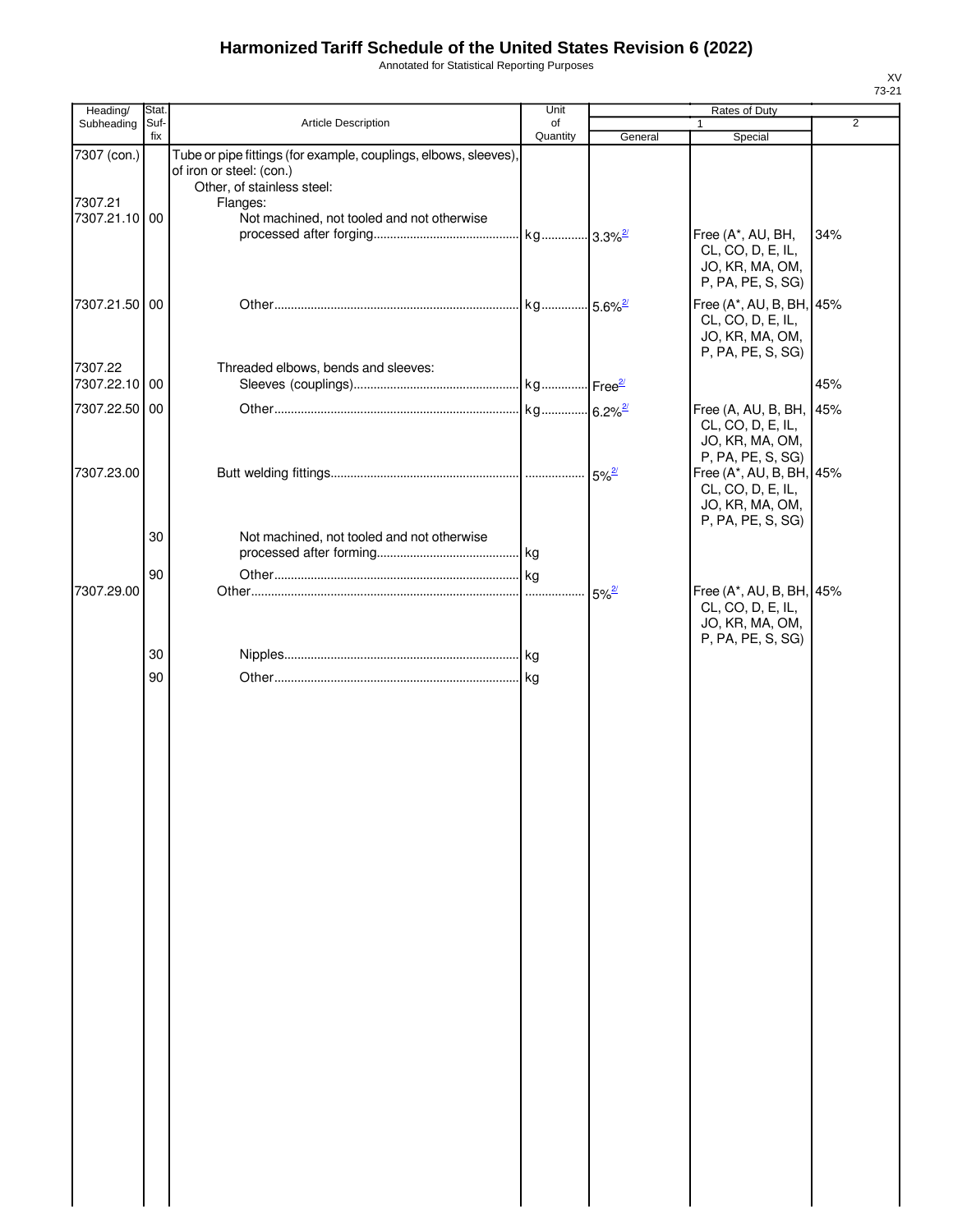# Harmonized Tariff Schedule of the United States Revision 6 (2022)

Annotated for Statistical Reporting Purposes

| Heading/ Subheading | Stat. Suf-fix | Article Description | Unit of Quantity | Rates of Duty 1 General | Rates of Duty 1 Special | Rates of Duty 2 |
|---|---|---|---|---|---|---|
| 7307 (con.) | | Tube or pipe fittings (for example, couplings, elbows, sleeves), of iron or steel: (con.) | | | | |
| | | Other, of stainless steel: | | | | |
| 7307.21 | | Flanges: | | | | |
| 7307.21.10 | 00 | Not machined, not tooled and not otherwise processed after forging | kg | 3.3%[2/] | Free (A*, AU, BH, CL, CO, D, E, IL, JO, KR, MA, OM, P, PA, PE, S, SG) | 34% |
| 7307.21.50 | 00 | Other | kg | 5.6%[2/] | Free (A*, AU, B, BH, CL, CO, D, E, IL, JO, KR, MA, OM, P, PA, PE, S, SG) | 45% |
| 7307.22 | | Threaded elbows, bends and sleeves: | | | | |
| 7307.22.10 | 00 | Sleeves (couplings) | kg | Free[2/] | | 45% |
| 7307.22.50 | 00 | Other | kg | 6.2%[2/] | Free (A, AU, B, BH, CL, CO, D, E, IL, JO, KR, MA, OM, P, PA, PE, S, SG) | 45% |
| 7307.23.00 | | Butt welding fittings | | 5%[2/] | Free (A*, AU, B, BH, CL, CO, D, E, IL, JO, KR, MA, OM, P, PA, PE, S, SG) | 45% |
| | 30 | Not machined, not tooled and not otherwise processed after forming | kg | | | |
| | 90 | Other | kg | | | |
| 7307.29.00 | | Other | | 5%[2/] | Free (A*, AU, B, BH, CL, CO, D, E, IL, JO, KR, MA, OM, P, PA, PE, S, SG) | 45% |
| | 30 | Nipples | kg | | | |
| | 90 | Other | kg | | | |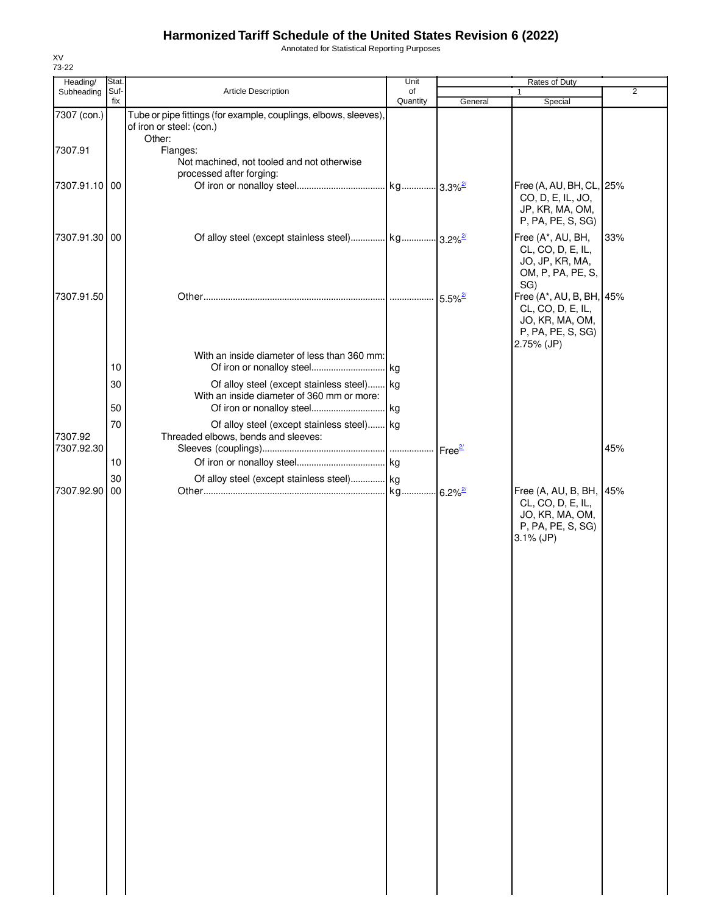# Harmonized Tariff Schedule of the United States Revision 6 (2022)

Annotated for Statistical Reporting Purposes

XV
73-22

| Heading/ Subheading | Stat. Suf- fix | Article Description | Unit of Quantity | Rates of Duty 1 General | Special | 2 |
|---|---|---|---|---|---|---|
| 7307 (con.) | | Tube or pipe fittings (for example, couplings, elbows, sleeves), of iron or steel: (con.) | | | | |
| | | Other: | | | | |
| 7307.91 | | Flanges: | | | | |
| | | Not machined, not tooled and not otherwise processed after forging: | | | | |
| 7307.91.10 | 00 | Of iron or nonalloy steel | kg | 3.3%[2/] | Free (A, AU, BH, CL, CO, D, E, IL, JO, JP, KR, MA, OM, P, PA, PE, S, SG) | 25% |
| 7307.91.30 | 00 | Of alloy steel (except stainless steel) | kg | 3.2%[2/] | Free (A*, AU, BH, CL, CO, D, E, IL, JO, JP, KR, MA, OM, P, PA, PE, S, SG) | 33% |
| 7307.91.50 | | Other | | 5.5%[2/] | Free (A*, AU, B, BH, CL, CO, D, E, IL, JO, KR, MA, OM, P, PA, PE, S, SG) 2.75% (JP) | 45% |
| | | With an inside diameter of less than 360 mm: | | | | |
| | 10 | Of iron or nonalloy steel | kg | | | |
| | 30 | Of alloy steel (except stainless steel) | kg | | | |
| | | With an inside diameter of 360 mm or more: | | | | |
| | 50 | Of iron or nonalloy steel | kg | | | |
| | 70 | Of alloy steel (except stainless steel) | kg | | | |
| 7307.92 | | Threaded elbows, bends and sleeves: | | | | |
| 7307.92.30 | | Sleeves (couplings) | | Free[2/] | | 45% |
| | 10 | Of iron or nonalloy steel | kg | | | |
| | 30 | Of alloy steel (except stainless steel) | kg | | | |
| 7307.92.90 | 00 | Other | kg | 6.2%[2/] | Free (A, AU, B, BH, CL, CO, D, E, IL, JO, KR, MA, OM, P, PA, PE, S, SG) 3.1% (JP) | 45% |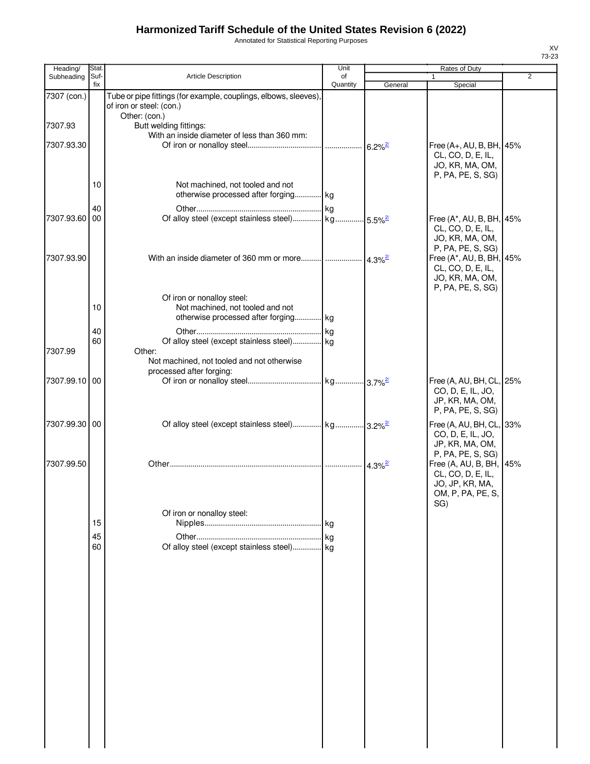# Harmonized Tariff Schedule of the United States Revision 6 (2022)

Annotated for Statistical Reporting Purposes

| Heading/ Subheading | Stat. Suf-fix | Article Description | Unit of Quantity | Rates of Duty 1 General | Rates of Duty 1 Special | Rates of Duty 2 |
|---|---|---|---|---|---|---|
| 7307 (con.) | | Tube or pipe fittings (for example, couplings, elbows, sleeves), of iron or steel: (con.) | | | | |
| | | Other: (con.) | | | | |
| 7307.93 | | Butt welding fittings: | | | | |
| | | With an inside diameter of less than 360 mm: | | | | |
| 7307.93.30 | | Of iron or nonalloy steel | | 6.2%[2/] | Free (A+, AU, B, BH, CL, CO, D, E, IL, JO, KR, MA, OM, P, PA, PE, S, SG) | 45% |
| | 10 | Not machined, not tooled and not otherwise processed after forging | kg | | | |
| | 40 | Other | kg | | | |
| 7307.93.60 | 00 | Of alloy steel (except stainless steel) | kg | 5.5%[2/] | Free (A*, AU, B, BH, CL, CO, D, E, IL, JO, KR, MA, OM, P, PA, PE, S, SG) | 45% |
| 7307.93.90 | | With an inside diameter of 360 mm or more | | 4.3%[2/] | Free (A*, AU, B, BH, CL, CO, D, E, IL, JO, KR, MA, OM, P, PA, PE, S, SG) | 45% |
| | | Of iron or nonalloy steel: | | | | |
| | 10 | Not machined, not tooled and not otherwise processed after forging | kg | | | |
| | 40 | Other | kg | | | |
| | 60 | Of alloy steel (except stainless steel) | kg | | | |
| 7307.99 | | Other: | | | | |
| | | Not machined, not tooled and not otherwise processed after forging: | | | | |
| 7307.99.10 | 00 | Of iron or nonalloy steel | kg | 3.7%[2/] | Free (A, AU, BH, CL, CO, D, E, IL, JO, JP, KR, MA, OM, P, PA, PE, S, SG) | 25% |
| 7307.99.30 | 00 | Of alloy steel (except stainless steel) | kg | 3.2%[2/] | Free (A, AU, BH, CL, CO, D, E, IL, JO, JP, KR, MA, OM, P, PA, PE, S, SG) | 33% |
| 7307.99.50 | | Other | | 4.3%[2/] | Free (A, AU, B, BH, CL, CO, D, E, IL, JO, JP, KR, MA, OM, P, PA, PE, S, SG) | 45% |
| | | Of iron or nonalloy steel: | | | | |
| | 15 | Nipples | kg | | | |
| | 45 | Other | kg | | | |
| | 60 | Of alloy steel (except stainless steel) | kg | | | |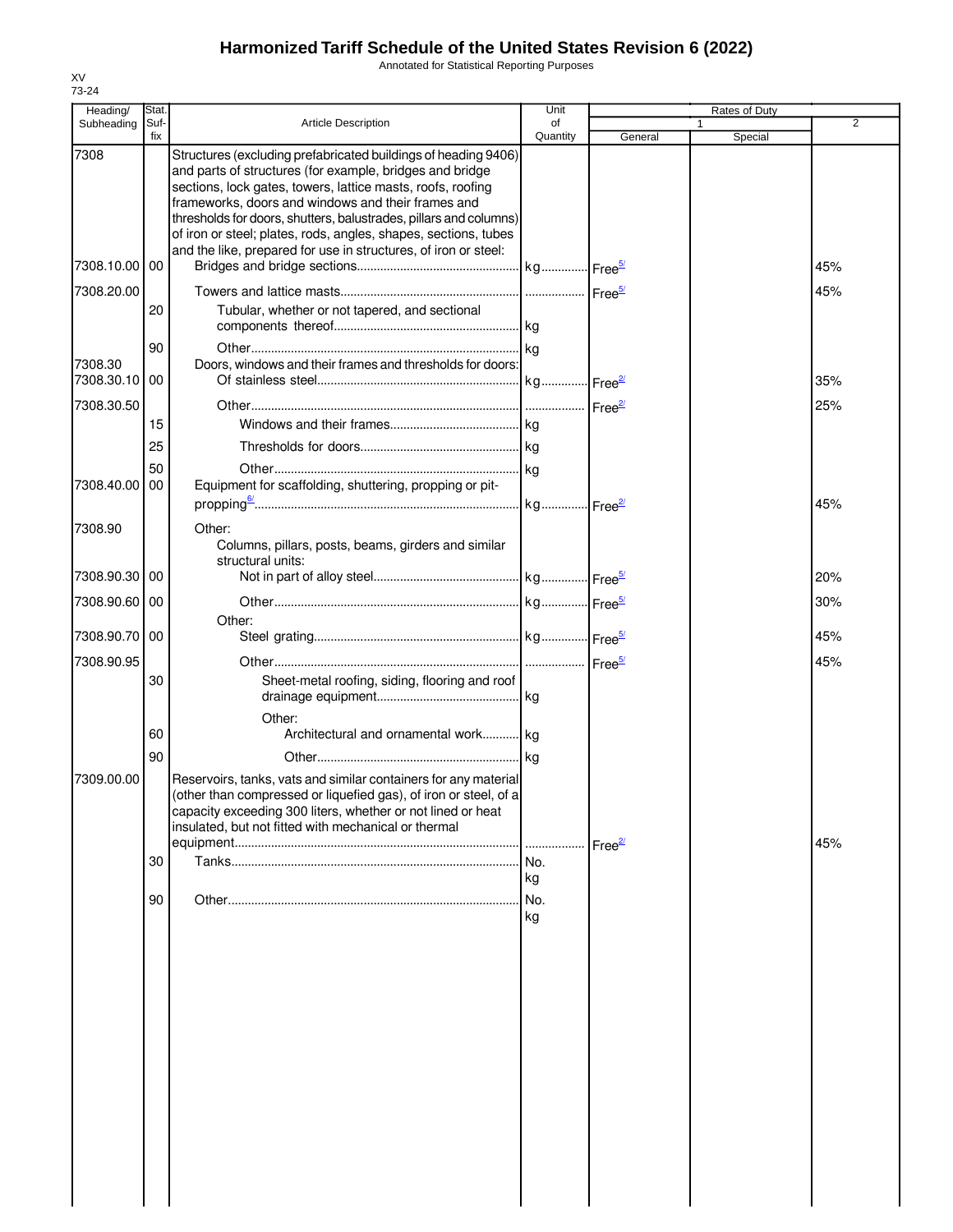# Harmonized Tariff Schedule of the United States Revision 6 (2022)

Annotated for Statistical Reporting Purposes

XV
73-24

| Heading/ Subheading | Stat. Suf-fix | Article Description | Unit of Quantity | Rates of Duty 1 General | Special | 2 |
|---|---|---|---|---|---|---|
| 7308 | | Structures (excluding prefabricated buildings of heading 9406) and parts of structures (for example, bridges and bridge sections, lock gates, towers, lattice masts, roofs, roofing frameworks, doors and windows and their frames and thresholds for doors, shutters, balustrades, pillars and columns) of iron or steel; plates, rods, angles, shapes, sections, tubes and the like, prepared for use in structures, of iron or steel: | | | | |
| 7308.10.00 | 00 | Bridges and bridge sections | kg | Free[5/] | | 45% |
| 7308.20.00 | | Towers and lattice masts | | Free[5/] | | 45% |
| | 20 | Tubular, whether or not tapered, and sectional components thereof | kg | | | |
| | 90 | Other | kg | | | |
| 7308.30 | | Doors, windows and their frames and thresholds for doors: | | | | |
| 7308.30.10 | 00 | Of stainless steel | kg | Free[2/] | | 35% |
| 7308.30.50 | | Other | | Free[2/] | | 25% |
| | 15 | Windows and their frames | kg | | | |
| | 25 | Thresholds for doors | kg | | | |
| | 50 | Other | kg | | | |
| 7308.40.00 | 00 | Equipment for scaffolding, shuttering, propping or pit-propping[6/] | kg | Free[2/] | | 45% |
| 7308.90 | | Other: | | | | |
| | | Columns, pillars, posts, beams, girders and similar structural units: | | | | |
| 7308.90.30 | 00 | Not in part of alloy steel | kg | Free[5/] | | 20% |
| 7308.90.60 | 00 | Other | kg | Free[5/] | | 30% |
| | | Other: | | | | |
| 7308.90.70 | 00 | Steel grating | kg | Free[5/] | | 45% |
| 7308.90.95 | | Other | | Free[5/] | | 45% |
| | 30 | Sheet-metal roofing, siding, flooring and roof drainage equipment | kg | | | |
| | | Other: | | | | |
| | 60 | Architectural and ornamental work | kg | | | |
| | 90 | Other | kg | | | |
| 7309.00.00 | | Reservoirs, tanks, vats and similar containers for any material (other than compressed or liquefied gas), of iron or steel, of a capacity exceeding 300 liters, whether or not lined or heat insulated, but not fitted with mechanical or thermal equipment | | Free[2/] | | 45% |
| | 30 | Tanks | No. kg | | | |
| | 90 | Other | No. kg | | | |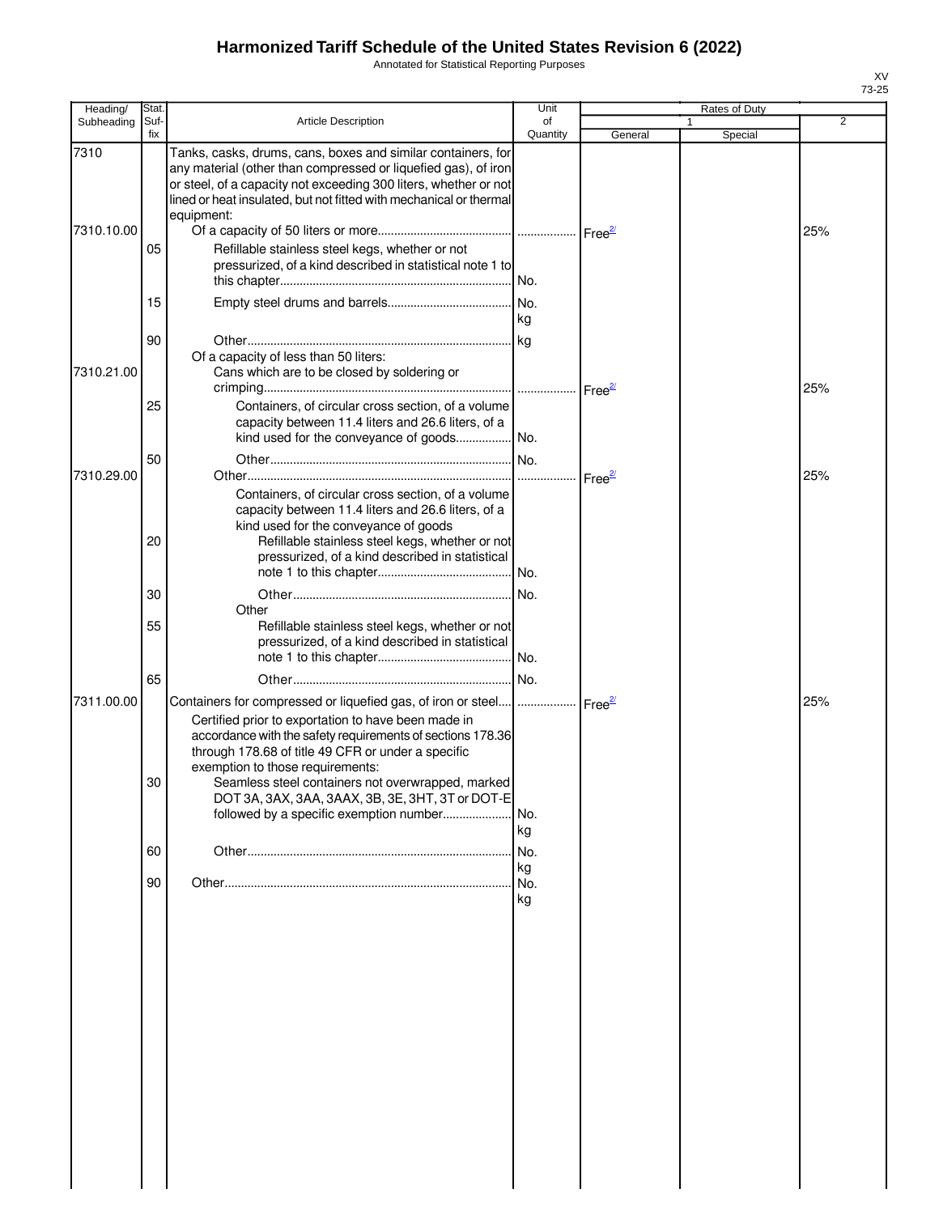# Harmonized Tariff Schedule of the United States Revision 6 (2022)

Annotated for Statistical Reporting Purposes

XV
73-25

| Heading/ Subheading | Stat. Suf- fix | Article Description | Unit of Quantity | Rates of Duty 1 General | Special | 2 |
|---|---|---|---|---|---|---|
| 7310 | | Tanks, casks, drums, cans, boxes and similar containers, for any material (other than compressed or liquefied gas), of iron or steel, of a capacity not exceeding 300 liters, whether or not lined or heat insulated, but not fitted with mechanical or thermal equipment: | | | | |
| 7310.10.00 | | Of a capacity of 50 liters or more | | Free[2/] | | 25% |
| | 05 | Refillable stainless steel kegs, whether or not pressurized, of a kind described in statistical note 1 to this chapter | No. | | | |
| | 15 | Empty steel drums and barrels | No. kg | | | |
| | 90 | Other | kg | | | |
| | | Of a capacity of less than 50 liters: | | | | |
| 7310.21.00 | | Cans which are to be closed by soldering or crimping | | Free[2/] | | 25% |
| | 25 | Containers, of circular cross section, of a volume capacity between 11.4 liters and 26.6 liters, of a kind used for the conveyance of goods | No. | | | |
| | 50 | Other | No. | | | |
| 7310.29.00 | | Other | | Free[2/] | | 25% |
| | | Containers, of circular cross section, of a volume capacity between 11.4 liters and 26.6 liters, of a kind used for the conveyance of goods | | | | |
| | 20 | Refillable stainless steel kegs, whether or not pressurized, of a kind described in statistical note 1 to this chapter | No. | | | |
| | 30 | Other | No. | | | |
| | | Other | | | | |
| | 55 | Refillable stainless steel kegs, whether or not pressurized, of a kind described in statistical note 1 to this chapter | No. | | | |
| | 65 | Other | No. | | | |
| 7311.00.00 | | Containers for compressed or liquefied gas, of iron or steel | | Free[2/] | | 25% |
| | | Certified prior to exportation to have been made in accordance with the safety requirements of sections 178.36 through 178.68 of title 49 CFR or under a specific exemption to those requirements: | | | | |
| | 30 | Seamless steel containers not overwrapped, marked DOT 3A, 3AX, 3AA, 3AAX, 3B, 3E, 3HT, 3T or DOT-E followed by a specific exemption number | No. kg | | | |
| | 60 | Other | No. kg | | | |
| | 90 | Other | No. kg | | | |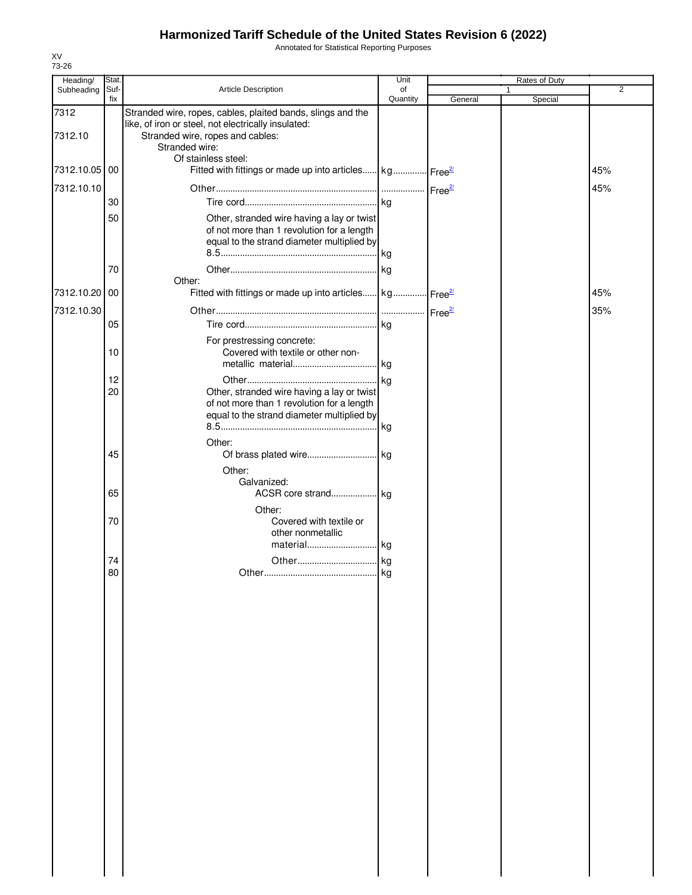# Harmonized Tariff Schedule of the United States Revision 6 (2022)

Annotated for Statistical Reporting Purposes

XV
73-26

| Heading/ Subheading | Stat. Suf- fix | Article Description | Unit of Quantity | Rates of Duty 1 General | Rates of Duty 1 Special | Rates of Duty 2 |
|---|---|---|---|---|---|---|
| 7312 | | Stranded wire, ropes, cables, plaited bands, slings and the like, of iron or steel, not electrically insulated: | | | | |
| 7312.10 | | Stranded wire, ropes and cables: | | | | |
| | | Stranded wire: | | | | |
| | | Of stainless steel: | | | | |
| 7312.10.05 | 00 | Fitted with fittings or made up into articles | kg | Free[2/] | | 45% |
| 7312.10.10 | | Other | | Free[2/] | | 45% |
| | 30 | Tire cord | kg | | | |
| | 50 | Other, stranded wire having a lay or twist of not more than 1 revolution for a length equal to the strand diameter multiplied by 8.5 | kg | | | |
| | 70 | Other | kg | | | |
| | | Other: | | | | |
| 7312.10.20 | 00 | Fitted with fittings or made up into articles | kg | Free[2/] | | 45% |
| 7312.10.30 | | Other | | Free[2/] | | 35% |
| | 05 | Tire cord | kg | | | |
| | | For prestressing concrete: | | | | |
| | 10 | Covered with textile or other non-metallic material | kg | | | |
| | 12 | Other | kg | | | |
| | 20 | Other, stranded wire having a lay or twist of not more than 1 revolution for a length equal to the strand diameter multiplied by 8.5 | kg | | | |
| | | Other: | | | | |
| | 45 | Of brass plated wire | kg | | | |
| | | Other: | | | | |
| | | Galvanized: | | | | |
| | 65 | ACSR core strand | kg | | | |
| | | Other: | | | | |
| | 70 | Covered with textile or other nonmetallic material | kg | | | |
| | 74 | Other | kg | | | |
| | 80 | Other | kg | | | |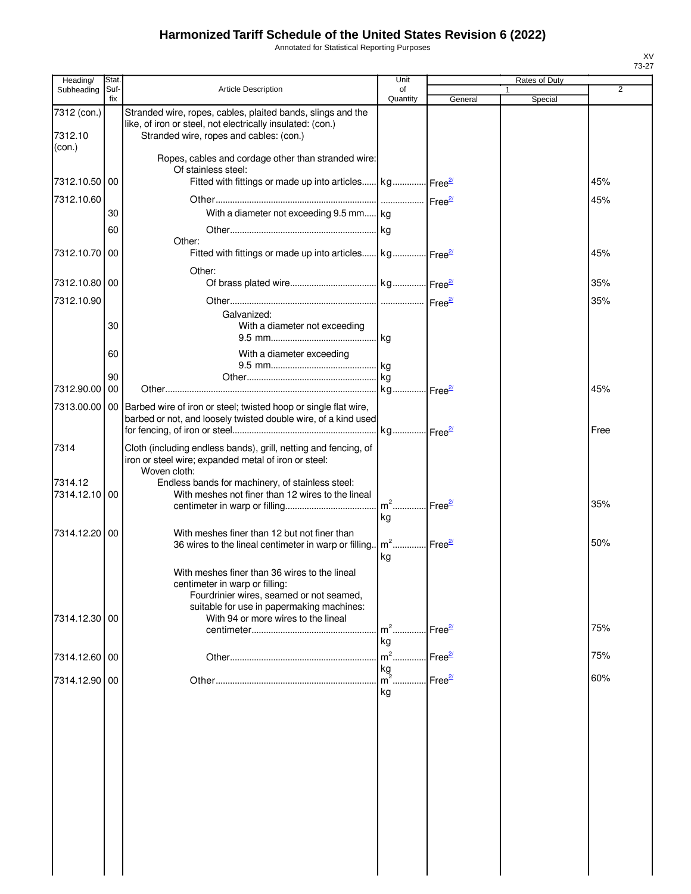# Harmonized Tariff Schedule of the United States Revision 6 (2022)

Annotated for Statistical Reporting Purposes

XV
73-27

| Heading/ Subheading | Stat. Suf- fix | Article Description | Unit of Quantity | Rates of Duty 1 General | Special | 2 |
|---|---|---|---|---|---|---|
| 7312 (con.) | | Stranded wire, ropes, cables, plaited bands, slings and the like, of iron or steel, not electrically insulated: (con.) | | | | |
| 7312.10 (con.) | | Stranded wire, ropes and cables: (con.) | | | | |
| | | Ropes, cables and cordage other than stranded wire: | | | | |
| | | Of stainless steel: | | | | |
| 7312.10.50 | 00 | Fitted with fittings or made up into articles | kg | Free[2/] | | 45% |
| 7312.10.60 | | Other | | Free[2/] | | 45% |
| | 30 | With a diameter not exceeding 9.5 mm | kg | | | |
| | 60 | Other | kg | | | |
| | | Other: | | | | |
| 7312.10.70 | 00 | Fitted with fittings or made up into articles | kg | Free[2/] | | 45% |
| | | Other: | | | | |
| 7312.10.80 | 00 | Of brass plated wire | kg | Free[2/] | | 35% |
| 7312.10.90 | | Other | | Free[2/] | | 35% |
| | | Galvanized: | | | | |
| | 30 | With a diameter not exceeding 9.5 mm | kg | | | |
| | 60 | With a diameter exceeding 9.5 mm | kg | | | |
| | 90 | Other | kg | | | |
| 7312.90.00 | 00 | Other | kg | Free[2/] | | 45% |
| 7313.00.00 | 00 | Barbed wire of iron or steel; twisted hoop or single flat wire, barbed or not, and loosely twisted double wire, of a kind used for fencing, of iron or steel | kg | Free[2/] | | Free |
| 7314 | | Cloth (including endless bands), grill, netting and fencing, of iron or steel wire; expanded metal of iron or steel: | | | | |
| | | Woven cloth: | | | | |
| 7314.12 | | Endless bands for machinery, of stainless steel: | | | | |
| 7314.12.10 | 00 | With meshes not finer than 12 wires to the lineal centimeter in warp or filling | $m^2$ kg | Free[2/] | | 35% |
| 7314.12.20 | 00 | With meshes finer than 12 but not finer than 36 wires to the lineal centimeter in warp or filling | $m^2$ kg | Free[2/] | | 50% |
| | | With meshes finer than 36 wires to the lineal centimeter in warp or filling: | | | | |
| | | Fourdrinier wires, seamed or not seamed, suitable for use in papermaking machines: | | | | |
| 7314.12.30 | 00 | With 94 or more wires to the lineal centimeter | $m^2$ kg | Free[2/] | | 75% |
| 7314.12.60 | 00 | Other | $m^2$ kg | Free[2/] | | 75% |
| 7314.12.90 | 00 | Other | $m^2$ kg | Free[2/] | | 60% |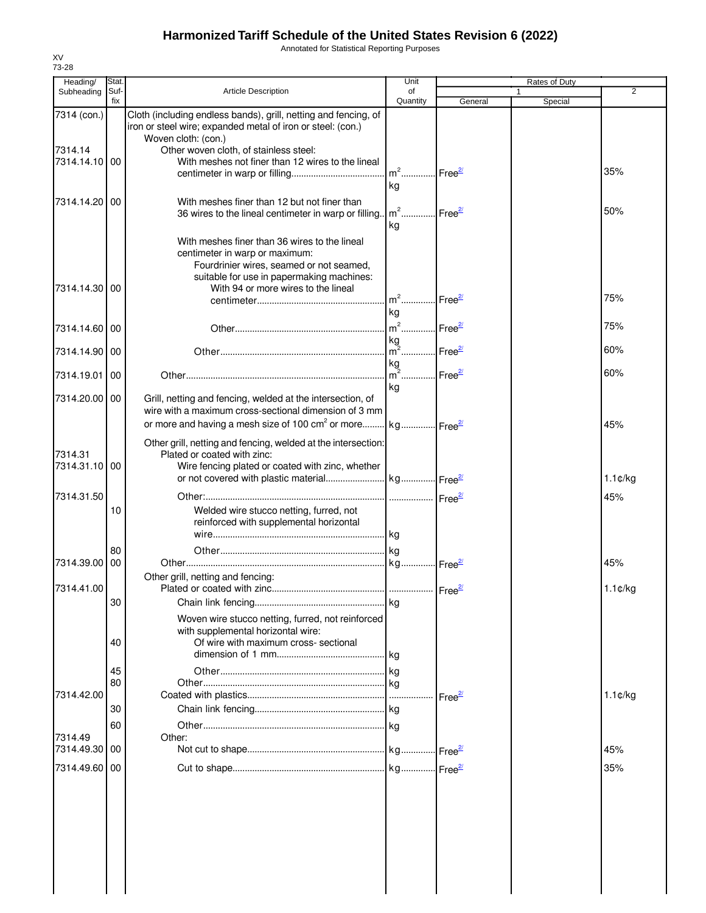# Harmonized Tariff Schedule of the United States Revision 6 (2022)

Annotated for Statistical Reporting Purposes

XV
73-28

| Heading/ Subheading | Stat. Suf-fix | Article Description | Unit of Quantity | Rates of Duty 1 General | Special | 2 |
|---|---|---|---|---|---|---|
| 7314 (con.) | | Cloth (including endless bands), grill, netting and fencing, of iron or steel wire; expanded metal of iron or steel: (con.) | | | | |
| | | Woven cloth: (con.) | | | | |
| 7314.14 | | Other woven cloth, of stainless steel: | | | | |
| 7314.14.10 | 00 | With meshes not finer than 12 wires to the lineal centimeter in warp or filling | $m^2$ kg | Free[2/] | | 35% |
| 7314.14.20 | 00 | With meshes finer than 12 but not finer than 36 wires to the lineal centimeter in warp or filling | $m^2$ kg | Free[2/] | | 50% |
| | | With meshes finer than 36 wires to the lineal centimeter in warp or maximum: | | | | |
| | | Fourdrinier wires, seamed or not seamed, suitable for use in papermaking machines: | | | | |
| 7314.14.30 | 00 | With 94 or more wires to the lineal centimeter | $m^2$ kg | Free[2/] | | 75% |
| 7314.14.60 | 00 | Other | $m^2$ kg | Free[2/] | | 75% |
| 7314.14.90 | 00 | Other | $m^2$ kg | Free[2/] | | 60% |
| 7314.19.01 | 00 | Other | $m^2$ kg | Free[2/] | | 60% |
| 7314.20.00 | 00 | Grill, netting and fencing, welded at the intersection, of wire with a maximum cross-sectional dimension of 3 mm or more and having a mesh size of 100 $cm^2$ or more | kg | Free[2/] | | 45% |
| | | Other grill, netting and fencing, welded at the intersection: | | | | |
| 7314.31 | | Plated or coated with zinc: | | | | |
| 7314.31.10 | 00 | Wire fencing plated or coated with zinc, whether or not covered with plastic material | kg | Free[2/] | | 1.1¢/kg |
| 7314.31.50 | | Other: | | Free[2/] | | 45% |
| | 10 | Welded wire stucco netting, furred, not reinforced with supplemental horizontal wire | kg | | | |
| | 80 | Other | kg | | | |
| 7314.39.00 | 00 | Other | kg | Free[2/] | | 45% |
| | | Other grill, netting and fencing: | | | | |
| 7314.41.00 | | Plated or coated with zinc | | Free[2/] | | 1.1¢/kg |
| | 30 | Chain link fencing | kg | | | |
| | | Woven wire stucco netting, furred, not reinforced with supplemental horizontal wire: | | | | |
| | 40 | Of wire with maximum cross- sectional dimension of 1 mm | kg | | | |
| | 45 | Other | kg | | | |
| | 80 | Other | kg | | | |
| 7314.42.00 | | Coated with plastics | | Free[2/] | | 1.1¢/kg |
| | 30 | Chain link fencing | kg | | | |
| | 60 | Other | kg | | | |
| 7314.49 | | Other: | | | | |
| 7314.49.30 | 00 | Not cut to shape | kg | Free[2/] | | 45% |
| 7314.49.60 | 00 | Cut to shape | kg | Free[2/] | | 35% |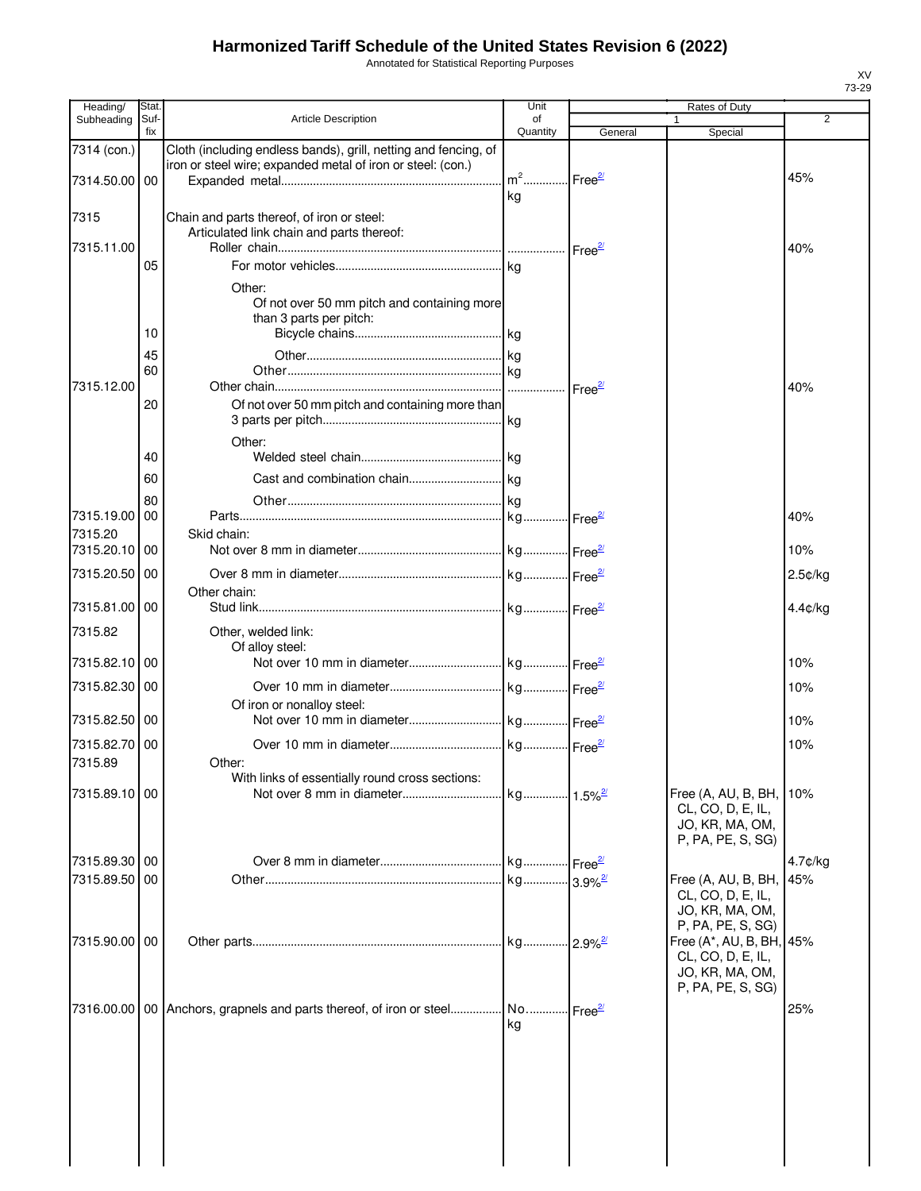# Harmonized Tariff Schedule of the United States Revision 6 (2022)

Annotated for Statistical Reporting Purposes

XV
73-29

| Heading/ Subheading | Stat. Suf- fix | Article Description | Unit of Quantity | Rates of Duty 1 General | Special | 2 |
|---|---|---|---|---|---|---|
| 7314 (con.) | | Cloth (including endless bands), grill, netting and fencing, of iron or steel wire; expanded metal of iron or steel: (con.) | | | | |
| 7314.50.00 | 00 | Expanded metal | m² kg | Free[2/] | | 45% |
| 7315 | | Chain and parts thereof, of iron or steel: | | | | |
| | | Articulated link chain and parts thereof: | | | | |
| 7315.11.00 | | Roller chain | | Free[2/] | | 40% |
| | 05 | For motor vehicles | kg | | | |
| | | Other: | | | | |
| | | Of not over 50 mm pitch and containing more than 3 parts per pitch: | | | | |
| | 10 | Bicycle chains | kg | | | |
| | 45 | Other | kg | | | |
| | 60 | Other | kg | | | |
| 7315.12.00 | | Other chain | | Free[2/] | | 40% |
| | 20 | Of not over 50 mm pitch and containing more than 3 parts per pitch | kg | | | |
| | | Other: | | | | |
| | 40 | Welded steel chain | kg | | | |
| | 60 | Cast and combination chain | kg | | | |
| | 80 | Other | kg | | | |
| 7315.19.00 | 00 | Parts | kg | Free[2/] | | 40% |
| 7315.20 | | Skid chain: | | | | |
| 7315.20.10 | 00 | Not over 8 mm in diameter | kg | Free[2/] | | 10% |
| 7315.20.50 | 00 | Over 8 mm in diameter | kg | Free[2/] | | 2.5¢/kg |
| | | Other chain: | | | | |
| 7315.81.00 | 00 | Stud link | kg | Free[2/] | | 4.4¢/kg |
| 7315.82 | | Other, welded link: | | | | |
| | | Of alloy steel: | | | | |
| 7315.82.10 | 00 | Not over 10 mm in diameter | kg | Free[2/] | | 10% |
| 7315.82.30 | 00 | Over 10 mm in diameter | kg | Free[2/] | | 10% |
| | | Of iron or nonalloy steel: | | | | |
| 7315.82.50 | 00 | Not over 10 mm in diameter | kg | Free[2/] | | 10% |
| 7315.82.70 | 00 | Over 10 mm in diameter | kg | Free[2/] | | 10% |
| 7315.89 | | Other: | | | | |
| | | With links of essentially round cross sections: | | | | |
| 7315.89.10 | 00 | Not over 8 mm in diameter | kg | 1.5%[2/] | Free (A, AU, B, BH, CL, CO, D, E, IL, JO, KR, MA, OM, P, PA, PE, S, SG) | 10% |
| 7315.89.30 | 00 | Over 8 mm in diameter | kg | Free[2/] | | 4.7¢/kg |
| 7315.89.50 | 00 | Other | kg | 3.9%[2/] | Free (A, AU, B, BH, CL, CO, D, E, IL, JO, KR, MA, OM, P, PA, PE, S, SG) | 45% |
| 7315.90.00 | 00 | Other parts | kg | 2.9%[2/] | Free (A*, AU, B, BH, CL, CO, D, E, IL, JO, KR, MA, OM, P, PA, PE, S, SG) | 45% |
| 7316.00.00 | 00 | Anchors, grapnels and parts thereof, of iron or steel | No. kg | Free[2/] | | 25% |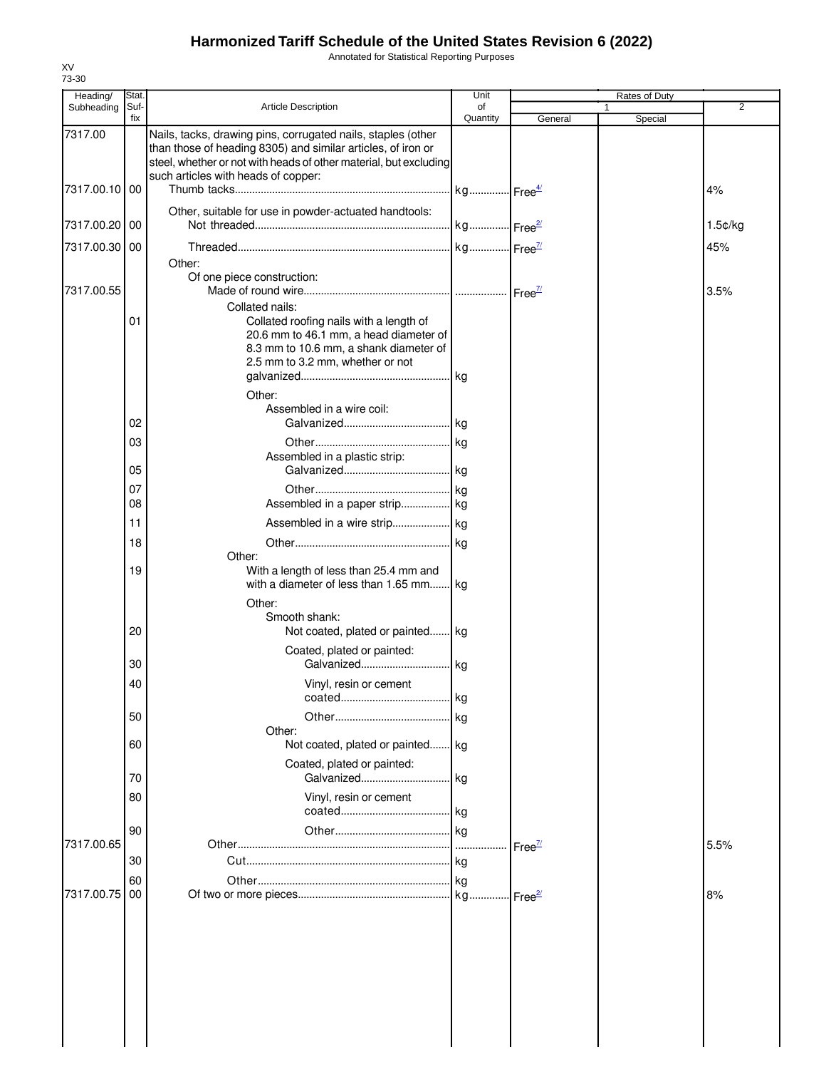# Harmonized Tariff Schedule of the United States Revision 6 (2022)

Annotated for Statistical Reporting Purposes

XV
73-30

| Heading/ Subheading | Stat. Suf- fix | Article Description | Unit of Quantity | Rates of Duty 1 General | 1 Special | 2 |
|---|---|---|---|---|---|---|
| 7317.00 | | Nails, tacks, drawing pins, corrugated nails, staples (other than those of heading 8305) and similar articles, of iron or steel, whether or not with heads of other material, but excluding such articles with heads of copper: | | | | |
| 7317.00.10 | 00 | Thumb tacks | kg | Free[4/] | | 4% |
| | | Other, suitable for use in powder-actuated handtools: | | | | |
| 7317.00.20 | 00 | Not threaded | kg | Free[2/] | | 1.5¢/kg |
| 7317.00.30 | 00 | Threaded | kg | Free[7/] | | 45% |
| | | Other: | | | | |
| | | Of one piece construction: | | | | |
| 7317.00.55 | | Made of round wire | | Free[7/] | | 3.5% |
| | | Collated nails: | | | | |
| | 01 | Collated roofing nails with a length of 20.6 mm to 46.1 mm, a head diameter of 8.3 mm to 10.6 mm, a shank diameter of 2.5 mm to 3.2 mm, whether or not galvanized | kg | | | |
| | | Other: | | | | |
| | | Assembled in a wire coil: | | | | |
| | 02 | Galvanized | kg | | | |
| | 03 | Other | kg | | | |
| | | Assembled in a plastic strip: | | | | |
| | 05 | Galvanized | kg | | | |
| | 07 | Other | kg | | | |
| | 08 | Assembled in a paper strip | kg | | | |
| | 11 | Assembled in a wire strip | kg | | | |
| | 18 | Other | kg | | | |
| | | Other: | | | | |
| | 19 | With a length of less than 25.4 mm and with a diameter of less than 1.65 mm | kg | | | |
| | | Other: | | | | |
| | | Smooth shank: | | | | |
| | 20 | Not coated, plated or painted | kg | | | |
| | | Coated, plated or painted: | | | | |
| | 30 | Galvanized | kg | | | |
| | 40 | Vinyl, resin or cement coated | kg | | | |
| | 50 | Other | kg | | | |
| | | Other: | | | | |
| | 60 | Not coated, plated or painted | kg | | | |
| | | Coated, plated or painted: | | | | |
| | 70 | Galvanized | kg | | | |
| | 80 | Vinyl, resin or cement coated | kg | | | |
| | 90 | Other | kg | | | |
| 7317.00.65 | | Other | | Free[7/] | | 5.5% |
| | 30 | Cut | kg | | | |
| | 60 | Other | kg | | | |
| 7317.00.75 | 00 | Of two or more pieces | kg | Free[2/] | | 8% |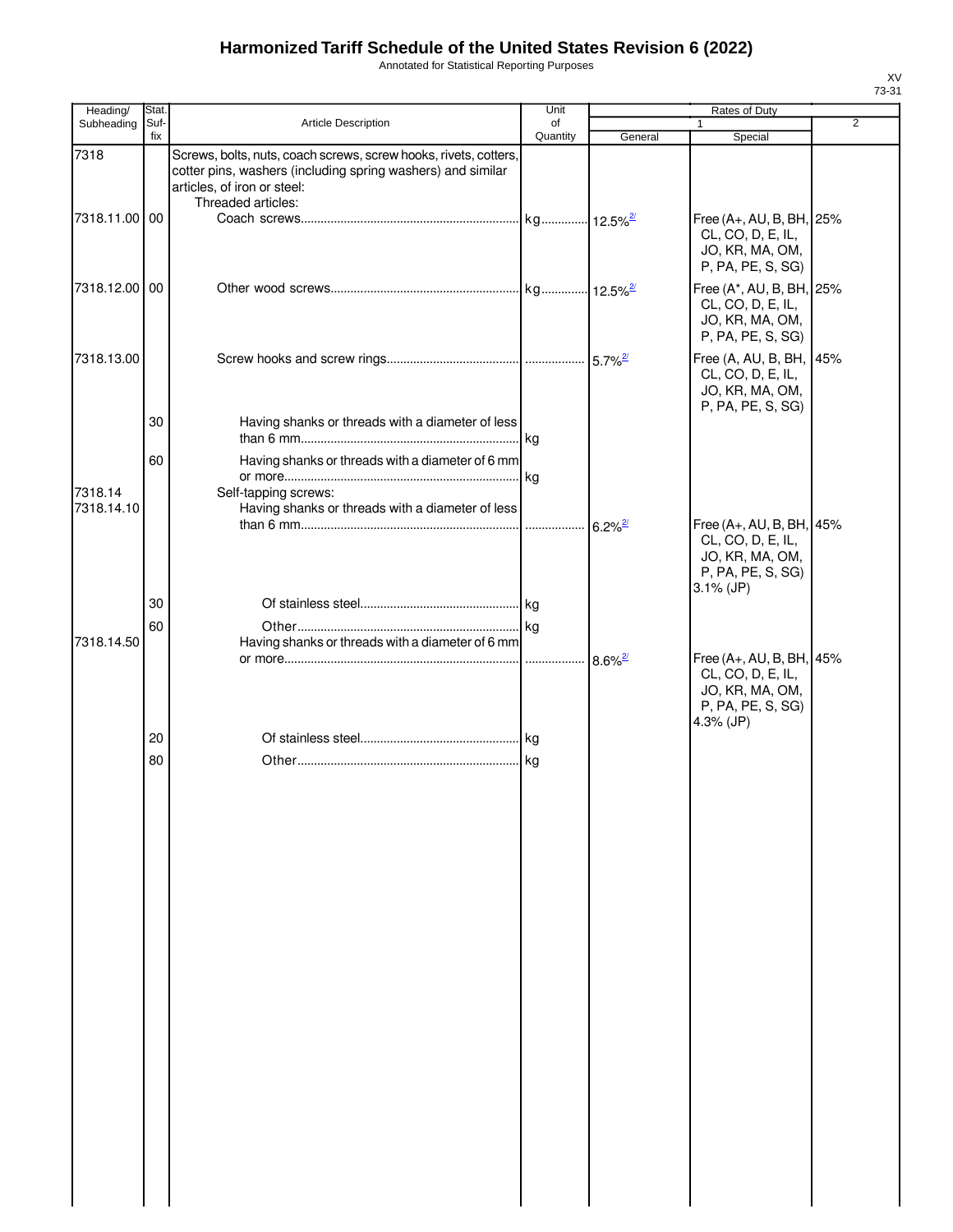# Harmonized Tariff Schedule of the United States Revision 6 (2022)

Annotated for Statistical Reporting Purposes

XV
73-31

| Heading/ Subheading | Stat. Suf- fix | Article Description | Unit of Quantity | Rates of Duty 1 General | Rates of Duty 1 Special | Rates of Duty 2 |
|---|---|---|---|---|---|---|
| 7318 | | Screws, bolts, nuts, coach screws, screw hooks, rivets, cotters, cotter pins, washers (including spring washers) and similar articles, of iron or steel: | | | | |
| | | Threaded articles: | | | | |
| 7318.11.00 | 00 | Coach screws | kg | 12.5%[2/] | Free (A+, AU, B, BH, CL, CO, D, E, IL, JO, KR, MA, OM, P, PA, PE, S, SG) | 25% |
| 7318.12.00 | 00 | Other wood screws | kg | 12.5%[2/] | Free (A*, AU, B, BH, CL, CO, D, E, IL, JO, KR, MA, OM, P, PA, PE, S, SG) | 25% |
| 7318.13.00 | | Screw hooks and screw rings | | 5.7%[2/] | Free (A, AU, B, BH, CL, CO, D, E, IL, JO, KR, MA, OM, P, PA, PE, S, SG) | 45% |
| | 30 | Having shanks or threads with a diameter of less than 6 mm | kg | | | |
| | 60 | Having shanks or threads with a diameter of 6 mm or more | kg | | | |
| 7318.14 | | Self-tapping screws: | | | | |
| 7318.14.10 | | Having shanks or threads with a diameter of less than 6 mm | | 6.2%[2/] | Free (A+, AU, B, BH, CL, CO, D, E, IL, JO, KR, MA, OM, P, PA, PE, S, SG) 3.1% (JP) | 45% |
| | 30 | Of stainless steel | kg | | | |
| | 60 | Other | kg | | | |
| 7318.14.50 | | Having shanks or threads with a diameter of 6 mm or more | | 8.6%[2/] | Free (A+, AU, B, BH, CL, CO, D, E, IL, JO, KR, MA, OM, P, PA, PE, S, SG) 4.3% (JP) | 45% |
| | 20 | Of stainless steel | kg | | | |
| | 80 | Other | kg | | | |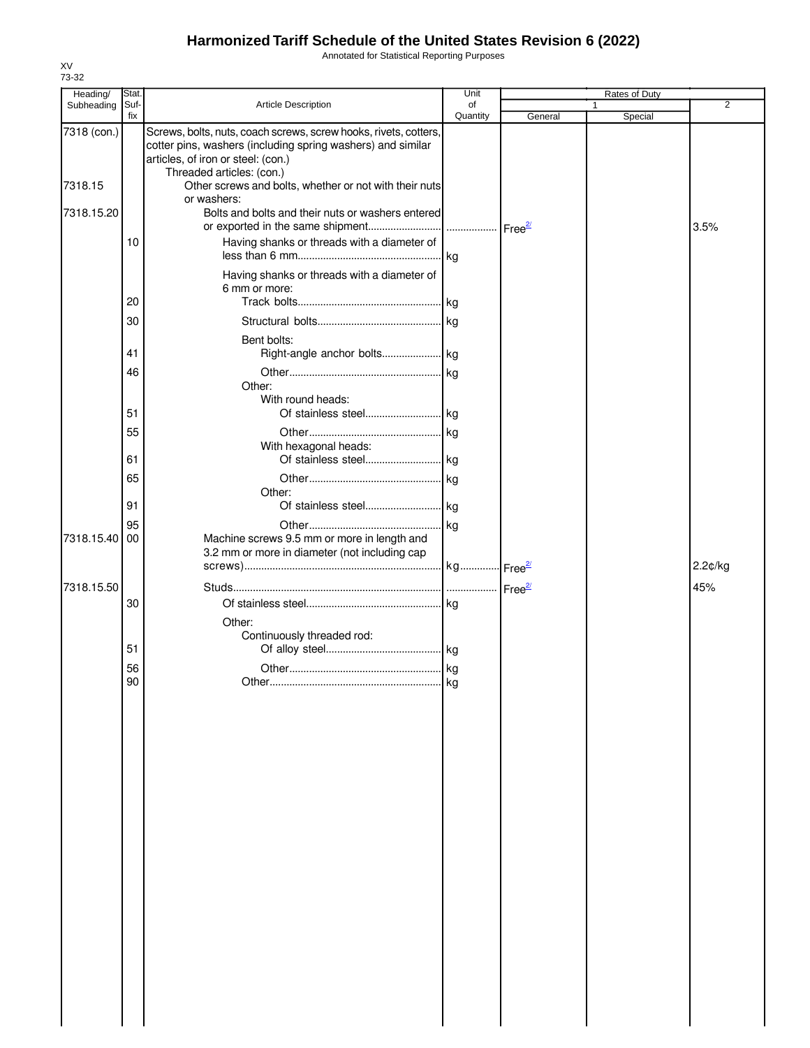# Harmonized Tariff Schedule of the United States Revision 6 (2022)

Annotated for Statistical Reporting Purposes

XV
73-32

| Heading/ Subheading | Stat. Suf-fix | Article Description | Unit of Quantity | Rates of Duty 1 General | Special | 2 |
|---|---|---|---|---|---|---|
| 7318 (con.) | | Screws, bolts, nuts, coach screws, screw hooks, rivets, cotters, cotter pins, washers (including spring washers) and similar articles, of iron or steel: (con.) | | | | |
| | | Threaded articles: (con.) | | | | |
| 7318.15 | | Other screws and bolts, whether or not with their nuts or washers: | | | | |
| 7318.15.20 | | Bolts and bolts and their nuts or washers entered or exported in the same shipment | | Free[2/] | | 3.5% |
| | 10 | Having shanks or threads with a diameter of less than 6 mm | kg | | | |
| | | Having shanks or threads with a diameter of 6 mm or more: | | | | |
| | 20 | Track bolts | kg | | | |
| | 30 | Structural bolts | kg | | | |
| | | Bent bolts: | | | | |
| | 41 | Right-angle anchor bolts | kg | | | |
| | 46 | Other | kg | | | |
| | | Other: | | | | |
| | | With round heads: | | | | |
| | 51 | Of stainless steel | kg | | | |
| | 55 | Other | kg | | | |
| | | With hexagonal heads: | | | | |
| | 61 | Of stainless steel | kg | | | |
| | 65 | Other | kg | | | |
| | | Other: | | | | |
| | 91 | Of stainless steel | kg | | | |
| | 95 | Other | kg | | | |
| 7318.15.40 | 00 | Machine screws 9.5 mm or more in length and 3.2 mm or more in diameter (not including cap screws) | kg | Free[2/] | | 2.2¢/kg |
| 7318.15.50 | | Studs | | Free[2/] | | 45% |
| | 30 | Of stainless steel | kg | | | |
| | | Other: | | | | |
| | | Continuously threaded rod: | | | | |
| | 51 | Of alloy steel | kg | | | |
| | 56 | Other | kg | | | |
| | 90 | Other | kg | | | |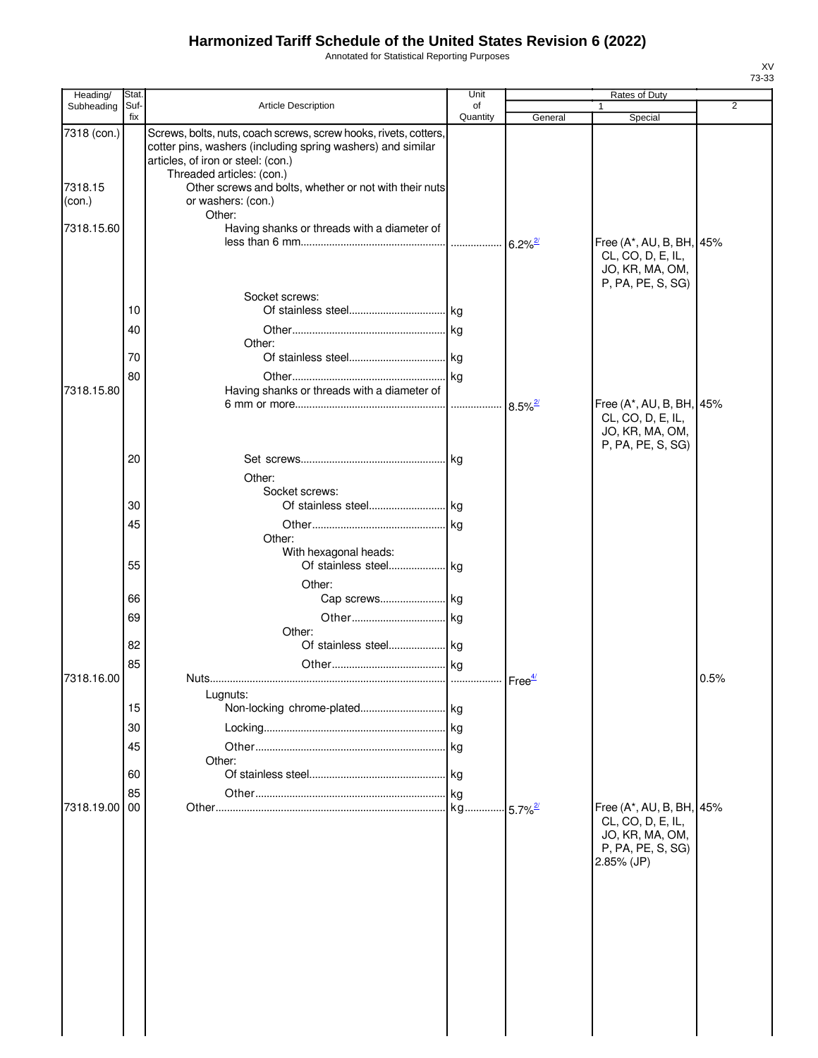# Harmonized Tariff Schedule of the United States Revision 6 (2022)

Annotated for Statistical Reporting Purposes

XV
73-33

| Heading/ Subheading | Stat. Suf-fix | Article Description | Unit of Quantity | Rates of Duty 1 General | Special | 2 |
|---|---|---|---|---|---|---|
| 7318 (con.) | | Screws, bolts, nuts, coach screws, screw hooks, rivets, cotters, cotter pins, washers (including spring washers) and similar articles, of iron or steel: (con.) | | | | |
| | | Threaded articles: (con.) | | | | |
| 7318.15 (con.) | | Other screws and bolts, whether or not with their nuts or washers: (con.) | | | | |
| | | Other: | | | | |
| 7318.15.60 | | Having shanks or threads with a diameter of less than 6 mm | | 6.2%[2/] | Free (A*, AU, B, BH, CL, CO, D, E, IL, JO, KR, MA, OM, P, PA, PE, S, SG) | 45% |
| | | Socket screws: | | | | |
| | 10 | Of stainless steel | kg | | | |
| | 40 | Other | kg | | | |
| | | Other: | | | | |
| | 70 | Of stainless steel | kg | | | |
| | 80 | Other | kg | | | |
| 7318.15.80 | | Having shanks or threads with a diameter of 6 mm or more | | 8.5%[2/] | Free (A*, AU, B, BH, CL, CO, D, E, IL, JO, KR, MA, OM, P, PA, PE, S, SG) | 45% |
| | 20 | Set screws | kg | | | |
| | | Other: | | | | |
| | | Socket screws: | | | | |
| | 30 | Of stainless steel | kg | | | |
| | 45 | Other | kg | | | |
| | | Other: | | | | |
| | | With hexagonal heads: | | | | |
| | 55 | Of stainless steel | kg | | | |
| | | Other: | | | | |
| | 66 | Cap screws | kg | | | |
| | 69 | Other | kg | | | |
| | | Other: | | | | |
| | 82 | Of stainless steel | kg | | | |
| | 85 | Other | kg | | | |
| 7318.16.00 | | Nuts | | Free[4/] | | 0.5% |
| | | Lugnuts: | | | | |
| | 15 | Non-locking chrome-plated | kg | | | |
| | 30 | Locking | kg | | | |
| | 45 | Other | kg | | | |
| | | Other: | | | | |
| | 60 | Of stainless steel | kg | | | |
| | 85 | Other | kg | | | |
| 7318.19.00 | 00 | Other | kg | 5.7%[2/] | Free (A*, AU, B, BH, CL, CO, D, E, IL, JO, KR, MA, OM, P, PA, PE, S, SG) 2.85% (JP) | 45% |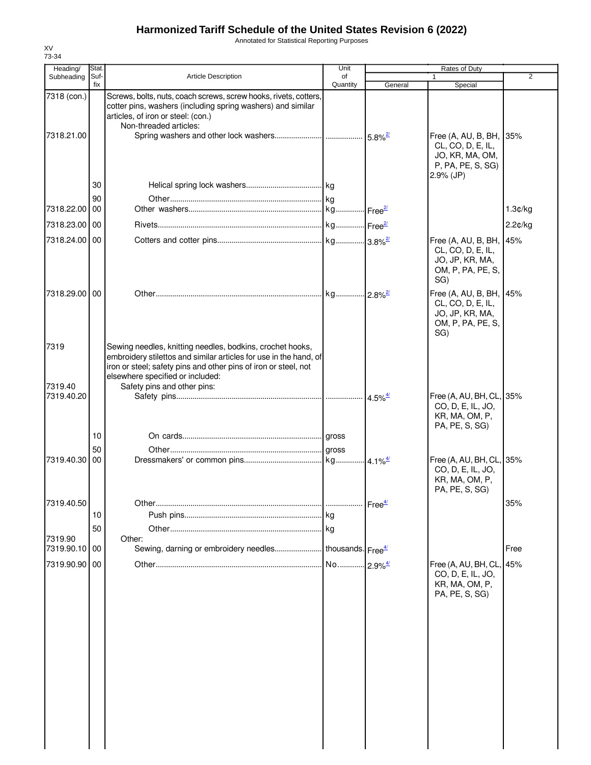# Harmonized Tariff Schedule of the United States Revision 6 (2022)

Annotated for Statistical Reporting Purposes

XV
73-34

| Heading/ Subheading | Stat. Suf- fix | Article Description | Unit of Quantity | Rates of Duty 1 General | Special | 2 |
|---|---|---|---|---|---|---|
| 7318 (con.) | | Screws, bolts, nuts, coach screws, screw hooks, rivets, cotters, cotter pins, washers (including spring washers) and similar articles, of iron or steel: (con.) | | | | |
| | | Non-threaded articles: | | | | |
| 7318.21.00 | | Spring washers and other lock washers | | 5.8%[2/] | Free (A, AU, B, BH, CL, CO, D, E, IL, JO, KR, MA, OM, P, PA, PE, S, SG) 2.9% (JP) | 35% |
| | 30 | Helical spring lock washers | kg | | | |
| | 90 | Other | kg | | | |
| 7318.22.00 | 00 | Other washers | kg | Free[2/] | | 1.3¢/kg |
| 7318.23.00 | 00 | Rivets | kg | Free[2/] | | 2.2¢/kg |
| 7318.24.00 | 00 | Cotters and cotter pins | kg | 3.8%[2/] | Free (A, AU, B, BH, CL, CO, D, E, IL, JO, JP, KR, MA, OM, P, PA, PE, S, SG) | 45% |
| 7318.29.00 | 00 | Other | kg | 2.8%[2/] | Free (A, AU, B, BH, CL, CO, D, E, IL, JO, JP, KR, MA, OM, P, PA, PE, S, SG) | 45% |
| 7319 | | Sewing needles, knitting needles, bodkins, crochet hooks, embroidery stilettos and similar articles for use in the hand, of iron or steel; safety pins and other pins of iron or steel, not elsewhere specified or included: | | | | |
| 7319.40 | | Safety pins and other pins: | | | | |
| 7319.40.20 | | Safety pins | | 4.5%[4/] | Free (A, AU, BH, CL, CO, D, E, IL, JO, KR, MA, OM, P, PA, PE, S, SG) | 35% |
| | 10 | On cards | gross | | | |
| | 50 | Other | gross | | | |
| 7319.40.30 | 00 | Dressmakers' or common pins | kg | 4.1%[4/] | Free (A, AU, BH, CL, CO, D, E, IL, JO, KR, MA, OM, P, PA, PE, S, SG) | 35% |
| 7319.40.50 | | Other | | Free[4/] | | 35% |
| | 10 | Push pins | kg | | | |
| | 50 | Other | kg | | | |
| 7319.90 | | Other: | | | | |
| 7319.90.10 | 00 | Sewing, darning or embroidery needles | thousands | Free[4/] | | Free |
| 7319.90.90 | 00 | Other | No. | 2.9%[4/] | Free (A, AU, BH, CL, CO, D, E, IL, JO, KR, MA, OM, P, PA, PE, S, SG) | 45% |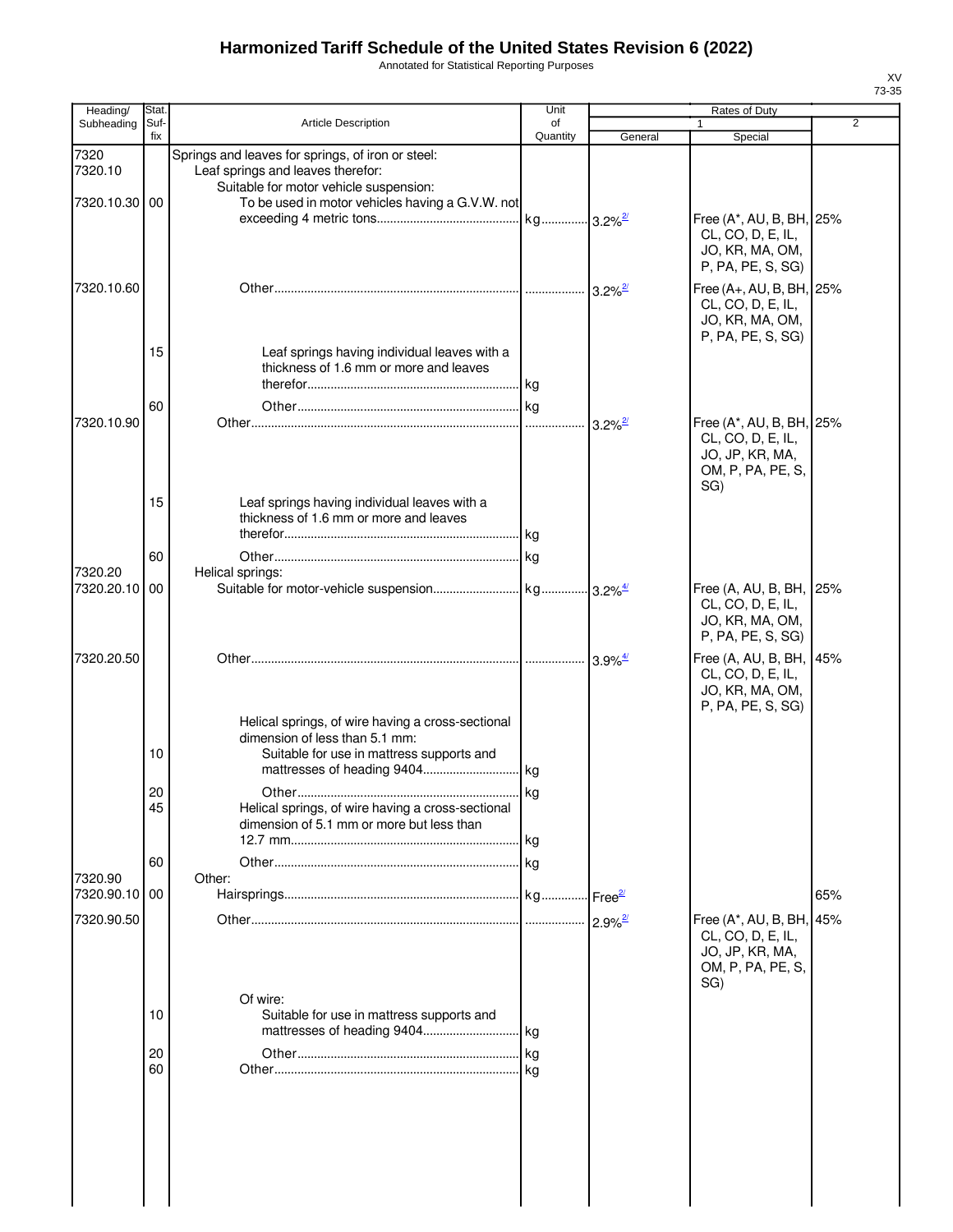# Harmonized Tariff Schedule of the United States Revision 6 (2022)

Annotated for Statistical Reporting Purposes

XV
73-35

| Heading/ Subheading | Stat. Suf- fix | Article Description | Unit of Quantity | Rates of Duty 1 General | Special | 2 |
|---|---|---|---|---|---|---|
| 7320 | | Springs and leaves for springs, of iron or steel: | | | | |
| 7320.10 | | Leaf springs and leaves therefor: | | | | |
| | | Suitable for motor vehicle suspension: | | | | |
| 7320.10.30 | 00 | To be used in motor vehicles having a G.V.W. not exceeding 4 metric tons | kg | 3.2%[2/] | Free (A*, AU, B, BH, CL, CO, D, E, IL, JO, KR, MA, OM, P, PA, PE, S, SG) | 25% |
| 7320.10.60 | | Other | | 3.2%[2/] | Free (A+, AU, B, BH, CL, CO, D, E, IL, JO, KR, MA, OM, P, PA, PE, S, SG) | 25% |
| | 15 | Leaf springs having individual leaves with a thickness of 1.6 mm or more and leaves therefor | kg | | | |
| | 60 | Other | kg | | | |
| 7320.10.90 | | Other | | 3.2%[2/] | Free (A*, AU, B, BH, CL, CO, D, E, IL, JO, JP, KR, MA, OM, P, PA, PE, S, SG) | 25% |
| | 15 | Leaf springs having individual leaves with a thickness of 1.6 mm or more and leaves therefor | kg | | | |
| | 60 | Other | kg | | | |
| 7320.20 | | Helical springs: | | | | |
| 7320.20.10 | 00 | Suitable for motor-vehicle suspension | kg | 3.2%[4/] | Free (A, AU, B, BH, CL, CO, D, E, IL, JO, KR, MA, OM, P, PA, PE, S, SG) | 25% |
| 7320.20.50 | | Other | | 3.9%[4/] | Free (A, AU, B, BH, CL, CO, D, E, IL, JO, KR, MA, OM, P, PA, PE, S, SG) | 45% |
| | | Helical springs, of wire having a cross-sectional dimension of less than 5.1 mm: | | | | |
| | 10 | Suitable for use in mattress supports and mattresses of heading 9404 | kg | | | |
| | 20 | Other | kg | | | |
| | 45 | Helical springs, of wire having a cross-sectional dimension of 5.1 mm or more but less than 12.7 mm | kg | | | |
| | 60 | Other | kg | | | |
| 7320.90 | | Other: | | | | |
| 7320.90.10 | 00 | Hairsprings | kg | Free[2/] | | 65% |
| 7320.90.50 | | Other | | 2.9%[2/] | Free (A*, AU, B, BH, CL, CO, D, E, IL, JO, JP, KR, MA, OM, P, PA, PE, S, SG) | 45% |
| | | Of wire: | | | | |
| | 10 | Suitable for use in mattress supports and mattresses of heading 9404 | kg | | | |
| | 20 | Other | kg | | | |
| | 60 | Other | kg | | | |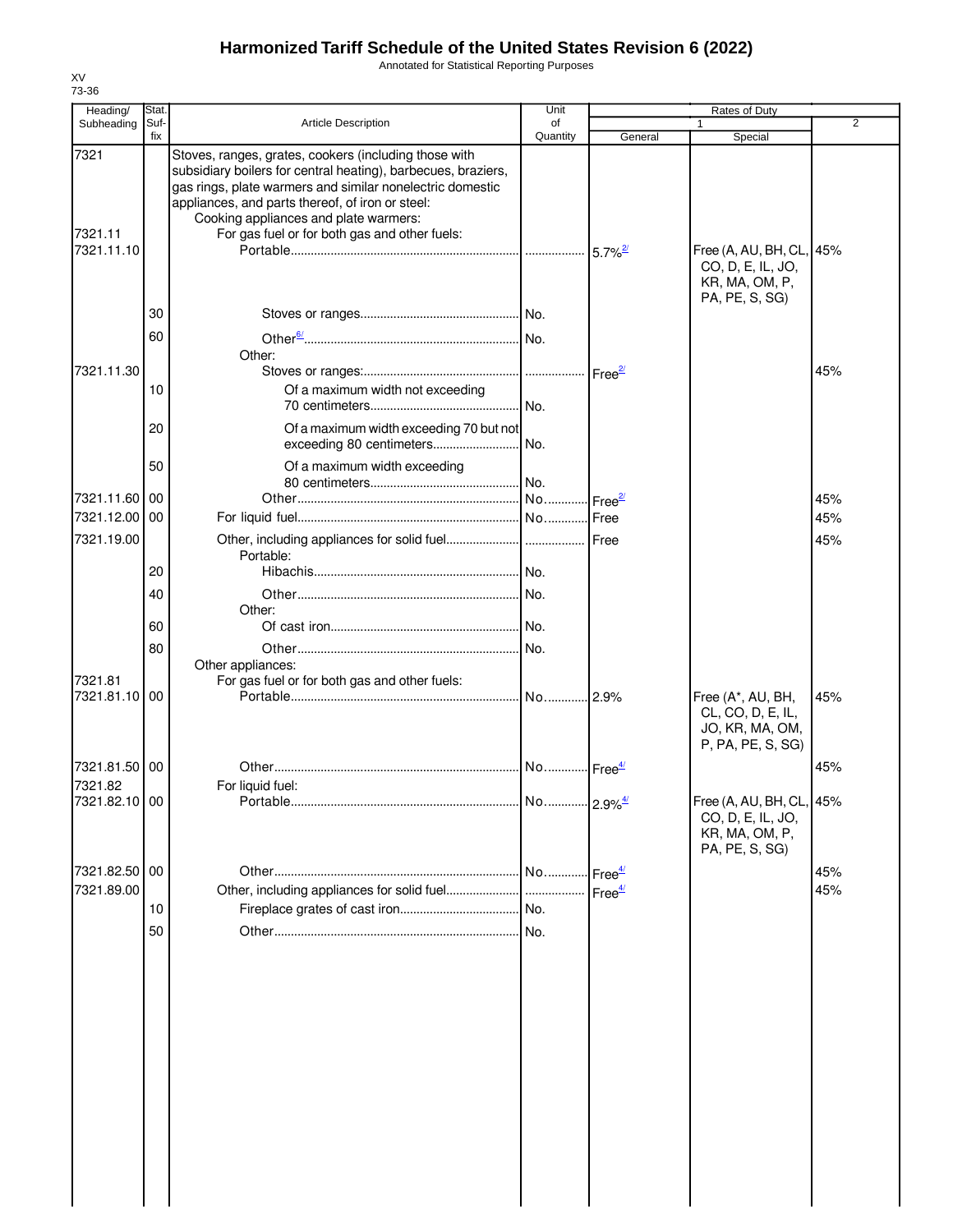# Harmonized Tariff Schedule of the United States Revision 6 (2022)

Annotated for Statistical Reporting Purposes

XV
73-36

| Heading/ Subheading | Stat. Suf- fix | Article Description | Unit of Quantity | Rates of Duty 1 General | Special | 2 |
|---|---|---|---|---|---|---|
| 7321 | | Stoves, ranges, grates, cookers (including those with subsidiary boilers for central heating), barbecues, braziers, gas rings, plate warmers and similar nonelectric domestic appliances, and parts thereof, of iron or steel: | | | | |
| | | Cooking appliances and plate warmers: | | | | |
| 7321.11 | | For gas fuel or for both gas and other fuels: | | | | |
| 7321.11.10 | | Portable | | 5.7%[2/] | Free (A, AU, BH, CL, CO, D, E, IL, JO, KR, MA, OM, P, PA, PE, S, SG) | 45% |
| | 30 | Stoves or ranges | No. | | | |
| | 60 | Other[6/] | No. | | | |
| | | Other: | | | | |
| 7321.11.30 | | Stoves or ranges: | | Free[2/] | | 45% |
| | 10 | Of a maximum width not exceeding 70 centimeters | No. | | | |
| | 20 | Of a maximum width exceeding 70 but not exceeding 80 centimeters | No. | | | |
| | 50 | Of a maximum width exceeding 80 centimeters | No. | | | |
| 7321.11.60 | 00 | Other | No. | Free[2/] | | 45% |
| 7321.12.00 | 00 | For liquid fuel | No. | Free | | 45% |
| 7321.19.00 | | Other, including appliances for solid fuel | | Free | | 45% |
| | | Portable: | | | | |
| | 20 | Hibachis | No. | | | |
| | 40 | Other | No. | | | |
| | | Other: | | | | |
| | 60 | Of cast iron | No. | | | |
| | 80 | Other | No. | | | |
| | | Other appliances: | | | | |
| 7321.81 | | For gas fuel or for both gas and other fuels: | | | | |
| 7321.81.10 | 00 | Portable | No. | 2.9% | Free (A*, AU, BH, CL, CO, D, E, IL, JO, KR, MA, OM, P, PA, PE, S, SG) | 45% |
| 7321.81.50 | 00 | Other | No. | Free[4/] | | 45% |
| 7321.82 | | For liquid fuel: | | | | |
| 7321.82.10 | 00 | Portable | No. | 2.9%[4/] | Free (A, AU, BH, CL, CO, D, E, IL, JO, KR, MA, OM, P, PA, PE, S, SG) | 45% |
| 7321.82.50 | 00 | Other | No. | Free[4/] | | 45% |
| 7321.89.00 | | Other, including appliances for solid fuel | | Free[4/] | | 45% |
| | 10 | Fireplace grates of cast iron | No. | | | |
| | 50 | Other | No. | | | |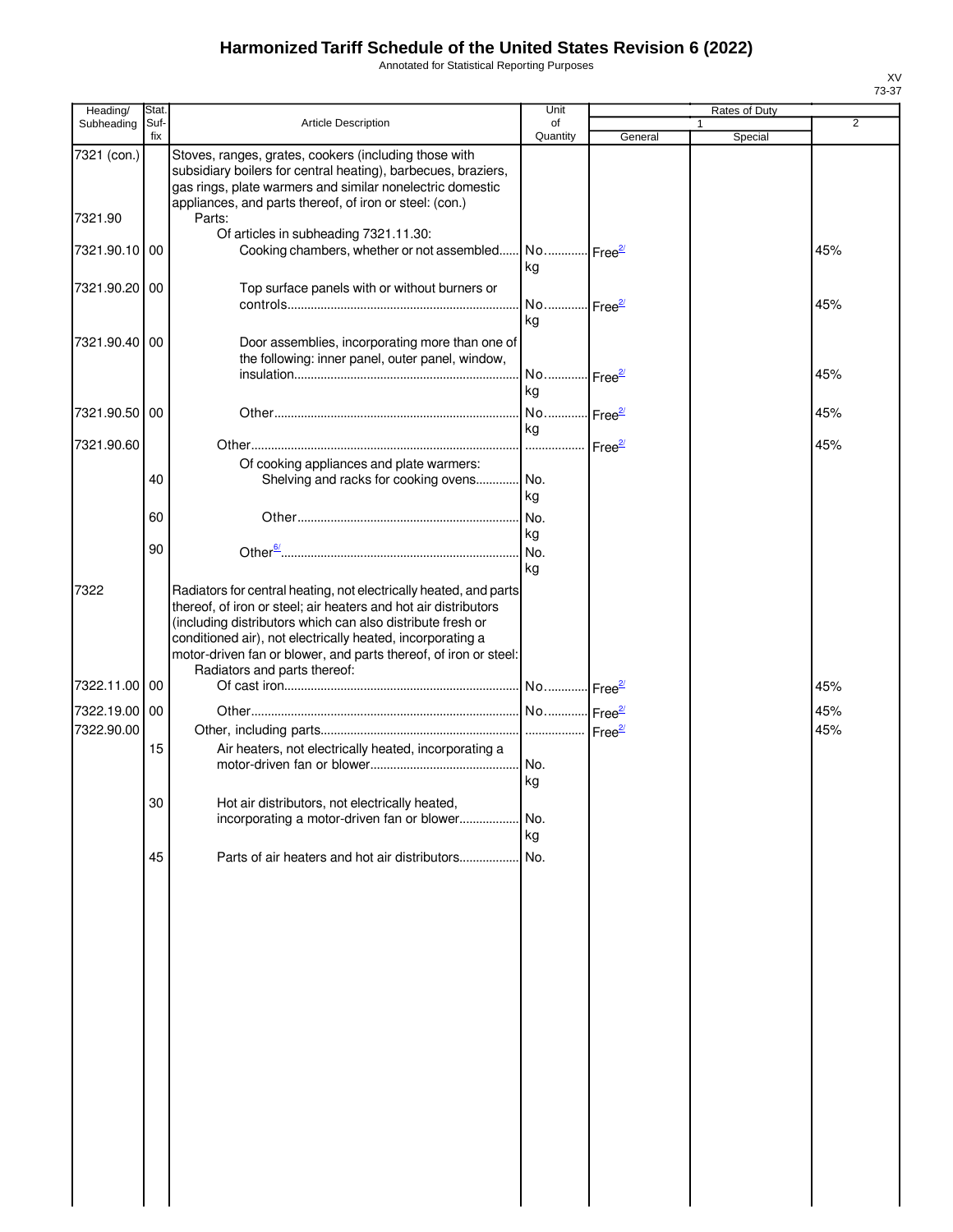# Harmonized Tariff Schedule of the United States Revision 6 (2022)

Annotated for Statistical Reporting Purposes

XV
73-37

| Heading/ Subheading | Stat. Suf- fix | Article Description | Unit of Quantity | Rates of Duty 1 General | Special | 2 |
|---|---|---|---|---|---|---|
| 7321 (con.) | | Stoves, ranges, grates, cookers (including those with subsidiary boilers for central heating), barbecues, braziers, gas rings, plate warmers and similar nonelectric domestic appliances, and parts thereof, of iron or steel: (con.) | | | | |
| 7321.90 | | Parts: | | | | |
| | | Of articles in subheading 7321.11.30: | | | | |
| 7321.90.10 | 00 | Cooking chambers, whether or not assembled | No. kg | Free[2/] | | 45% |
| 7321.90.20 | 00 | Top surface panels with or without burners or controls | No. kg | Free[2/] | | 45% |
| 7321.90.40 | 00 | Door assemblies, incorporating more than one of the following: inner panel, outer panel, window, insulation | No. kg | Free[2/] | | 45% |
| 7321.90.50 | 00 | Other | No. kg | Free[2/] | | 45% |
| 7321.90.60 | | Other | | Free[2/] | | 45% |
| | | Of cooking appliances and plate warmers: | | | | |
| | 40 | Shelving and racks for cooking ovens | No. kg | | | |
| | 60 | Other | No. kg | | | |
| | 90 | Other[6/] | No. kg | | | |
| 7322 | | Radiators for central heating, not electrically heated, and parts thereof, of iron or steel; air heaters and hot air distributors (including distributors which can also distribute fresh or conditioned air), not electrically heated, incorporating a motor-driven fan or blower, and parts thereof, of iron or steel: | | | | |
| | | Radiators and parts thereof: | | | | |
| 7322.11.00 | 00 | Of cast iron | No. | Free[2/] | | 45% |
| 7322.19.00 | 00 | Other | No. | Free[2/] | | 45% |
| 7322.90.00 | | Other, including parts | | Free[2/] | | 45% |
| | 15 | Air heaters, not electrically heated, incorporating a motor-driven fan or blower | No. kg | | | |
| | 30 | Hot air distributors, not electrically heated, incorporating a motor-driven fan or blower | No. kg | | | |
| | 45 | Parts of air heaters and hot air distributors | No. | | | |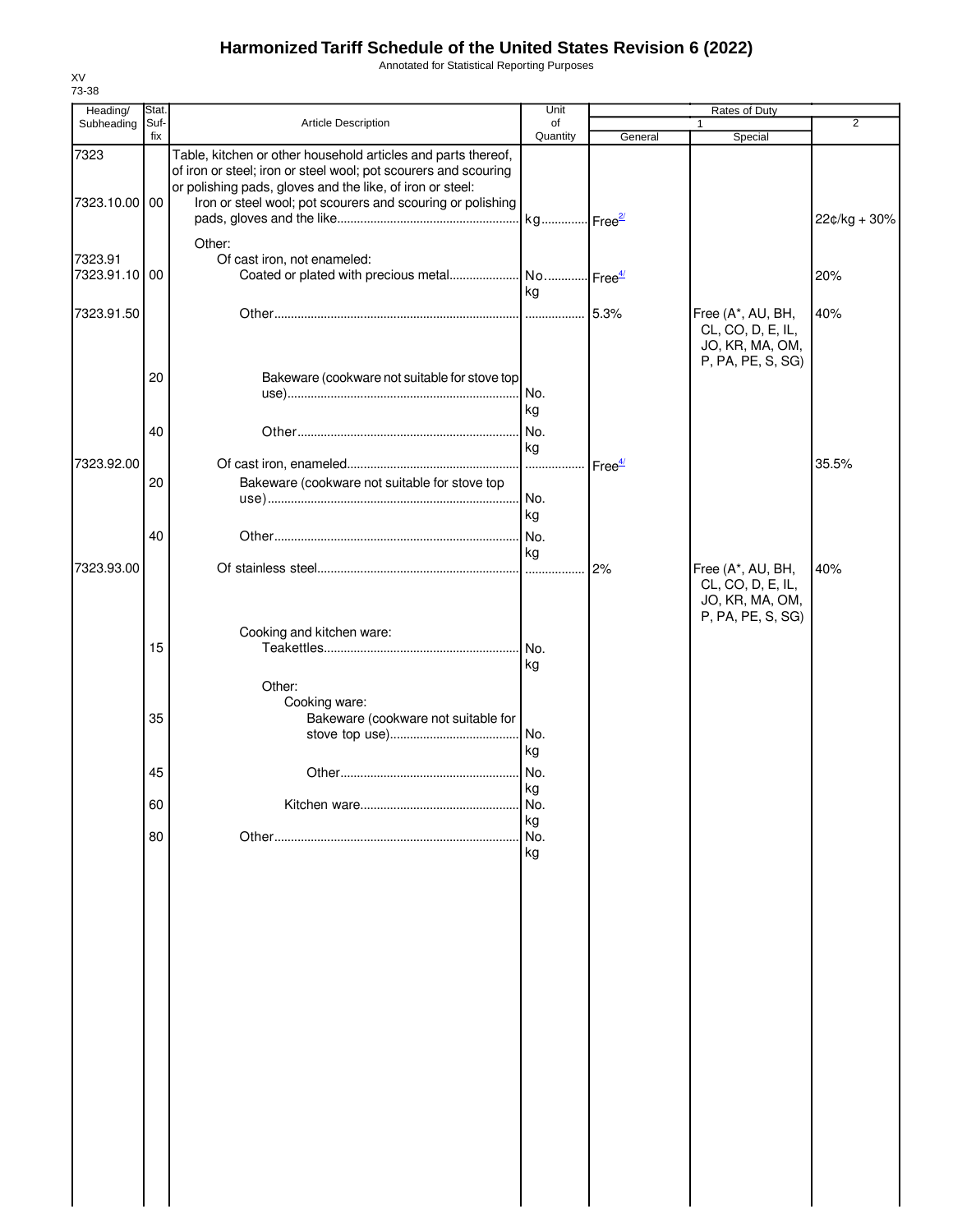# Harmonized Tariff Schedule of the United States Revision 6 (2022)

Annotated for Statistical Reporting Purposes

XV
73-38

| Heading/ Subheading | Stat. Suf- fix | Article Description | Unit of Quantity | Rates of Duty 1 General | Special | 2 |
|---|---|---|---|---|---|---|
| 7323 | | Table, kitchen or other household articles and parts thereof, of iron or steel; iron or steel wool; pot scourers and scouring or polishing pads, gloves and the like, of iron or steel: | | | | |
| 7323.10.00 | 00 | Iron or steel wool; pot scourers and scouring or polishing pads, gloves and the like | kg | Free[2/] | | 22¢/kg + 30% |
| | | Other: | | | | |
| 7323.91 | | Of cast iron, not enameled: | | | | |
| 7323.91.10 | 00 | Coated or plated with precious metal | No. kg | Free[4/] | | 20% |
| 7323.91.50 | | Other | | 5.3% | Free (A*, AU, BH, CL, CO, D, E, IL, JO, KR, MA, OM, P, PA, PE, S, SG) | 40% |
| | 20 | Bakeware (cookware not suitable for stove top use) | No. kg | | | |
| | 40 | Other | No. kg | | | |
| 7323.92.00 | | Of cast iron, enameled | | Free[4/] | | 35.5% |
| | 20 | Bakeware (cookware not suitable for stove top use) | No. kg | | | |
| | 40 | Other | No. kg | | | |
| 7323.93.00 | | Of stainless steel | | 2% | Free (A*, AU, BH, CL, CO, D, E, IL, JO, KR, MA, OM, P, PA, PE, S, SG) | 40% |
| | | Cooking and kitchen ware: | | | | |
| | 15 | Teakettles | No. kg | | | |
| | | Other: | | | | |
| | | Cooking ware: | | | | |
| | 35 | Bakeware (cookware not suitable for stove top use) | No. kg | | | |
| | 45 | Other | No. kg | | | |
| | 60 | Kitchen ware | No. kg | | | |
| | 80 | Other | No. kg | | | |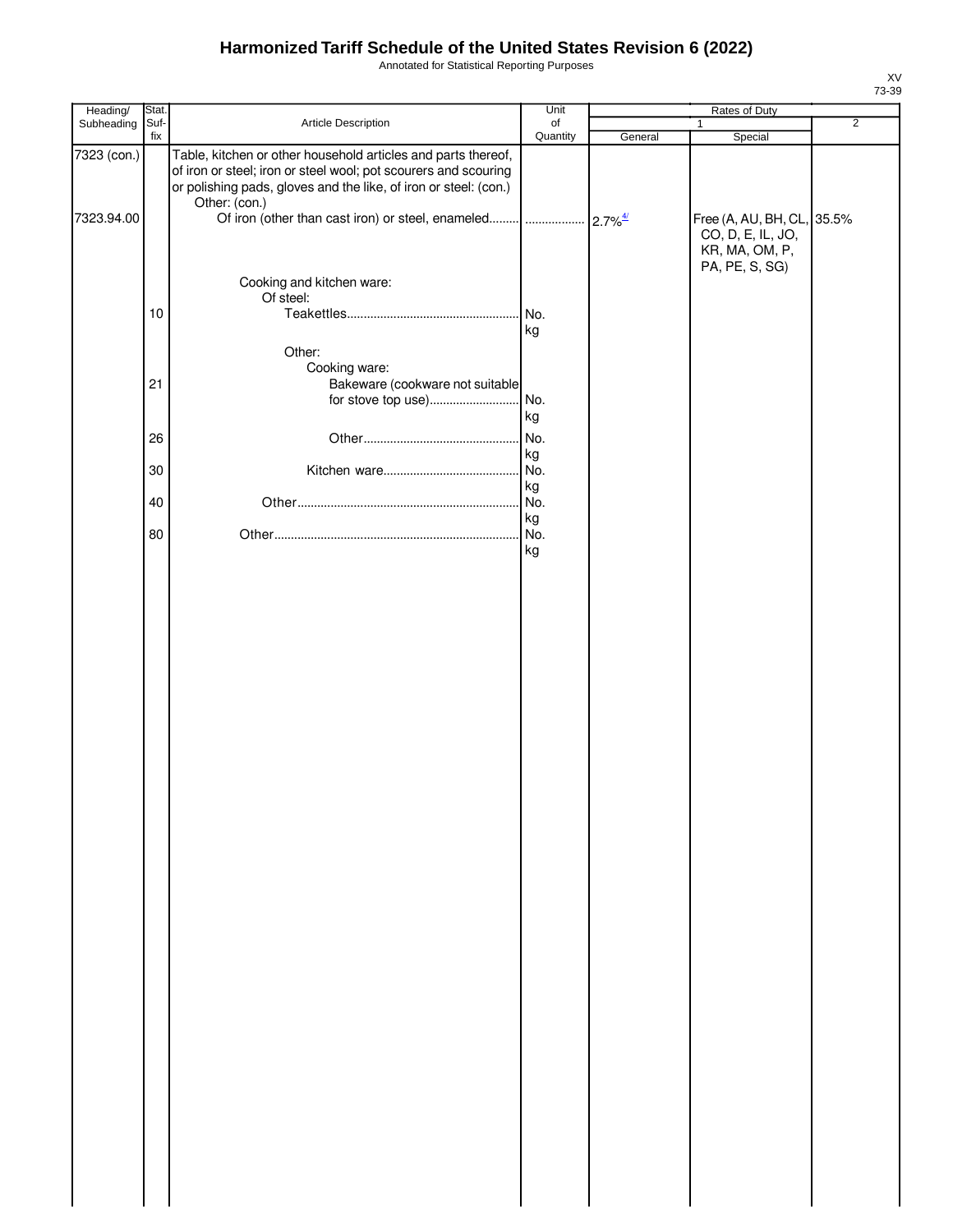# Harmonized Tariff Schedule of the United States Revision 6 (2022)

Annotated for Statistical Reporting Purposes

XV
73-39

| Heading/ Subheading | Stat. Suf- fix | Article Description | Unit of Quantity | Rates of Duty 1 General | Special | 2 |
|---|---|---|---|---|---|---|
| 7323 (con.) | | Table, kitchen or other household articles and parts thereof, of iron or steel; iron or steel wool; pot scourers and scouring or polishing pads, gloves and the like, of iron or steel: (con.) | | | | |
| | | Other: (con.) | | | | |
| 7323.94.00 | | Of iron (other than cast iron) or steel, enameled | | 2.7%[4/] | Free (A, AU, BH, CL, CO, D, E, IL, JO, KR, MA, OM, P, PA, PE, S, SG) | 35.5% |
| | | Cooking and kitchen ware: | | | | |
| | | Of steel: | | | | |
| | 10 | Teakettles | No. kg | | | |
| | | Other: | | | | |
| | | Cooking ware: | | | | |
| | 21 | Bakeware (cookware not suitable for stove top use) | No. kg | | | |
| | 26 | Other | No. kg | | | |
| | 30 | Kitchen ware | No. kg | | | |
| | 40 | Other | No. kg | | | |
| | 80 | Other | No. kg | | | |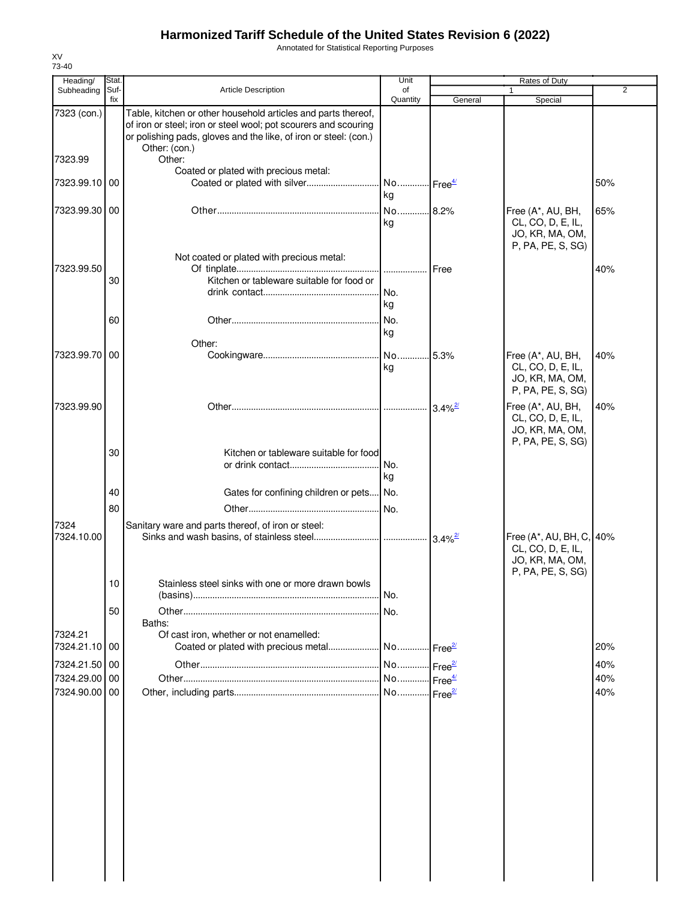# Harmonized Tariff Schedule of the United States Revision 6 (2022)

Annotated for Statistical Reporting Purposes

XV
73-40

| Heading/ Subheading | Stat. Suf-fix | Article Description | Unit of Quantity | Rates of Duty 1 General | Rates of Duty 1 Special | 2 |
|---|---|---|---|---|---|---|
| 7323 (con.) | | Table, kitchen or other household articles and parts thereof, of iron or steel; iron or steel wool; pot scourers and scouring or polishing pads, gloves and the like, of iron or steel: (con.) | | | | |
| | | Other: (con.) | | | | |
| 7323.99 | | Other: | | | | |
| | | Coated or plated with precious metal: | | | | |
| 7323.99.10 | 00 | Coated or plated with silver | No. kg | Free[4/] | | 50% |
| 7323.99.30 | 00 | Other | No. kg | 8.2% | Free (A*, AU, BH, CL, CO, D, E, IL, JO, KR, MA, OM, P, PA, PE, S, SG) | 65% |
| | | Not coated or plated with precious metal: | | | | |
| 7323.99.50 | | Of tinplate | | Free | | 40% |
| | 30 | Kitchen or tableware suitable for food or drink contact | No. kg | | | |
| | 60 | Other | No. kg | | | |
| | | Other: | | | | |
| 7323.99.70 | 00 | Cookingware | No. kg | 5.3% | Free (A*, AU, BH, CL, CO, D, E, IL, JO, KR, MA, OM, P, PA, PE, S, SG) | 40% |
| 7323.99.90 | | Other | | 3.4%[2/] | Free (A*, AU, BH, CL, CO, D, E, IL, JO, KR, MA, OM, P, PA, PE, S, SG) | 40% |
| | 30 | Kitchen or tableware suitable for food or drink contact | No. kg | | | |
| | 40 | Gates for confining children or pets | No. | | | |
| | 80 | Other | No. | | | |
| 7324 | | Sanitary ware and parts thereof, of iron or steel: | | | | |
| 7324.10.00 | | Sinks and wash basins, of stainless steel | | 3.4%[2/] | Free (A*, AU, BH, C, CL, CO, D, E, IL, JO, KR, MA, OM, P, PA, PE, S, SG) | 40% |
| | 10 | Stainless steel sinks with one or more drawn bowls (basins) | No. | | | |
| | 50 | Other | No. | | | |
| | | Baths: | | | | |
| 7324.21 | | Of cast iron, whether or not enamelled: | | | | |
| 7324.21.10 | 00 | Coated or plated with precious metal | No. | Free[2/] | | 20% |
| 7324.21.50 | 00 | Other | No. | Free[2/] | | 40% |
| 7324.29.00 | 00 | Other | No. | Free[4/] | | 40% |
| 7324.90.00 | 00 | Other, including parts | No. | Free[2/] | | 40% |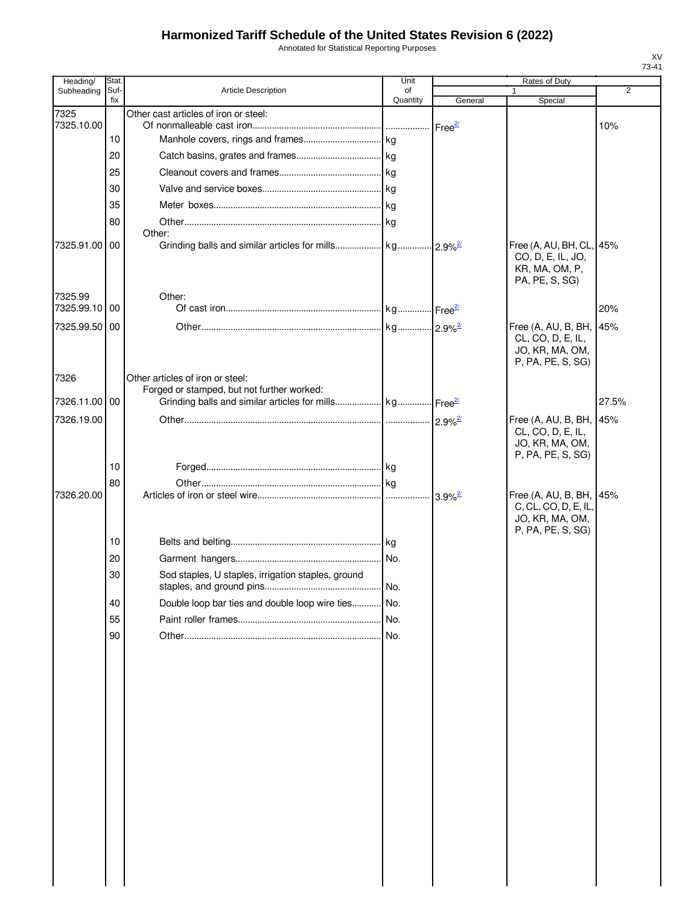# Harmonized Tariff Schedule of the United States Revision 6 (2022)

Annotated for Statistical Reporting Purposes

XV
73-41

| Heading/ Subheading | Stat. Suf- fix | Article Description | Unit of Quantity | Rates of Duty 1 General | Special | 2 |
|---|---|---|---|---|---|---|
| 7325 | | Other cast articles of iron or steel: | | | | |
| 7325.10.00 | | Of nonmalleable cast iron | | Free[2/] | | 10% |
| | 10 | Manhole covers, rings and frames | kg | | | |
| | 20 | Catch basins, grates and frames | kg | | | |
| | 25 | Cleanout covers and frames | kg | | | |
| | 30 | Valve and service boxes | kg | | | |
| | 35 | Meter boxes | kg | | | |
| | 80 | Other | kg | | | |
| | | Other: | | | | |
| 7325.91.00 | 00 | Grinding balls and similar articles for mills | kg | 2.9%[2/] | Free (A, AU, BH, CL, CO, D, E, IL, JO, KR, MA, OM, P, PA, PE, S, SG) | 45% |
| 7325.99 | | Other: | | | | |
| 7325.99.10 | 00 | Of cast iron | kg | Free[2/] | | 20% |
| 7325.99.50 | 00 | Other | kg | 2.9%[2/] | Free (A, AU, B, BH, CL, CO, D, E, IL, JO, KR, MA, OM, P, PA, PE, S, SG) | 45% |
| 7326 | | Other articles of iron or steel: | | | | |
| | | Forged or stamped, but not further worked: | | | | |
| 7326.11.00 | 00 | Grinding balls and similar articles for mills | kg | Free[2/] | | 27.5% |
| 7326.19.00 | | Other | | 2.9%[2/] | Free (A, AU, B, BH, CL, CO, D, E, IL, JO, KR, MA, OM, P, PA, PE, S, SG) | 45% |
| | 10 | Forged | kg | | | |
| | 80 | Other | kg | | | |
| 7326.20.00 | | Articles of iron or steel wire | | 3.9%[2/] | Free (A, AU, B, BH, C, CL, CO, D, E, IL, JO, KR, MA, OM, P, PA, PE, S, SG) | 45% |
| | 10 | Belts and belting | kg | | | |
| | 20 | Garment hangers | No. | | | |
| | 30 | Sod staples, U staples, irrigation staples, ground staples, and ground pins | No. | | | |
| | 40 | Double loop bar ties and double loop wire ties | No. | | | |
| | 55 | Paint roller frames | No. | | | |
| | 90 | Other | No. | | | |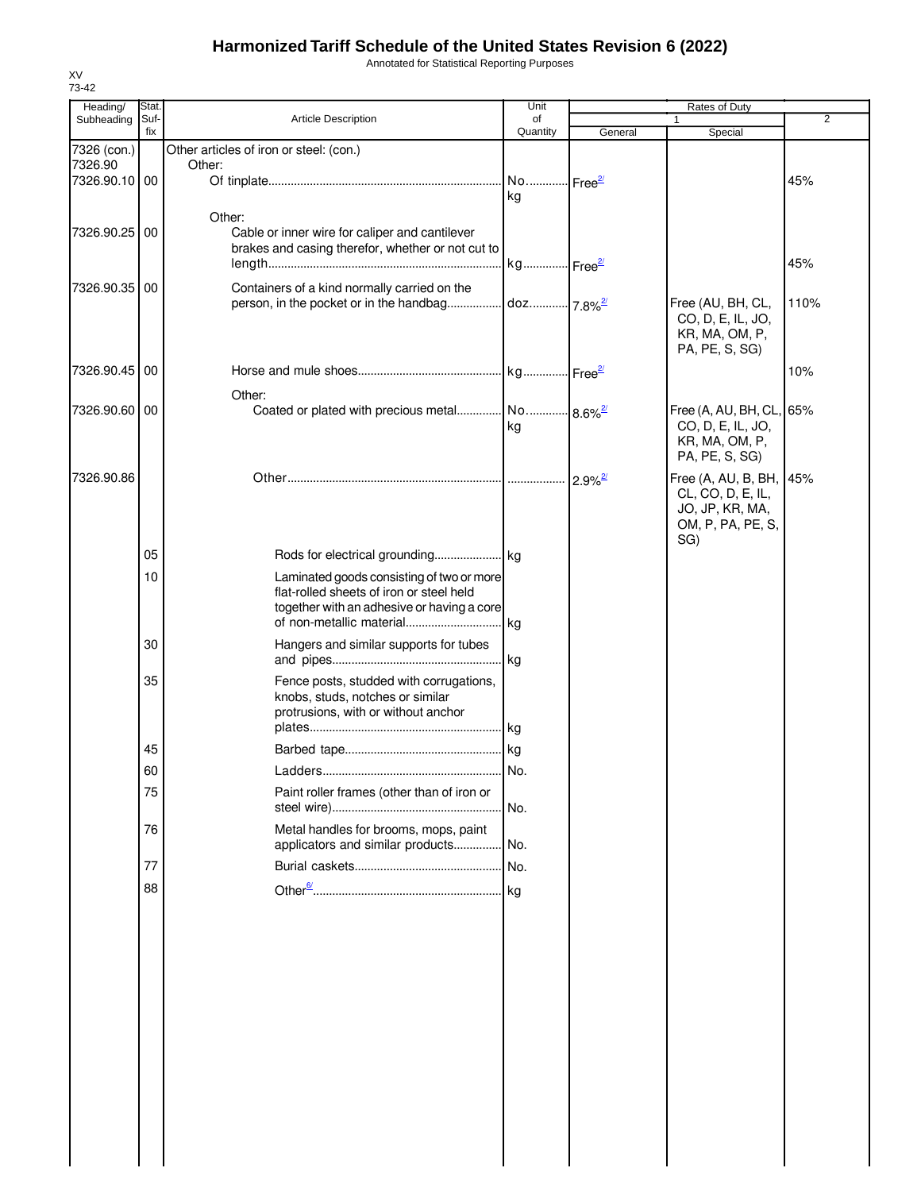# Harmonized Tariff Schedule of the United States Revision 6 (2022)

Annotated for Statistical Reporting Purposes

XV
73-42

| Heading/ Subheading | Stat. Suf- fix | Article Description | Unit of Quantity | Rates of Duty 1 General | Special | 2 |
|---|---|---|---|---|---|---|
| 7326 (con.) | | Other articles of iron or steel: (con.) | | | | |
| 7326.90 | | Other: | | | | |
| 7326.90.10 | 00 | Of tinplate | No. kg | Free[2/] | | 45% |
| | | Other: | | | | |
| 7326.90.25 | 00 | Cable or inner wire for caliper and cantilever brakes and casing therefor, whether or not cut to length | kg | Free[2/] | | 45% |
| 7326.90.35 | 00 | Containers of a kind normally carried on the person, in the pocket or in the handbag | doz. | 7.8%[2/] | Free (AU, BH, CL, CO, D, E, IL, JO, KR, MA, OM, P, PA, PE, S, SG) | 110% |
| 7326.90.45 | 00 | Horse and mule shoes | kg | Free[2/] | | 10% |
| | | Other: | | | | |
| 7326.90.60 | 00 | Coated or plated with precious metal | No. kg | 8.6%[2/] | Free (A, AU, BH, CL, CO, D, E, IL, JO, KR, MA, OM, P, PA, PE, S, SG) | 65% |
| 7326.90.86 | | Other | | 2.9%[2/] | Free (A, AU, B, BH, CL, CO, D, E, IL, JO, JP, KR, MA, OM, P, PA, PE, S, SG) | 45% |
| | 05 | Rods for electrical grounding | kg | | | |
| | 10 | Laminated goods consisting of two or more flat-rolled sheets of iron or steel held together with an adhesive or having a core of non-metallic material | kg | | | |
| | 30 | Hangers and similar supports for tubes and pipes | kg | | | |
| | 35 | Fence posts, studded with corrugations, knobs, studs, notches or similar protrusions, with or without anchor plates | kg | | | |
| | 45 | Barbed tape | kg | | | |
| | 60 | Ladders | No. | | | |
| | 75 | Paint roller frames (other than of iron or steel wire) | No. | | | |
| | 76 | Metal handles for brooms, mops, paint applicators and similar products | No. | | | |
| | 77 | Burial caskets | No. | | | |
| | 88 | Other[6/] | kg | | | |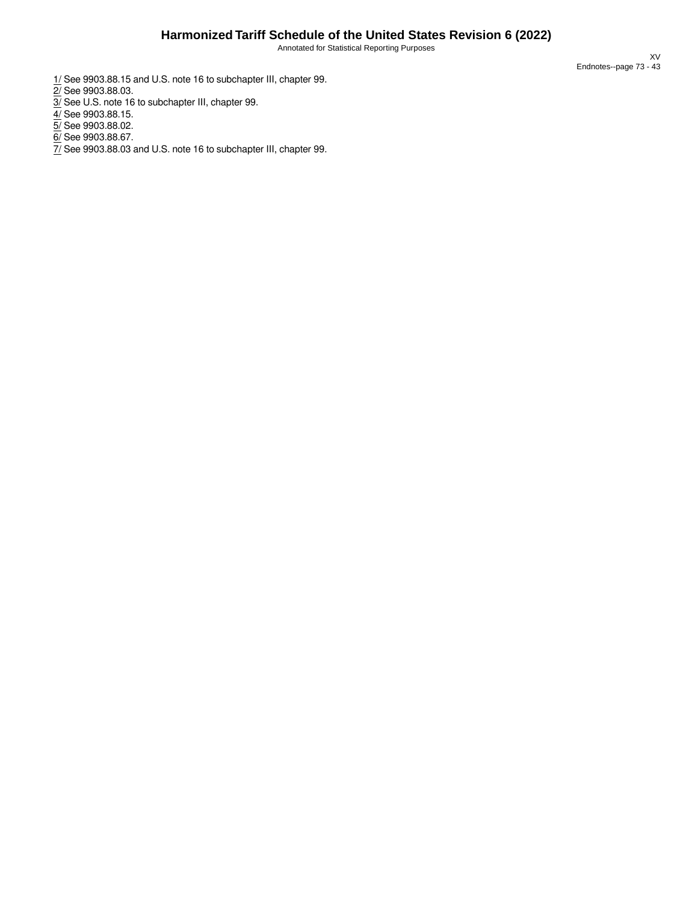1/ See 9903.88.15 and U.S. note 16 to subchapter III, chapter 99.
2/ See 9903.88.03.
3/ See U.S. note 16 to subchapter III, chapter 99.
4/ See 9903.88.15.
5/ See 9903.88.02.
6/ See 9903.88.67.
7/ See 9903.88.03 and U.S. note 16 to subchapter III, chapter 99.